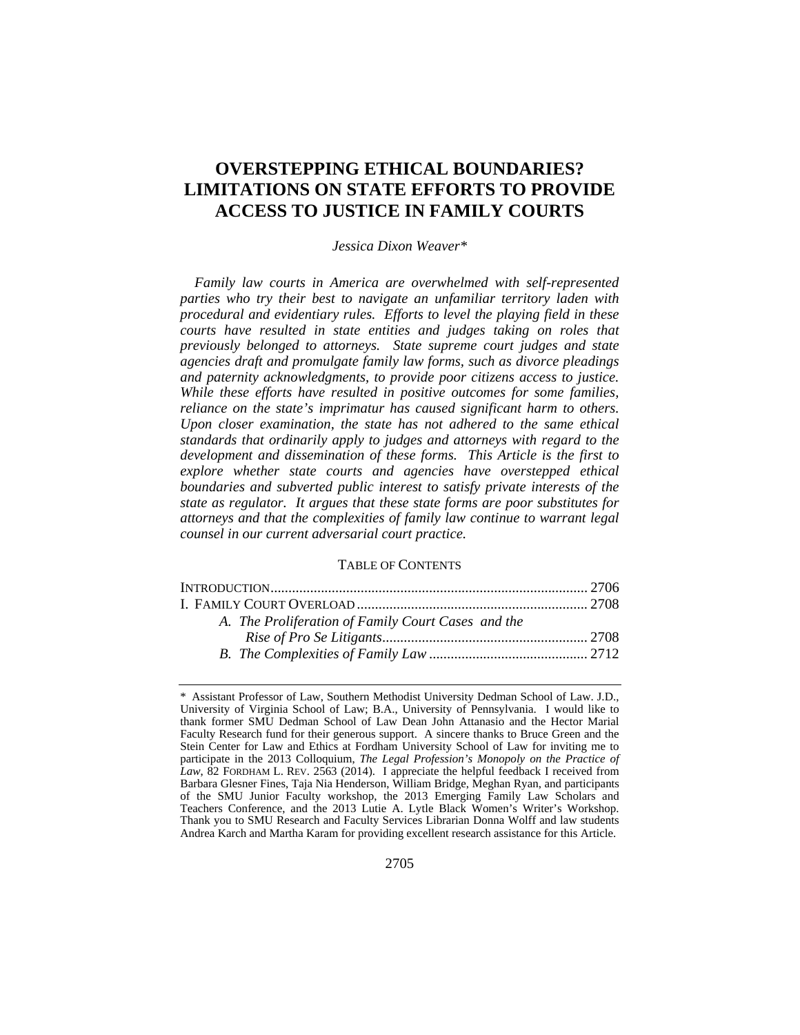# OVERSTEPPING ETHICAL BOUNDARIES? LIMITATIONS ON STATE EFFORTS TO PROVIDE ACCESS TO JUSTICE IN FAMILY COURTS

*Jessica Dixon Weaver**

*Family law courts in America are overwhelmed with self-represented parties who try their best to navigate an unfamiliar territory laden with procedural and evidentiary rules. Efforts to level the playing field in these courts have resulted in state entities and judges taking on roles that previously belonged to attorneys. State supreme court judges and state agencies draft and promulgate family law forms, such as divorce pleadings and paternity acknowledgments, to provide poor citizens access to justice. While these efforts have resulted in positive outcomes for some families, reliance on the state's imprimatur has caused significant harm to others. Upon closer examination, the state has not adhered to the same ethical standards that ordinarily apply to judges and attorneys with regard to the development and dissemination of these forms. This Article is the first to explore whether state courts and agencies have overstepped ethical boundaries and subverted public interest to satisfy private interests of the state as regulator. It argues that these state forms are poor substitutes for attorneys and that the complexities of family law continue to warrant legal counsel in our current adversarial court practice.*

TABLE OF CONTENTS

INTRODUCTION ........................................................................ 2706
I. FAMILY COURT OVERLOAD ................................................ 2708
  *A. The Proliferation of Family Court Cases and the Rise of Pro Se Litigants* ......................................................... 2708
  *B. The Complexities of Family Law* ............................................ 2712

---

\* Assistant Professor of Law, Southern Methodist University Dedman School of Law. J.D., University of Virginia School of Law; B.A., University of Pennsylvania. I would like to thank former SMU Dedman School of Law Dean John Attanasio and the Hector Marial Faculty Research fund for their generous support. A sincere thanks to Bruce Green and the Stein Center for Law and Ethics at Fordham University School of Law for inviting me to participate in the 2013 Colloquium, *The Legal Profession's Monopoly on the Practice of Law*, 82 FORDHAM L. REV. 2563 (2014). I appreciate the helpful feedback I received from Barbara Glesner Fines, Taja Nia Henderson, William Bridge, Meghan Ryan, and participants of the SMU Junior Faculty workshop, the 2013 Emerging Family Law Scholars and Teachers Conference, and the 2013 Lutie A. Lytle Black Women's Writer's Workshop. Thank you to SMU Research and Faculty Services Librarian Donna Wolff and law students Andrea Karch and Martha Karam for providing excellent research assistance for this Article.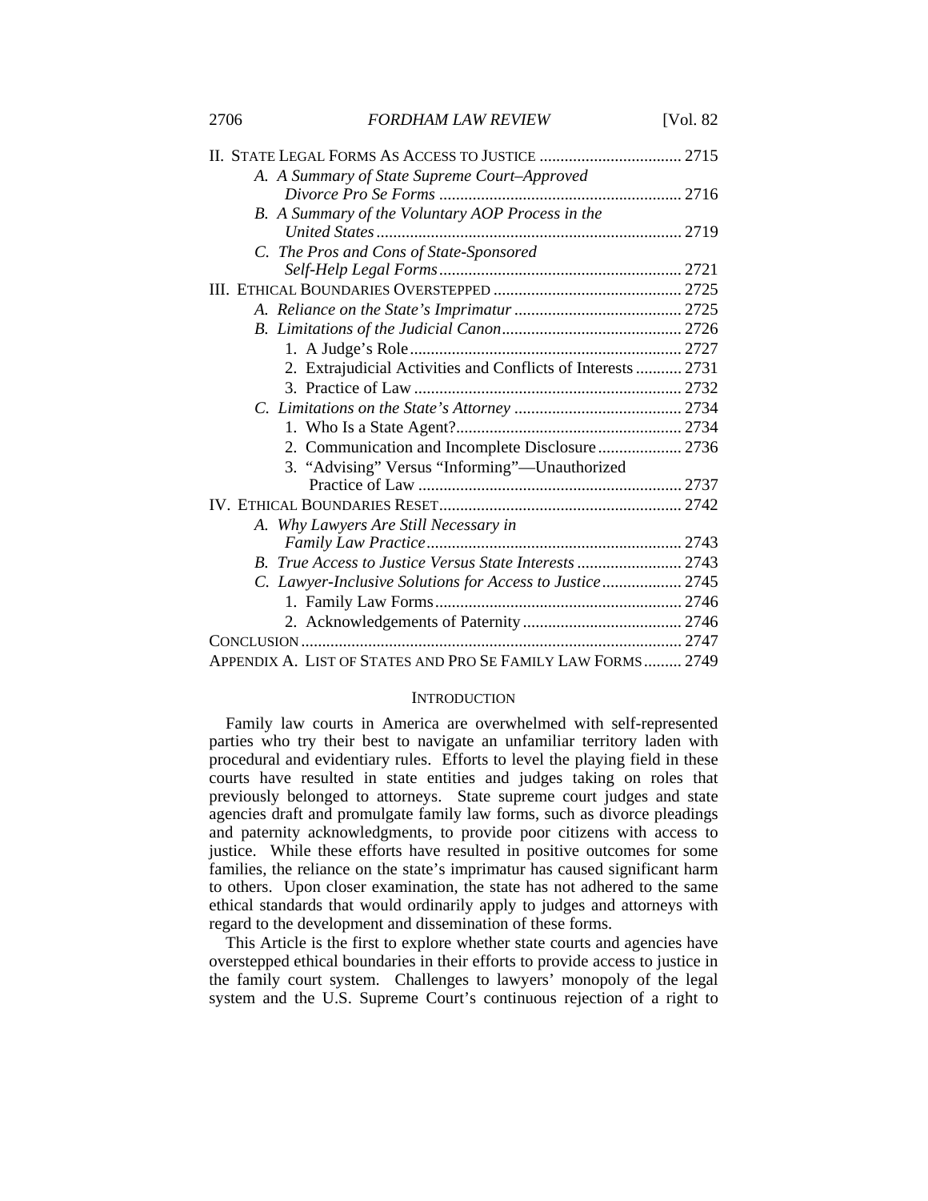II. State Legal Forms As Access to Justice .................................. 2715
- *A. A Summary of State Supreme Court–Approved Divorce Pro Se Forms* .......................................................... 2716
- *B. A Summary of the Voluntary AOP Process in the United States* ......................................................................... 2719
- *C. The Pros and Cons of State-Sponsored Self-Help Legal Forms* .......................................................... 2721

III. Ethical Boundaries Overstepped ............................................. 2725
- *A. Reliance on the State's Imprimatur* ........................................ 2725
- *B. Limitations of the Judicial Canon* ........................................... 2726
  1. A Judge's Role ................................................................. 2727
  2. Extrajudicial Activities and Conflicts of Interests ........... 2731
  3. Practice of Law ................................................................ 2732
- *C. Limitations on the State's Attorney* ........................................ 2734
  1. Who Is a State Agent? ...................................................... 2734
  2. Communication and Incomplete Disclosure .................... 2736
  3. "Advising" Versus "Informing"—Unauthorized Practice of Law ............................................................... 2737

IV. Ethical Boundaries Reset .......................................................... 2742
- *A. Why Lawyers Are Still Necessary in Family Law Practice* ............................................................. 2743
- *B. True Access to Justice Versus State Interests* ......................... 2743
- *C. Lawyer-Inclusive Solutions for Access to Justice* ................... 2745
  1. Family Law Forms ........................................................... 2746
  2. Acknowledgements of Paternity ...................................... 2746

Conclusion .......................................................................................... 2747

Appendix A. List of States and Pro Se Family Law Forms ......... 2749

## Introduction

Family law courts in America are overwhelmed with self-represented parties who try their best to navigate an unfamiliar territory laden with procedural and evidentiary rules. Efforts to level the playing field in these courts have resulted in state entities and judges taking on roles that previously belonged to attorneys. State supreme court judges and state agencies draft and promulgate family law forms, such as divorce pleadings and paternity acknowledgments, to provide poor citizens with access to justice. While these efforts have resulted in positive outcomes for some families, the reliance on the state's imprimatur has caused significant harm to others. Upon closer examination, the state has not adhered to the same ethical standards that would ordinarily apply to judges and attorneys with regard to the development and dissemination of these forms.

This Article is the first to explore whether state courts and agencies have overstepped ethical boundaries in their efforts to provide access to justice in the family court system. Challenges to lawyers' monopoly of the legal system and the U.S. Supreme Court's continuous rejection of a right to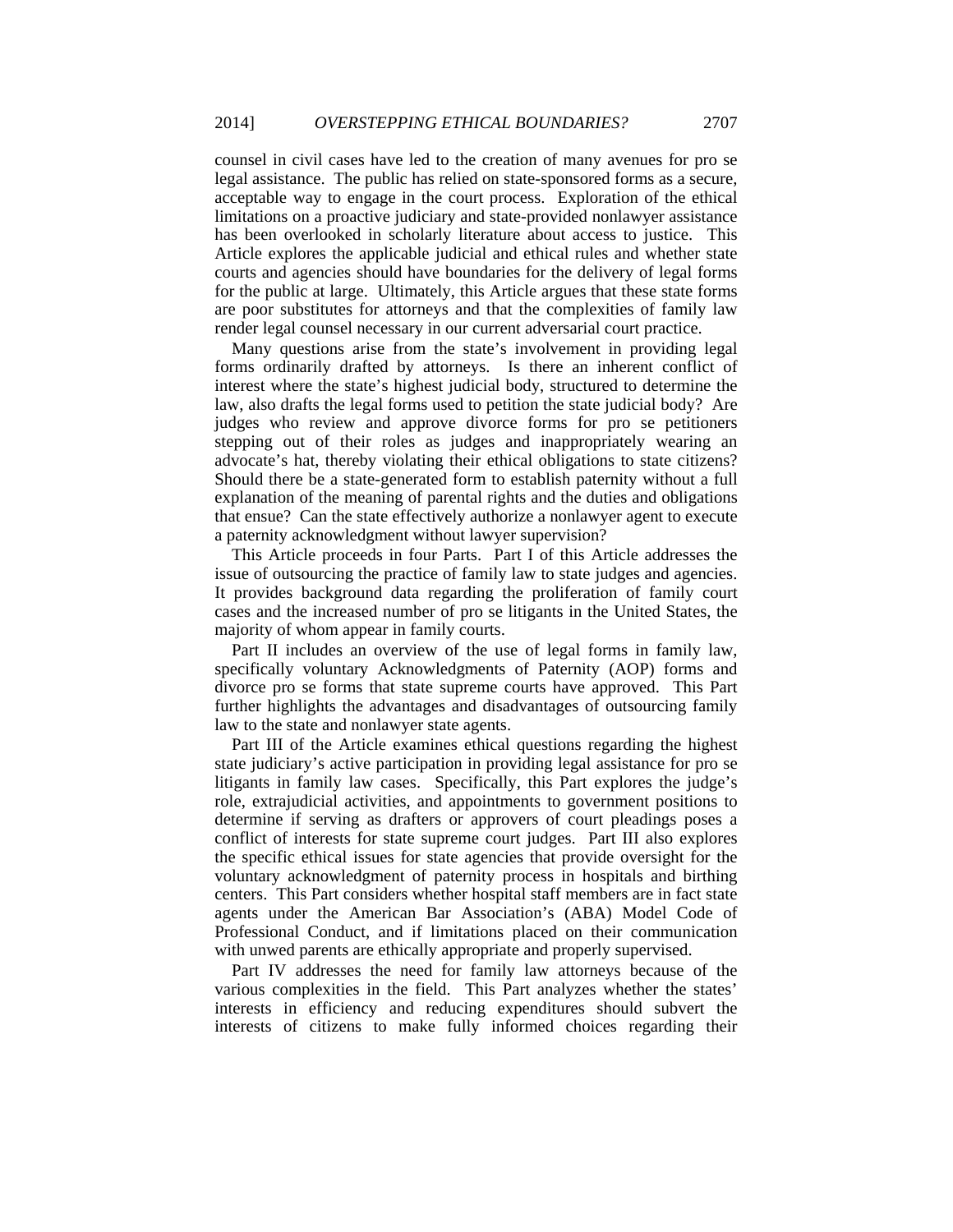counsel in civil cases have led to the creation of many avenues for pro se legal assistance. The public has relied on state-sponsored forms as a secure, acceptable way to engage in the court process. Exploration of the ethical limitations on a proactive judiciary and state-provided nonlawyer assistance has been overlooked in scholarly literature about access to justice. This Article explores the applicable judicial and ethical rules and whether state courts and agencies should have boundaries for the delivery of legal forms for the public at large. Ultimately, this Article argues that these state forms are poor substitutes for attorneys and that the complexities of family law render legal counsel necessary in our current adversarial court practice.

Many questions arise from the state's involvement in providing legal forms ordinarily drafted by attorneys. Is there an inherent conflict of interest where the state's highest judicial body, structured to determine the law, also drafts the legal forms used to petition the state judicial body? Are judges who review and approve divorce forms for pro se petitioners stepping out of their roles as judges and inappropriately wearing an advocate's hat, thereby violating their ethical obligations to state citizens? Should there be a state-generated form to establish paternity without a full explanation of the meaning of parental rights and the duties and obligations that ensue? Can the state effectively authorize a nonlawyer agent to execute a paternity acknowledgment without lawyer supervision?

This Article proceeds in four Parts. Part I of this Article addresses the issue of outsourcing the practice of family law to state judges and agencies. It provides background data regarding the proliferation of family court cases and the increased number of pro se litigants in the United States, the majority of whom appear in family courts.

Part II includes an overview of the use of legal forms in family law, specifically voluntary Acknowledgments of Paternity (AOP) forms and divorce pro se forms that state supreme courts have approved. This Part further highlights the advantages and disadvantages of outsourcing family law to the state and nonlawyer state agents.

Part III of the Article examines ethical questions regarding the highest state judiciary's active participation in providing legal assistance for pro se litigants in family law cases. Specifically, this Part explores the judge's role, extrajudicial activities, and appointments to government positions to determine if serving as drafters or approvers of court pleadings poses a conflict of interests for state supreme court judges. Part III also explores the specific ethical issues for state agencies that provide oversight for the voluntary acknowledgment of paternity process in hospitals and birthing centers. This Part considers whether hospital staff members are in fact state agents under the American Bar Association's (ABA) Model Code of Professional Conduct, and if limitations placed on their communication with unwed parents are ethically appropriate and properly supervised.

Part IV addresses the need for family law attorneys because of the various complexities in the field. This Part analyzes whether the states' interests in efficiency and reducing expenditures should subvert the interests of citizens to make fully informed choices regarding their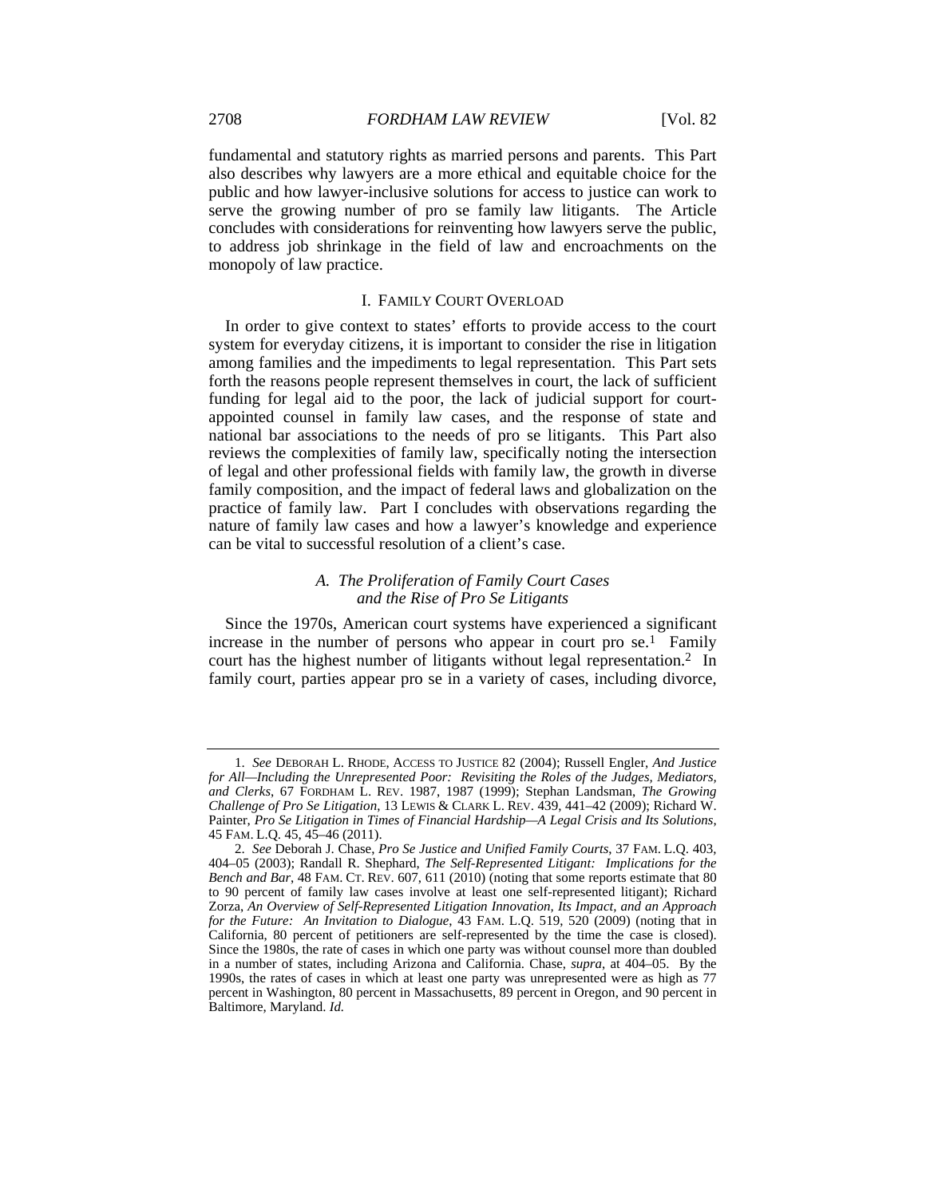fundamental and statutory rights as married persons and parents. This Part also describes why lawyers are a more ethical and equitable choice for the public and how lawyer-inclusive solutions for access to justice can work to serve the growing number of pro se family law litigants. The Article concludes with considerations for reinventing how lawyers serve the public, to address job shrinkage in the field of law and encroachments on the monopoly of law practice.

## I. FAMILY COURT OVERLOAD

In order to give context to states' efforts to provide access to the court system for everyday citizens, it is important to consider the rise in litigation among families and the impediments to legal representation. This Part sets forth the reasons people represent themselves in court, the lack of sufficient funding for legal aid to the poor, the lack of judicial support for court-appointed counsel in family law cases, and the response of state and national bar associations to the needs of pro se litigants. This Part also reviews the complexities of family law, specifically noting the intersection of legal and other professional fields with family law, the growth in diverse family composition, and the impact of federal laws and globalization on the practice of family law. Part I concludes with observations regarding the nature of family law cases and how a lawyer's knowledge and experience can be vital to successful resolution of a client's case.

### *A. The Proliferation of Family Court Cases and the Rise of Pro Se Litigants*

Since the 1970s, American court systems have experienced a significant increase in the number of persons who appear in court pro se.[1] Family court has the highest number of litigants without legal representation.[2] In family court, parties appear pro se in a variety of cases, including divorce,

---

1. *See* DEBORAH L. RHODE, ACCESS TO JUSTICE 82 (2004); Russell Engler, *And Justice for All—Including the Unrepresented Poor: Revisiting the Roles of the Judges, Mediators, and Clerks*, 67 FORDHAM L. REV. 1987, 1987 (1999); Stephan Landsman, *The Growing Challenge of Pro Se Litigation*, 13 LEWIS & CLARK L. REV. 439, 441–42 (2009); Richard W. Painter, *Pro Se Litigation in Times of Financial Hardship—A Legal Crisis and Its Solutions*, 45 FAM. L.Q. 45, 45–46 (2011).

2. *See* Deborah J. Chase, *Pro Se Justice and Unified Family Courts*, 37 FAM. L.Q. 403, 404–05 (2003); Randall R. Shephard, *The Self-Represented Litigant: Implications for the Bench and Bar*, 48 FAM. CT. REV. 607, 611 (2010) (noting that some reports estimate that 80 to 90 percent of family law cases involve at least one self-represented litigant); Richard Zorza, *An Overview of Self-Represented Litigation Innovation, Its Impact, and an Approach for the Future: An Invitation to Dialogue*, 43 FAM. L.Q. 519, 520 (2009) (noting that in California, 80 percent of petitioners are self-represented by the time the case is closed). Since the 1980s, the rate of cases in which one party was without counsel more than doubled in a number of states, including Arizona and California. Chase, *supra*, at 404–05. By the 1990s, the rates of cases in which at least one party was unrepresented were as high as 77 percent in Washington, 80 percent in Massachusetts, 89 percent in Oregon, and 90 percent in Baltimore, Maryland. *Id.*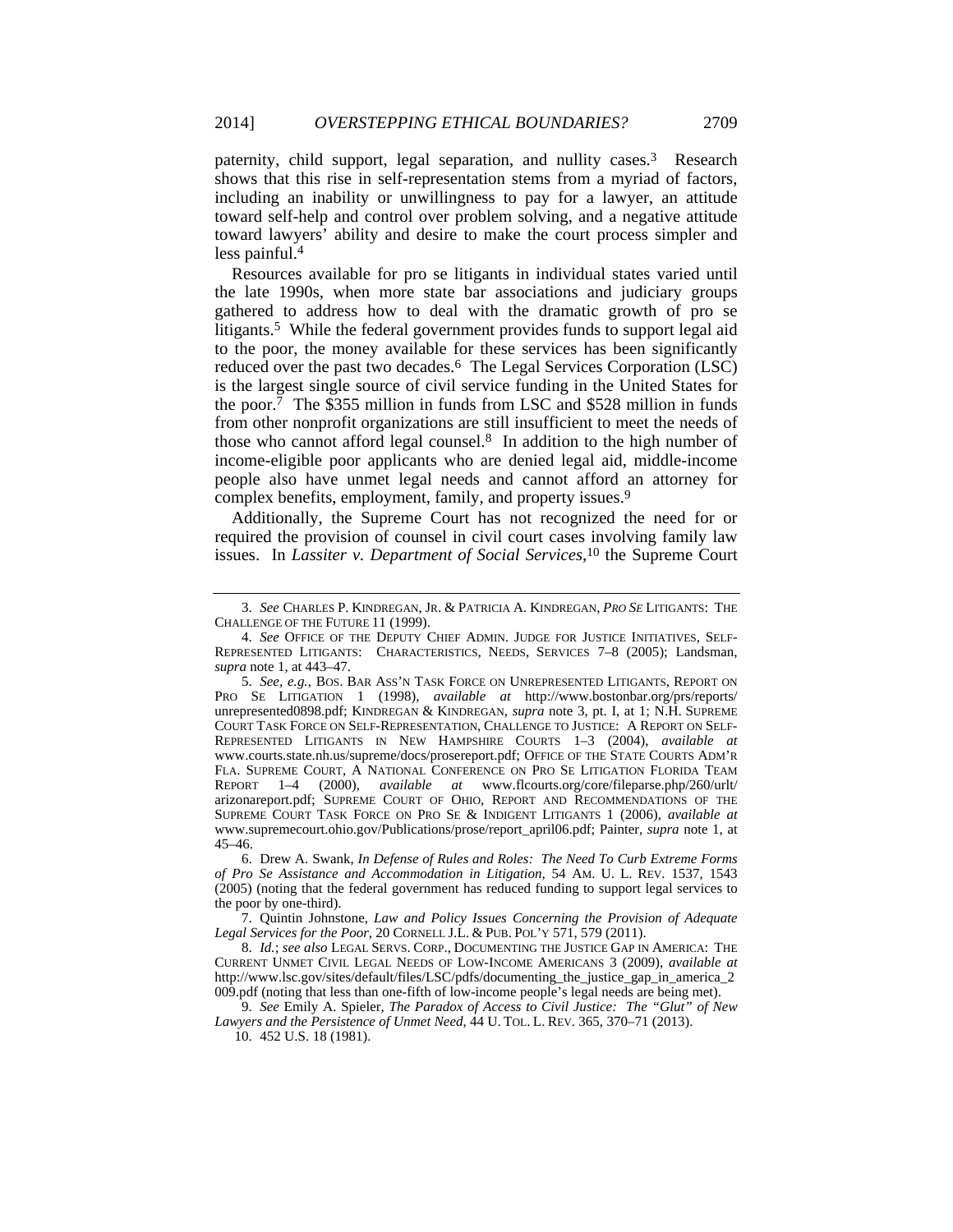paternity, child support, legal separation, and nullity cases.[3] Research shows that this rise in self-representation stems from a myriad of factors, including an inability or unwillingness to pay for a lawyer, an attitude toward self-help and control over problem solving, and a negative attitude toward lawyers' ability and desire to make the court process simpler and less painful.[4]

Resources available for pro se litigants in individual states varied until the late 1990s, when more state bar associations and judiciary groups gathered to address how to deal with the dramatic growth of pro se litigants.[5] While the federal government provides funds to support legal aid to the poor, the money available for these services has been significantly reduced over the past two decades.[6] The Legal Services Corporation (LSC) is the largest single source of civil service funding in the United States for the poor.[7] The $355 million in funds from LSC and $528 million in funds from other nonprofit organizations are still insufficient to meet the needs of those who cannot afford legal counsel.[8] In addition to the high number of income-eligible poor applicants who are denied legal aid, middle-income people also have unmet legal needs and cannot afford an attorney for complex benefits, employment, family, and property issues.[9]

Additionally, the Supreme Court has not recognized the need for or required the provision of counsel in civil court cases involving family law issues. In *Lassiter v. Department of Social Services*,[10] the Supreme Court

---

3. *See* CHARLES P. KINDREGAN, JR. & PATRICIA A. KINDREGAN, *PRO SE* LITIGANTS: THE CHALLENGE OF THE FUTURE 11 (1999).

4. *See* OFFICE OF THE DEPUTY CHIEF ADMIN. JUDGE FOR JUSTICE INITIATIVES, SELF-REPRESENTED LITIGANTS: CHARACTERISTICS, NEEDS, SERVICES 7–8 (2005); Landsman, *supra* note 1, at 443–47.

5. *See, e.g.*, BOS. BAR ASS'N TASK FORCE ON UNREPRESENTED LITIGANTS, REPORT ON PRO SE LITIGATION 1 (1998), *available at* http://www.bostonbar.org/prs/reports/unrepresented0898.pdf; KINDREGAN & KINDREGAN, *supra* note 3, pt. I, at 1; N.H. SUPREME COURT TASK FORCE ON SELF-REPRESENTATION, CHALLENGE TO JUSTICE: A REPORT ON SELF-REPRESENTED LITIGANTS IN NEW HAMPSHIRE COURTS 1–3 (2004), *available at* www.courts.state.nh.us/supreme/docs/prosereport.pdf; OFFICE OF THE STATE COURTS ADM'R FLA. SUPREME COURT, A NATIONAL CONFERENCE ON PRO SE LITIGATION FLORIDA TEAM REPORT 1–4 (2000), *available at* www.flcourts.org/core/fileparse.php/260/urlt/arizonareport.pdf; SUPREME COURT OF OHIO, REPORT AND RECOMMENDATIONS OF THE SUPREME COURT TASK FORCE ON PRO SE & INDIGENT LITIGANTS 1 (2006), *available at* www.supremecourt.ohio.gov/Publications/prose/report_april06.pdf; Painter, *supra* note 1, at 45–46.

6. Drew A. Swank, *In Defense of Rules and Roles: The Need To Curb Extreme Forms of Pro Se Assistance and Accommodation in Litigation*, 54 AM. U. L. REV. 1537, 1543 (2005) (noting that the federal government has reduced funding to support legal services to the poor by one-third).

7. Quintin Johnstone, *Law and Policy Issues Concerning the Provision of Adequate Legal Services for the Poor*, 20 CORNELL J.L. & PUB. POL'Y 571, 579 (2011).

8. *Id.*; *see also* LEGAL SERVS. CORP., DOCUMENTING THE JUSTICE GAP IN AMERICA: THE CURRENT UNMET CIVIL LEGAL NEEDS OF LOW-INCOME AMERICANS 3 (2009), *available at* http://www.lsc.gov/sites/default/files/LSC/pdfs/documenting_the_justice_gap_in_america_2009.pdf (noting that less than one-fifth of low-income people's legal needs are being met).

9. *See* Emily A. Spieler, *The Paradox of Access to Civil Justice: The "Glut" of New Lawyers and the Persistence of Unmet Need*, 44 U. TOL. L. REV. 365, 370–71 (2013).

10. 452 U.S. 18 (1981).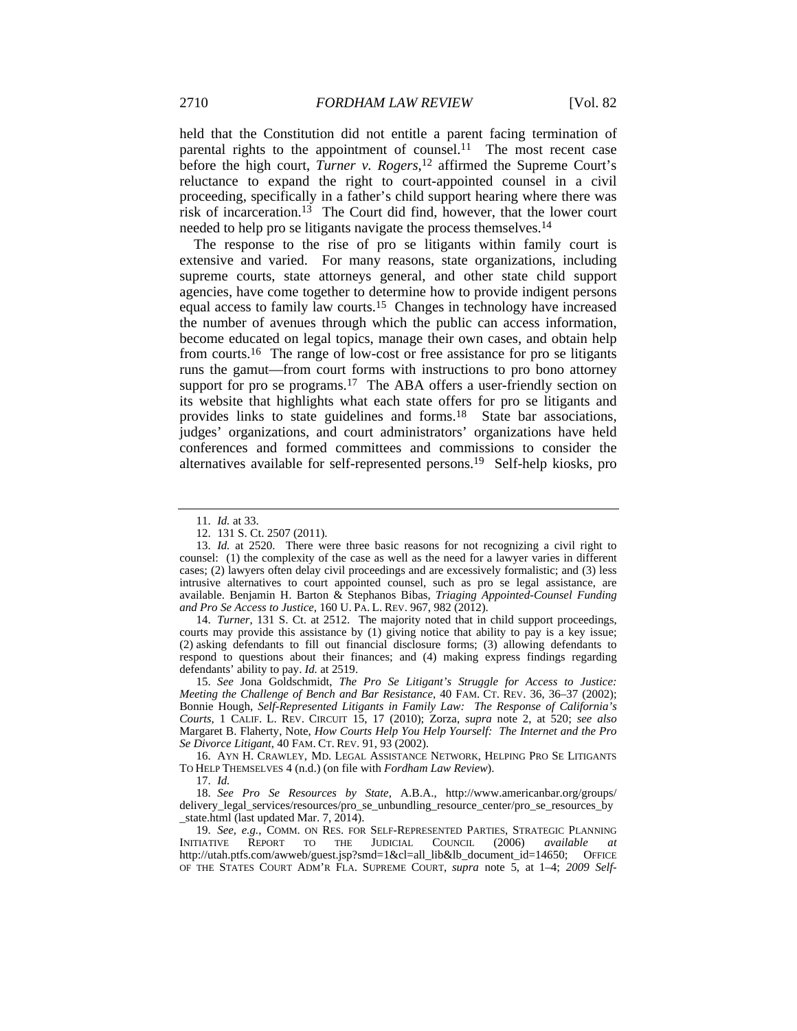held that the Constitution did not entitle a parent facing termination of parental rights to the appointment of counsel.[11] The most recent case before the high court, *Turner v. Rogers*,[12] affirmed the Supreme Court's reluctance to expand the right to court-appointed counsel in a civil proceeding, specifically in a father's child support hearing where there was risk of incarceration.[13] The Court did find, however, that the lower court needed to help pro se litigants navigate the process themselves.[14]

The response to the rise of pro se litigants within family court is extensive and varied. For many reasons, state organizations, including supreme courts, state attorneys general, and other state child support agencies, have come together to determine how to provide indigent persons equal access to family law courts.[15] Changes in technology have increased the number of avenues through which the public can access information, become educated on legal topics, manage their own cases, and obtain help from courts.[16] The range of low-cost or free assistance for pro se litigants runs the gamut—from court forms with instructions to pro bono attorney support for pro se programs.[17] The ABA offers a user-friendly section on its website that highlights what each state offers for pro se litigants and provides links to state guidelines and forms.[18] State bar associations, judges' organizations, and court administrators' organizations have held conferences and formed committees and commissions to consider the alternatives available for self-represented persons.[19] Self-help kiosks, pro

---

11. *Id.* at 33.

12. 131 S. Ct. 2507 (2011).

13. *Id.* at 2520. There were three basic reasons for not recognizing a civil right to counsel: (1) the complexity of the case as well as the need for a lawyer varies in different cases; (2) lawyers often delay civil proceedings and are excessively formalistic; and (3) less intrusive alternatives to court appointed counsel, such as pro se legal assistance, are available. Benjamin H. Barton & Stephanos Bibas, *Triaging Appointed-Counsel Funding and Pro Se Access to Justice*, 160 U. PA. L. REV. 967, 982 (2012).

14. *Turner*, 131 S. Ct. at 2512. The majority noted that in child support proceedings, courts may provide this assistance by (1) giving notice that ability to pay is a key issue; (2) asking defendants to fill out financial disclosure forms; (3) allowing defendants to respond to questions about their finances; and (4) making express findings regarding defendants' ability to pay. *Id.* at 2519.

15. *See* Jona Goldschmidt, *The Pro Se Litigant's Struggle for Access to Justice: Meeting the Challenge of Bench and Bar Resistance*, 40 FAM. CT. REV. 36, 36–37 (2002); Bonnie Hough, *Self-Represented Litigants in Family Law: The Response of California's Courts*, 1 CALIF. L. REV. CIRCUIT 15, 17 (2010); Zorza, *supra* note 2, at 520; *see also* Margaret B. Flaherty, Note, *How Courts Help You Help Yourself: The Internet and the Pro Se Divorce Litigant*, 40 FAM. CT. REV. 91, 93 (2002).

16. AYN H. CRAWLEY, MD. LEGAL ASSISTANCE NETWORK, HELPING PRO SE LITIGANTS TO HELP THEMSELVES 4 (n.d.) (on file with *Fordham Law Review*).

17. *Id.*

18. *See Pro Se Resources by State*, A.B.A., http://www.americanbar.org/groups/delivery_legal_services/resources/pro_se_unbundling_resource_center/pro_se_resources_by_state.html (last updated Mar. 7, 2014).

19. *See, e.g.*, COMM. ON RES. FOR SELF-REPRESENTED PARTIES, STRATEGIC PLANNING INITIATIVE REPORT TO THE JUDICIAL COUNCIL (2006) *available at* http://utah.ptfs.com/awweb/guest.jsp?smd=1&cl=all_lib&lb_document_id=14650; OFFICE OF THE STATES COURT ADM'R FLA. SUPREME COURT, *supra* note 5, at 1–4; *2009 Self-*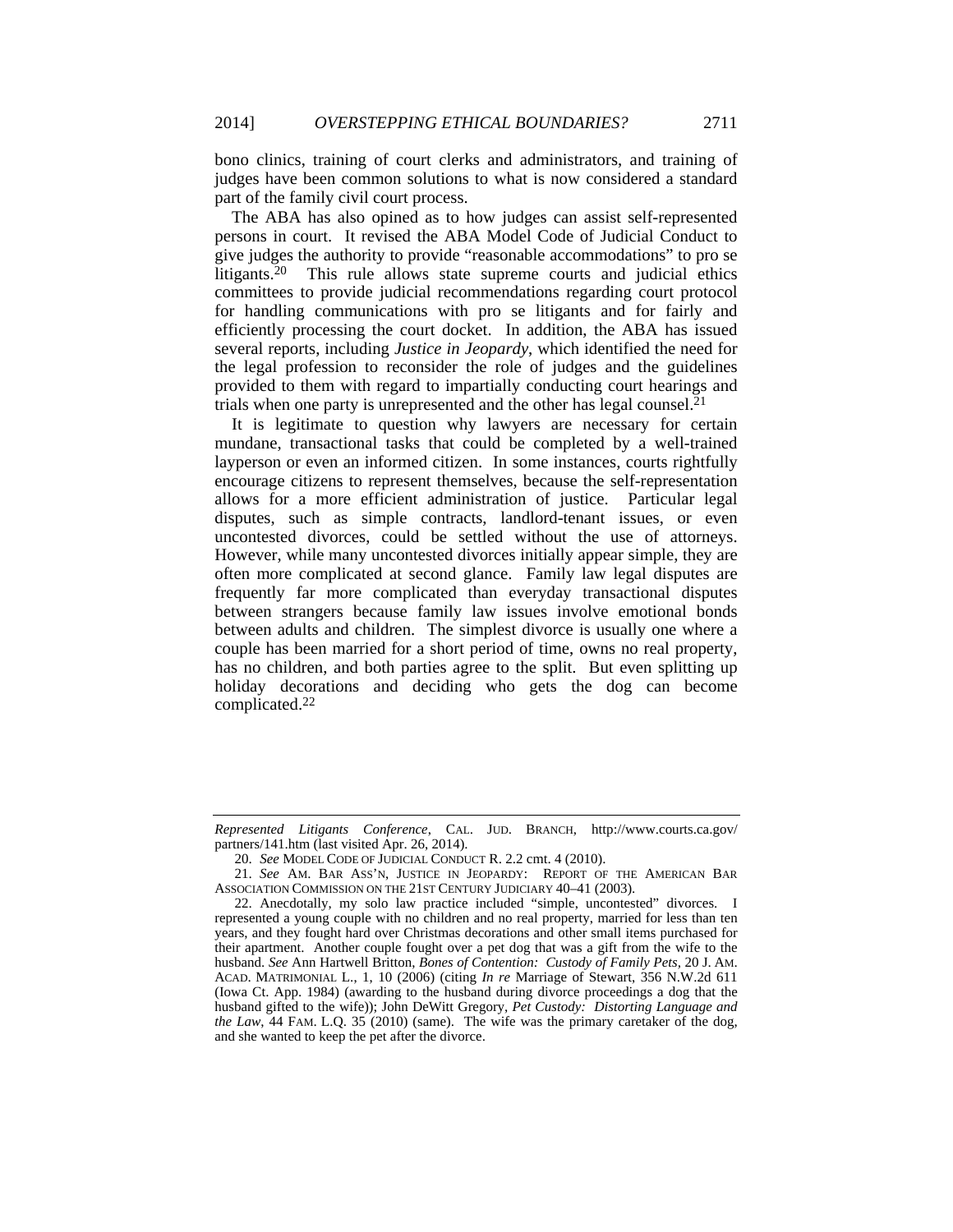bono clinics, training of court clerks and administrators, and training of judges have been common solutions to what is now considered a standard part of the family civil court process.

The ABA has also opined as to how judges can assist self-represented persons in court. It revised the ABA Model Code of Judicial Conduct to give judges the authority to provide "reasonable accommodations" to pro se litigants.[20] This rule allows state supreme courts and judicial ethics committees to provide judicial recommendations regarding court protocol for handling communications with pro se litigants and for fairly and efficiently processing the court docket. In addition, the ABA has issued several reports, including *Justice in Jeopardy*, which identified the need for the legal profession to reconsider the role of judges and the guidelines provided to them with regard to impartially conducting court hearings and trials when one party is unrepresented and the other has legal counsel.[21]

It is legitimate to question why lawyers are necessary for certain mundane, transactional tasks that could be completed by a well-trained layperson or even an informed citizen. In some instances, courts rightfully encourage citizens to represent themselves, because the self-representation allows for a more efficient administration of justice. Particular legal disputes, such as simple contracts, landlord-tenant issues, or even uncontested divorces, could be settled without the use of attorneys. However, while many uncontested divorces initially appear simple, they are often more complicated at second glance. Family law legal disputes are frequently far more complicated than everyday transactional disputes between strangers because family law issues involve emotional bonds between adults and children. The simplest divorce is usually one where a couple has been married for a short period of time, owns no real property, has no children, and both parties agree to the split. But even splitting up holiday decorations and deciding who gets the dog can become complicated.[22]

---

*Represented Litigants Conference*, CAL. JUD. BRANCH, http://www.courts.ca.gov/partners/141.htm (last visited Apr. 26, 2014).

20. *See* MODEL CODE OF JUDICIAL CONDUCT R. 2.2 cmt. 4 (2010).

21. *See* AM. BAR ASS'N, JUSTICE IN JEOPARDY: REPORT OF THE AMERICAN BAR ASSOCIATION COMMISSION ON THE 21ST CENTURY JUDICIARY 40–41 (2003).

22. Anecdotally, my solo law practice included "simple, uncontested" divorces. I represented a young couple with no children and no real property, married for less than ten years, and they fought hard over Christmas decorations and other small items purchased for their apartment. Another couple fought over a pet dog that was a gift from the wife to the husband. *See* Ann Hartwell Britton, *Bones of Contention: Custody of Family Pets*, 20 J. AM. ACAD. MATRIMONIAL L., 1, 10 (2006) (citing *In re* Marriage of Stewart, 356 N.W.2d 611 (Iowa Ct. App. 1984) (awarding to the husband during divorce proceedings a dog that the husband gifted to the wife)); John DeWitt Gregory, *Pet Custody: Distorting Language and the Law*, 44 FAM. L.Q. 35 (2010) (same). The wife was the primary caretaker of the dog, and she wanted to keep the pet after the divorce.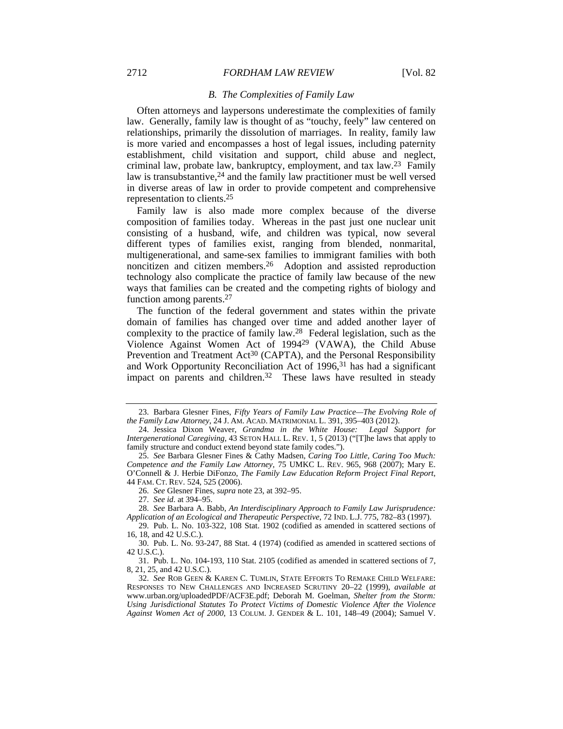### *B. The Complexities of Family Law*

Often attorneys and laypersons underestimate the complexities of family law. Generally, family law is thought of as "touchy, feely" law centered on relationships, primarily the dissolution of marriages. In reality, family law is more varied and encompasses a host of legal issues, including paternity establishment, child visitation and support, child abuse and neglect, criminal law, probate law, bankruptcy, employment, and tax law.[23] Family law is transubstantive,[24] and the family law practitioner must be well versed in diverse areas of law in order to provide competent and comprehensive representation to clients.[25]

Family law is also made more complex because of the diverse composition of families today. Whereas in the past just one nuclear unit consisting of a husband, wife, and children was typical, now several different types of families exist, ranging from blended, nonmarital, multigenerational, and same-sex families to immigrant families with both noncitizen and citizen members.[26] Adoption and assisted reproduction technology also complicate the practice of family law because of the new ways that families can be created and the competing rights of biology and function among parents.[27]

The function of the federal government and states within the private domain of families has changed over time and added another layer of complexity to the practice of family law.[28] Federal legislation, such as the Violence Against Women Act of 1994[29] (VAWA), the Child Abuse Prevention and Treatment Act[30] (CAPTA), and the Personal Responsibility and Work Opportunity Reconciliation Act of 1996,[31] has had a significant impact on parents and children.[32] These laws have resulted in steady

---

23. Barbara Glesner Fines, *Fifty Years of Family Law Practice—The Evolving Role of the Family Law Attorney*, 24 J. AM. ACAD. MATRIMONIAL L. 391, 395–403 (2012).

24. Jessica Dixon Weaver, *Grandma in the White House: Legal Support for Intergenerational Caregiving*, 43 SETON HALL L. REV. 1, 5 (2013) ("[T]he laws that apply to family structure and conduct extend beyond state family codes.").

25. *See* Barbara Glesner Fines & Cathy Madsen, *Caring Too Little, Caring Too Much: Competence and the Family Law Attorney*, 75 UMKC L. REV. 965, 968 (2007); Mary E. O'Connell & J. Herbie DiFonzo, *The Family Law Education Reform Project Final Report*, 44 FAM. CT. REV. 524, 525 (2006).

26. *See* Glesner Fines, *supra* note 23, at 392–95.

27. *See id*. at 394–95.

28. *See* Barbara A. Babb, *An Interdisciplinary Approach to Family Law Jurisprudence: Application of an Ecological and Therapeutic Perspective*, 72 IND. L.J. 775, 782–83 (1997).

29. Pub. L. No. 103-322, 108 Stat. 1902 (codified as amended in scattered sections of 16, 18, and 42 U.S.C.).

30. Pub. L. No. 93-247, 88 Stat. 4 (1974) (codified as amended in scattered sections of 42 U.S.C.).

31. Pub. L. No. 104-193, 110 Stat. 2105 (codified as amended in scattered sections of 7, 8, 21, 25, and 42 U.S.C.).

32. *See* ROB GEEN & KAREN C. TUMLIN, STATE EFFORTS TO REMAKE CHILD WELFARE: RESPONSES TO NEW CHALLENGES AND INCREASED SCRUTINY 20–22 (1999), *available at* www.urban.org/uploadedPDF/ACF3E.pdf; Deborah M. Goelman, *Shelter from the Storm: Using Jurisdictional Statutes To Protect Victims of Domestic Violence After the Violence Against Women Act of 2000*, 13 COLUM. J. GENDER & L. 101, 148–49 (2004); Samuel V.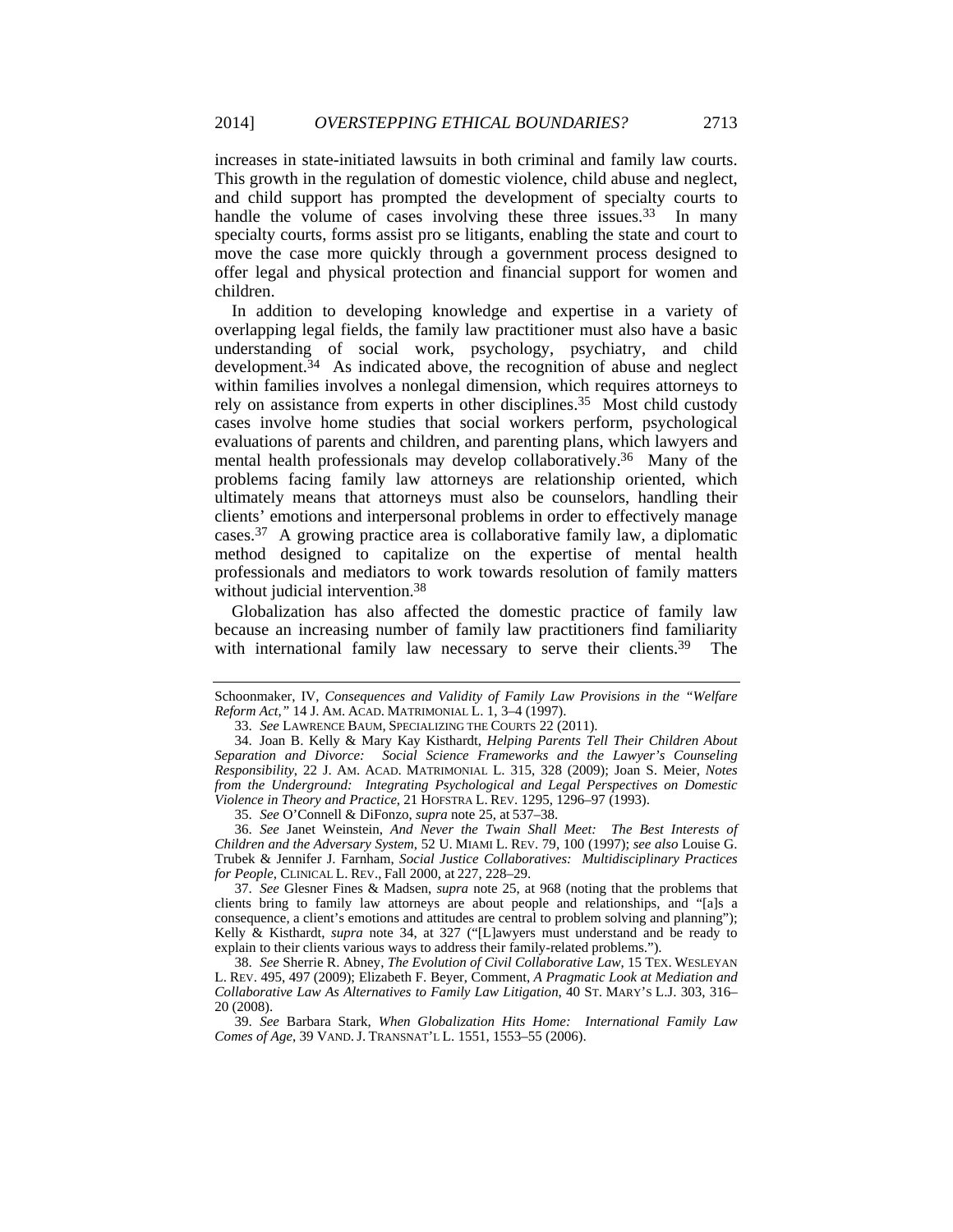increases in state-initiated lawsuits in both criminal and family law courts. This growth in the regulation of domestic violence, child abuse and neglect, and child support has prompted the development of specialty courts to handle the volume of cases involving these three issues.[33] In many specialty courts, forms assist pro se litigants, enabling the state and court to move the case more quickly through a government process designed to offer legal and physical protection and financial support for women and children.

In addition to developing knowledge and expertise in a variety of overlapping legal fields, the family law practitioner must also have a basic understanding of social work, psychology, psychiatry, and child development.[34] As indicated above, the recognition of abuse and neglect within families involves a nonlegal dimension, which requires attorneys to rely on assistance from experts in other disciplines.[35] Most child custody cases involve home studies that social workers perform, psychological evaluations of parents and children, and parenting plans, which lawyers and mental health professionals may develop collaboratively.[36] Many of the problems facing family law attorneys are relationship oriented, which ultimately means that attorneys must also be counselors, handling their clients' emotions and interpersonal problems in order to effectively manage cases.[37] A growing practice area is collaborative family law, a diplomatic method designed to capitalize on the expertise of mental health professionals and mediators to work towards resolution of family matters without judicial intervention.[38]

Globalization has also affected the domestic practice of family law because an increasing number of family law practitioners find familiarity with international family law necessary to serve their clients.[39] The

---

Schoonmaker, IV, *Consequences and Validity of Family Law Provisions in the "Welfare Reform Act,"* 14 J. AM. ACAD. MATRIMONIAL L. 1, 3–4 (1997).

33. *See* LAWRENCE BAUM, SPECIALIZING THE COURTS 22 (2011).

34. Joan B. Kelly & Mary Kay Kisthardt, *Helping Parents Tell Their Children About Separation and Divorce: Social Science Frameworks and the Lawyer's Counseling Responsibility*, 22 J. AM. ACAD. MATRIMONIAL L. 315, 328 (2009); Joan S. Meier, *Notes from the Underground: Integrating Psychological and Legal Perspectives on Domestic Violence in Theory and Practice*, 21 HOFSTRA L. REV. 1295, 1296–97 (1993).

35. *See* O'Connell & DiFonzo, *supra* note 25, at 537–38.

36. *See* Janet Weinstein, *And Never the Twain Shall Meet: The Best Interests of Children and the Adversary System*, 52 U. MIAMI L. REV. 79, 100 (1997); *see also* Louise G. Trubek & Jennifer J. Farnham, *Social Justice Collaboratives: Multidisciplinary Practices for People*, CLINICAL L. REV., Fall 2000, at 227, 228–29.

37. *See* Glesner Fines & Madsen, *supra* note 25, at 968 (noting that the problems that clients bring to family law attorneys are about people and relationships, and "[a]s a consequence, a client's emotions and attitudes are central to problem solving and planning"); Kelly & Kisthardt, *supra* note 34, at 327 ("[L]awyers must understand and be ready to explain to their clients various ways to address their family-related problems.").

38. *See* Sherrie R. Abney, *The Evolution of Civil Collaborative Law*, 15 TEX. WESLEYAN L. REV. 495, 497 (2009); Elizabeth F. Beyer, Comment, *A Pragmatic Look at Mediation and Collaborative Law As Alternatives to Family Law Litigation*, 40 ST. MARY'S L.J. 303, 316–20 (2008).

39. *See* Barbara Stark, *When Globalization Hits Home: International Family Law Comes of Age*, 39 VAND. J. TRANSNAT'L L. 1551, 1553–55 (2006).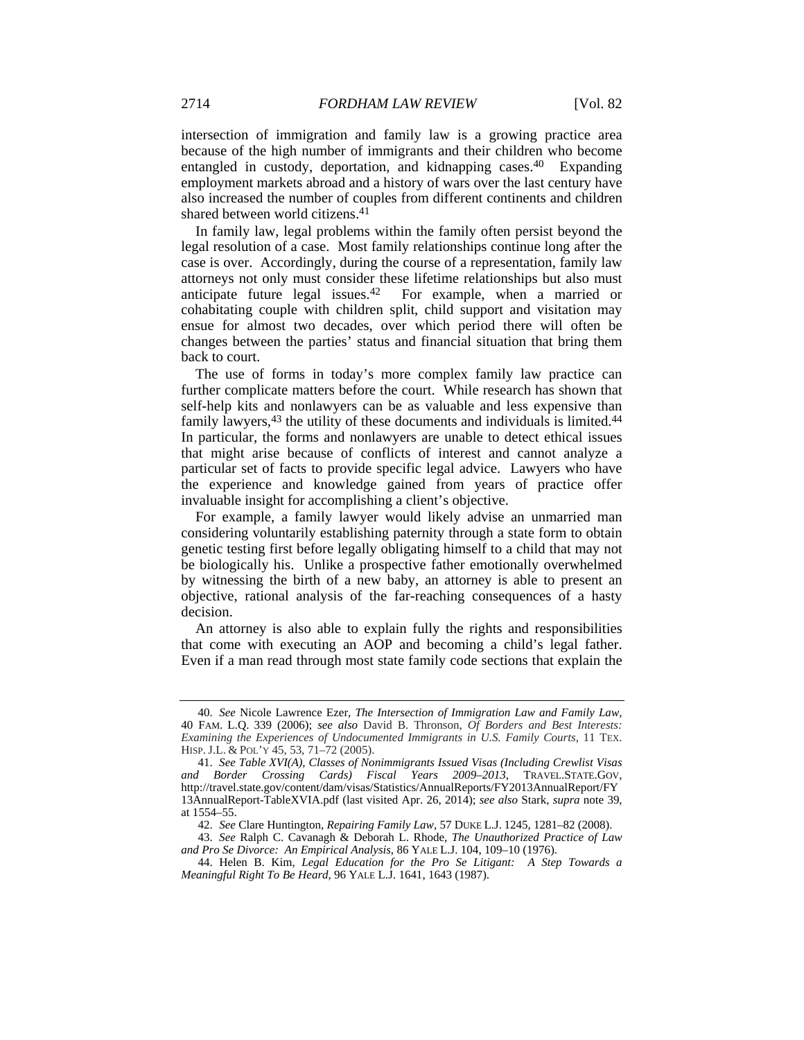intersection of immigration and family law is a growing practice area because of the high number of immigrants and their children who become entangled in custody, deportation, and kidnapping cases.[40] Expanding employment markets abroad and a history of wars over the last century have also increased the number of couples from different continents and children shared between world citizens.[41]

In family law, legal problems within the family often persist beyond the legal resolution of a case. Most family relationships continue long after the case is over. Accordingly, during the course of a representation, family law attorneys not only must consider these lifetime relationships but also must anticipate future legal issues.[42] For example, when a married or cohabitating couple with children split, child support and visitation may ensue for almost two decades, over which period there will often be changes between the parties' status and financial situation that bring them back to court.

The use of forms in today's more complex family law practice can further complicate matters before the court. While research has shown that self-help kits and nonlawyers can be as valuable and less expensive than family lawyers,[43] the utility of these documents and individuals is limited.[44] In particular, the forms and nonlawyers are unable to detect ethical issues that might arise because of conflicts of interest and cannot analyze a particular set of facts to provide specific legal advice. Lawyers who have the experience and knowledge gained from years of practice offer invaluable insight for accomplishing a client's objective.

For example, a family lawyer would likely advise an unmarried man considering voluntarily establishing paternity through a state form to obtain genetic testing first before legally obligating himself to a child that may not be biologically his. Unlike a prospective father emotionally overwhelmed by witnessing the birth of a new baby, an attorney is able to present an objective, rational analysis of the far-reaching consequences of a hasty decision.

An attorney is also able to explain fully the rights and responsibilities that come with executing an AOP and becoming a child's legal father. Even if a man read through most state family code sections that explain the

---

40. *See* Nicole Lawrence Ezer, *The Intersection of Immigration Law and Family Law*, 40 FAM. L.Q. 339 (2006); *see also* David B. Thronson, *Of Borders and Best Interests: Examining the Experiences of Undocumented Immigrants in U.S. Family Courts*, 11 TEX. HISP. J.L. & POL'Y 45, 53, 71–72 (2005).

41. *See Table XVI(A), Classes of Nonimmigrants Issued Visas (Including Crewlist Visas and Border Crossing Cards) Fiscal Years 2009–2013*, TRAVEL.STATE.GOV, http://travel.state.gov/content/dam/visas/Statistics/AnnualReports/FY2013AnnualReport/FY13AnnualReport-TableXVIA.pdf (last visited Apr. 26, 2014); *see also* Stark, *supra* note 39, at 1554–55.

42. *See* Clare Huntington, *Repairing Family Law*, 57 DUKE L.J. 1245, 1281–82 (2008).

43. *See* Ralph C. Cavanagh & Deborah L. Rhode, *The Unauthorized Practice of Law and Pro Se Divorce: An Empirical Analysis*, 86 YALE L.J. 104, 109–10 (1976).

44. Helen B. Kim, *Legal Education for the Pro Se Litigant: A Step Towards a Meaningful Right To Be Heard*, 96 YALE L.J. 1641, 1643 (1987).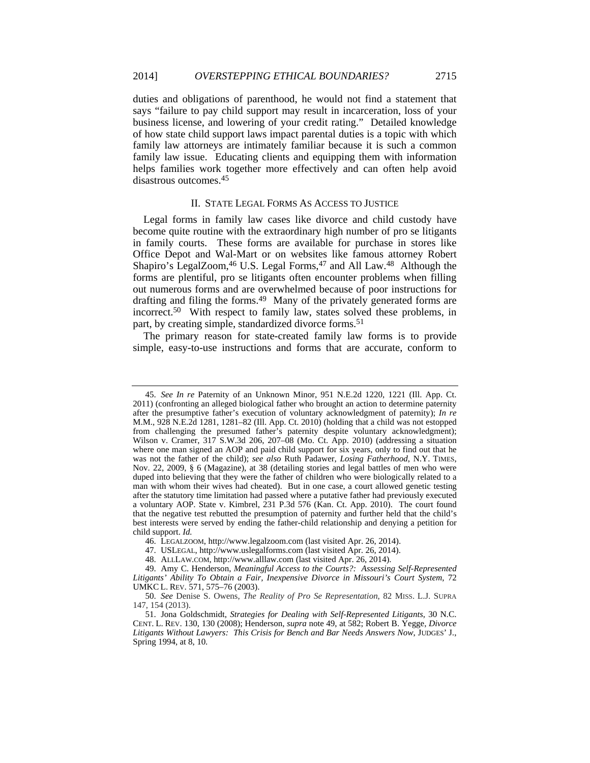duties and obligations of parenthood, he would not find a statement that says "failure to pay child support may result in incarceration, loss of your business license, and lowering of your credit rating." Detailed knowledge of how state child support laws impact parental duties is a topic with which family law attorneys are intimately familiar because it is such a common family law issue. Educating clients and equipping them with information helps families work together more effectively and can often help avoid disastrous outcomes.[45]

## II. STATE LEGAL FORMS AS ACCESS TO JUSTICE

Legal forms in family law cases like divorce and child custody have become quite routine with the extraordinary high number of pro se litigants in family courts. These forms are available for purchase in stores like Office Depot and Wal-Mart or on websites like famous attorney Robert Shapiro's LegalZoom,[46] U.S. Legal Forms,[47] and All Law.[48] Although the forms are plentiful, pro se litigants often encounter problems when filling out numerous forms and are overwhelmed because of poor instructions for drafting and filing the forms.[49] Many of the privately generated forms are incorrect.[50] With respect to family law, states solved these problems, in part, by creating simple, standardized divorce forms.[51]

The primary reason for state-created family law forms is to provide simple, easy-to-use instructions and forms that are accurate, conform to

---

45. *See In re* Paternity of an Unknown Minor, 951 N.E.2d 1220, 1221 (Ill. App. Ct. 2011) (confronting an alleged biological father who brought an action to determine paternity after the presumptive father's execution of voluntary acknowledgment of paternity); *In re* M.M., 928 N.E.2d 1281, 1281–82 (Ill. App. Ct. 2010) (holding that a child was not estopped from challenging the presumed father's paternity despite voluntary acknowledgment); Wilson v. Cramer, 317 S.W.3d 206, 207–08 (Mo. Ct. App. 2010) (addressing a situation where one man signed an AOP and paid child support for six years, only to find out that he was not the father of the child); *see also* Ruth Padawer, *Losing Fatherhood*, N.Y. TIMES, Nov. 22, 2009, § 6 (Magazine), at 38 (detailing stories and legal battles of men who were duped into believing that they were the father of children who were biologically related to a man with whom their wives had cheated). But in one case, a court allowed genetic testing after the statutory time limitation had passed where a putative father had previously executed a voluntary AOP. State v. Kimbrel, 231 P.3d 576 (Kan. Ct. App. 2010). The court found that the negative test rebutted the presumption of paternity and further held that the child's best interests were served by ending the father-child relationship and denying a petition for child support. *Id.*

46. LEGALZOOM, http://www.legalzoom.com (last visited Apr. 26, 2014).

47. USLEGAL, http://www.uslegalforms.com (last visited Apr. 26, 2014).

48. ALLLAW.COM, http://www.alllaw.com (last visited Apr. 26, 2014).

49. Amy C. Henderson, *Meaningful Access to the Courts?: Assessing Self-Represented Litigants' Ability To Obtain a Fair, Inexpensive Divorce in Missouri's Court System*, 72 UMKC L. REV. 571, 575–76 (2003).

50. *See* Denise S. Owens, *The Reality of Pro Se Representation*, 82 MISS. L.J. SUPRA 147, 154 (2013).

51. Jona Goldschmidt, *Strategies for Dealing with Self-Represented Litigants*, 30 N.C. CENT. L. REV. 130, 130 (2008); Henderson, *supra* note 49, at 582; Robert B. Yegge, *Divorce Litigants Without Lawyers: This Crisis for Bench and Bar Needs Answers Now*, JUDGES' J., Spring 1994, at 8, 10.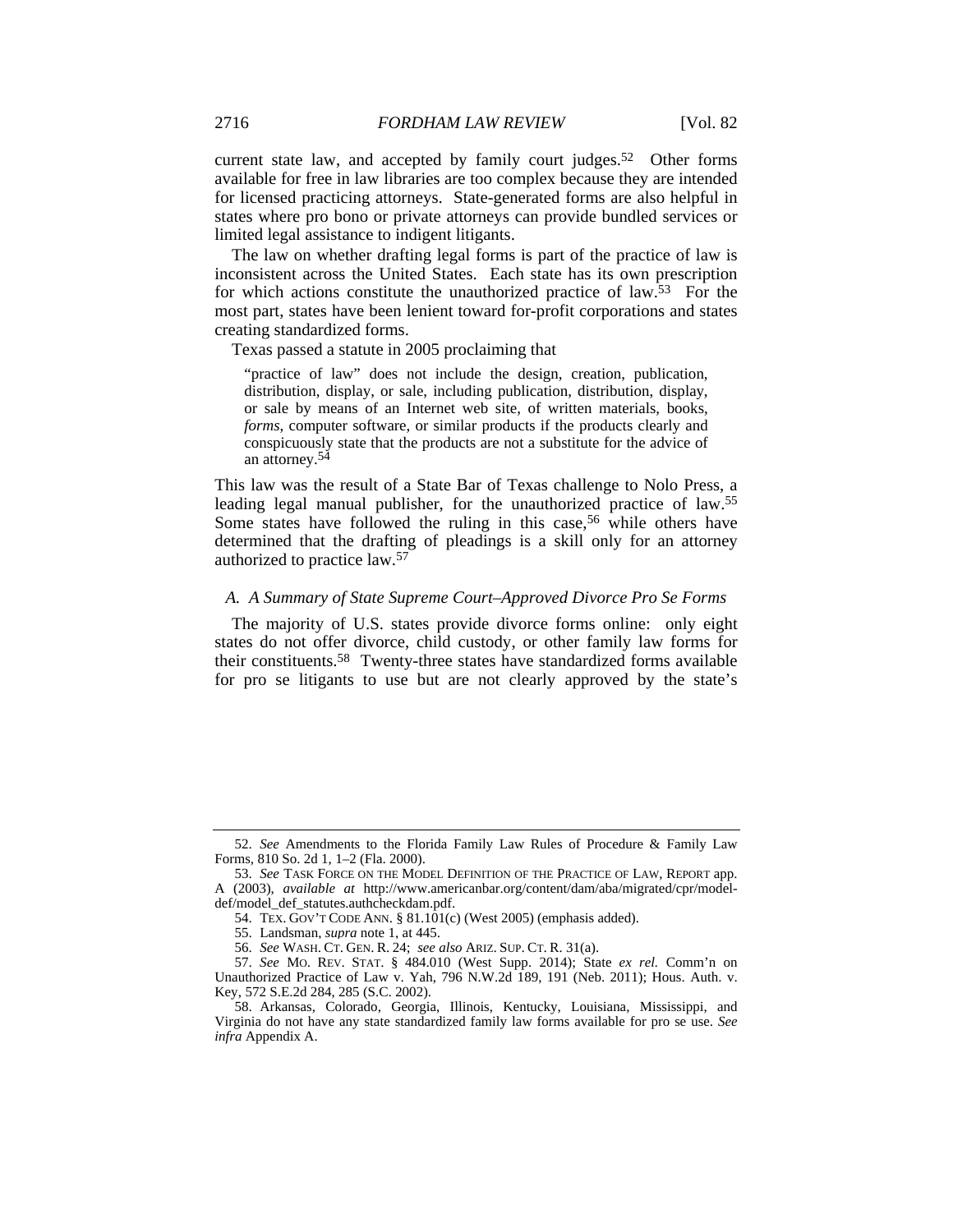current state law, and accepted by family court judges.[52] Other forms available for free in law libraries are too complex because they are intended for licensed practicing attorneys. State-generated forms are also helpful in states where pro bono or private attorneys can provide bundled services or limited legal assistance to indigent litigants.

The law on whether drafting legal forms is part of the practice of law is inconsistent across the United States. Each state has its own prescription for which actions constitute the unauthorized practice of law.[53] For the most part, states have been lenient toward for-profit corporations and states creating standardized forms.

Texas passed a statute in 2005 proclaiming that

> "practice of law" does not include the design, creation, publication, distribution, display, or sale, including publication, distribution, display, or sale by means of an Internet web site, of written materials, books, *forms*, computer software, or similar products if the products clearly and conspicuously state that the products are not a substitute for the advice of an attorney.[54]

This law was the result of a State Bar of Texas challenge to Nolo Press, a leading legal manual publisher, for the unauthorized practice of law.[55] Some states have followed the ruling in this case,[56] while others have determined that the drafting of pleadings is a skill only for an attorney authorized to practice law.[57]

### *A. A Summary of State Supreme Court–Approved Divorce Pro Se Forms*

The majority of U.S. states provide divorce forms online: only eight states do not offer divorce, child custody, or other family law forms for their constituents.[58] Twenty-three states have standardized forms available for pro se litigants to use but are not clearly approved by the state's

---

52. *See* Amendments to the Florida Family Law Rules of Procedure & Family Law Forms, 810 So. 2d 1, 1–2 (Fla. 2000).

53. *See* TASK FORCE ON THE MODEL DEFINITION OF THE PRACTICE OF LAW, REPORT app. A (2003), *available at* http://www.americanbar.org/content/dam/aba/migrated/cpr/model-def/model_def_statutes.authcheckdam.pdf.

54. TEX. GOV'T CODE ANN. § 81.101(c) (West 2005) (emphasis added).

55. Landsman, *supra* note 1, at 445.

56. *See* WASH. CT. GEN. R. 24; *see also* ARIZ. SUP. CT. R. 31(a).

57. *See* MO. REV. STAT. § 484.010 (West Supp. 2014); State *ex rel.* Comm'n on Unauthorized Practice of Law v. Yah, 796 N.W.2d 189, 191 (Neb. 2011); Hous. Auth. v. Key, 572 S.E.2d 284, 285 (S.C. 2002).

58. Arkansas, Colorado, Georgia, Illinois, Kentucky, Louisiana, Mississippi, and Virginia do not have any state standardized family law forms available for pro se use. *See infra* Appendix A.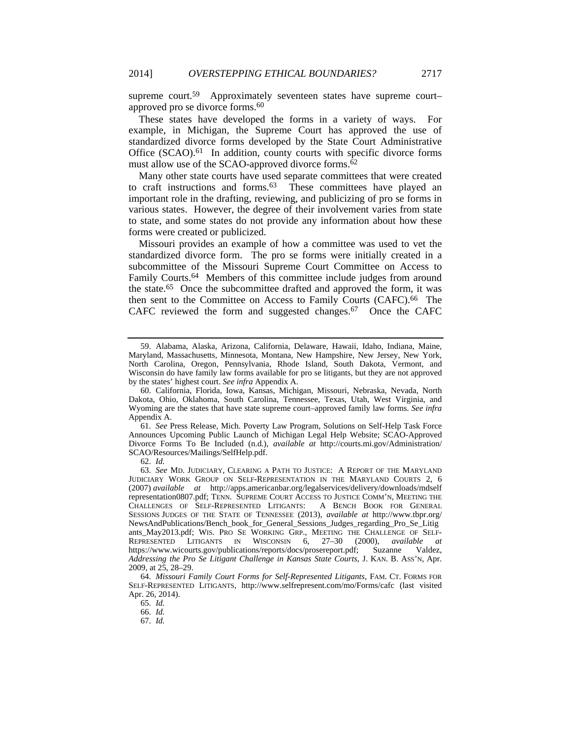supreme court.[59] Approximately seventeen states have supreme court–approved pro se divorce forms.[60]

These states have developed the forms in a variety of ways. For example, in Michigan, the Supreme Court has approved the use of standardized divorce forms developed by the State Court Administrative Office (SCAO).[61] In addition, county courts with specific divorce forms must allow use of the SCAO-approved divorce forms.[62]

Many other state courts have used separate committees that were created to craft instructions and forms.[63] These committees have played an important role in the drafting, reviewing, and publicizing of pro se forms in various states. However, the degree of their involvement varies from state to state, and some states do not provide any information about how these forms were created or publicized.

Missouri provides an example of how a committee was used to vet the standardized divorce form. The pro se forms were initially created in a subcommittee of the Missouri Supreme Court Committee on Access to Family Courts.[64] Members of this committee include judges from around the state.[65] Once the subcommittee drafted and approved the form, it was then sent to the Committee on Access to Family Courts (CAFC).[66] The CAFC reviewed the form and suggested changes.[67] Once the CAFC

---

59. Alabama, Alaska, Arizona, California, Delaware, Hawaii, Idaho, Indiana, Maine, Maryland, Massachusetts, Minnesota, Montana, New Hampshire, New Jersey, New York, North Carolina, Oregon, Pennsylvania, Rhode Island, South Dakota, Vermont, and Wisconsin do have family law forms available for pro se litigants, but they are not approved by the states' highest court. *See infra* Appendix A.

60. California, Florida, Iowa, Kansas, Michigan, Missouri, Nebraska, Nevada, North Dakota, Ohio, Oklahoma, South Carolina, Tennessee, Texas, Utah, West Virginia, and Wyoming are the states that have state supreme court–approved family law forms. *See infra* Appendix A.

61. *See* Press Release, Mich. Poverty Law Program, Solutions on Self-Help Task Force Announces Upcoming Public Launch of Michigan Legal Help Website; SCAO-Approved Divorce Forms To Be Included (n.d.), *available at* http://courts.mi.gov/Administration/SCAO/Resources/Mailings/SelfHelp.pdf.

62. *Id.*

63. *See* MD. JUDICIARY, CLEARING A PATH TO JUSTICE: A REPORT OF THE MARYLAND JUDICIARY WORK GROUP ON SELF-REPRESENTATION IN THE MARYLAND COURTS 2, 6 (2007) *available at* http://apps.americanbar.org/legalservices/delivery/downloads/mdselfrepresentation0807.pdf; TENN. SUPREME COURT ACCESS TO JUSTICE COMM'N, MEETING THE CHALLENGES OF SELF-REPRESENTED LITIGANTS: A BENCH BOOK FOR GENERAL SESSIONS JUDGES OF THE STATE OF TENNESSEE (2013), *available at* http://www.tbpr.org/NewsAndPublications/Bench_book_for_General_Sessions_Judges_regarding_Pro_Se_Litigants_May2013.pdf; WIS. PRO SE WORKING GRP., MEETING THE CHALLENGE OF SELF-REPRESENTED LITIGANTS IN WISCONSIN 6, 27–30 (2000), *available at* https://www.wicourts.gov/publications/reports/docs/prosereport.pdf; Suzanne Valdez, *Addressing the Pro Se Litigant Challenge in Kansas State Courts*, J. KAN. B. ASS'N, Apr. 2009, at 25, 28–29.

64. *Missouri Family Court Forms for Self-Represented Litigants*, FAM. CT. FORMS FOR SELF-REPRESENTED LITIGANTS, http://www.selfrepresent.com/mo/Forms/cafc (last visited Apr. 26, 2014).

65. *Id.*

66. *Id.*

67. *Id.*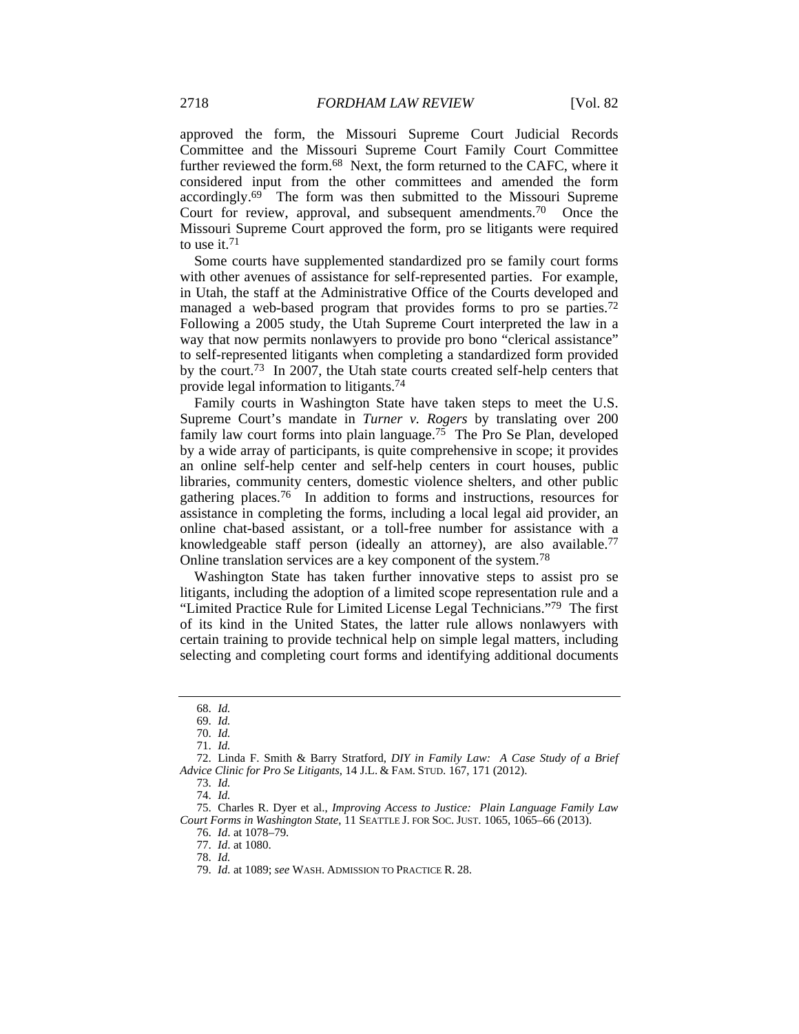approved the form, the Missouri Supreme Court Judicial Records Committee and the Missouri Supreme Court Family Court Committee further reviewed the form.[68] Next, the form returned to the CAFC, where it considered input from the other committees and amended the form accordingly.[69] The form was then submitted to the Missouri Supreme Court for review, approval, and subsequent amendments.[70] Once the Missouri Supreme Court approved the form, pro se litigants were required to use it.[71]

Some courts have supplemented standardized pro se family court forms with other avenues of assistance for self-represented parties. For example, in Utah, the staff at the Administrative Office of the Courts developed and managed a web-based program that provides forms to pro se parties.[72] Following a 2005 study, the Utah Supreme Court interpreted the law in a way that now permits nonlawyers to provide pro bono "clerical assistance" to self-represented litigants when completing a standardized form provided by the court.[73] In 2007, the Utah state courts created self-help centers that provide legal information to litigants.[74]

Family courts in Washington State have taken steps to meet the U.S. Supreme Court's mandate in *Turner v. Rogers* by translating over 200 family law court forms into plain language.[75] The Pro Se Plan, developed by a wide array of participants, is quite comprehensive in scope; it provides an online self-help center and self-help centers in court houses, public libraries, community centers, domestic violence shelters, and other public gathering places.[76] In addition to forms and instructions, resources for assistance in completing the forms, including a local legal aid provider, an online chat-based assistant, or a toll-free number for assistance with a knowledgeable staff person (ideally an attorney), are also available.[77] Online translation services are a key component of the system.[78]

Washington State has taken further innovative steps to assist pro se litigants, including the adoption of a limited scope representation rule and a "Limited Practice Rule for Limited License Legal Technicians."[79] The first of its kind in the United States, the latter rule allows nonlawyers with certain training to provide technical help on simple legal matters, including selecting and completing court forms and identifying additional documents

---

68. *Id.*

69. *Id.*

70. *Id.*

71. *Id.*

72. Linda F. Smith & Barry Stratford, *DIY in Family Law: A Case Study of a Brief Advice Clinic for Pro Se Litigants*, 14 J.L. & FAM. STUD. 167, 171 (2012).

73. *Id.*

74. *Id.*

75. Charles R. Dyer et al., *Improving Access to Justice: Plain Language Family Law Court Forms in Washington State*, 11 SEATTLE J. FOR SOC. JUST. 1065, 1065–66 (2013).

76. *Id.* at 1078–79.

77. *Id.* at 1080.

78. *Id.*

79. *Id.* at 1089; *see* WASH. ADMISSION TO PRACTICE R. 28.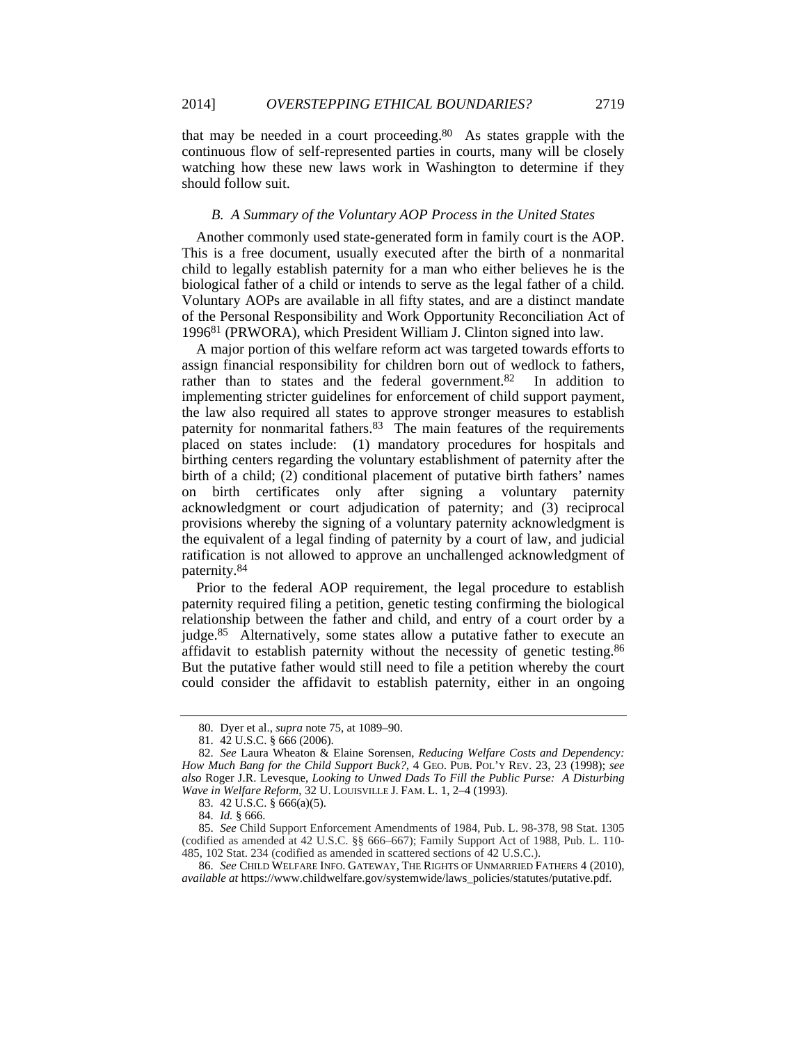that may be needed in a court proceeding.[80] As states grapple with the continuous flow of self-represented parties in courts, many will be closely watching how these new laws work in Washington to determine if they should follow suit.

### *B. A Summary of the Voluntary AOP Process in the United States*

Another commonly used state-generated form in family court is the AOP. This is a free document, usually executed after the birth of a nonmarital child to legally establish paternity for a man who either believes he is the biological father of a child or intends to serve as the legal father of a child. Voluntary AOPs are available in all fifty states, and are a distinct mandate of the Personal Responsibility and Work Opportunity Reconciliation Act of 1996[81] (PRWORA), which President William J. Clinton signed into law.

A major portion of this welfare reform act was targeted towards efforts to assign financial responsibility for children born out of wedlock to fathers, rather than to states and the federal government.[82] In addition to implementing stricter guidelines for enforcement of child support payment, the law also required all states to approve stronger measures to establish paternity for nonmarital fathers.[83] The main features of the requirements placed on states include: (1) mandatory procedures for hospitals and birthing centers regarding the voluntary establishment of paternity after the birth of a child; (2) conditional placement of putative birth fathers' names on birth certificates only after signing a voluntary paternity acknowledgment or court adjudication of paternity; and (3) reciprocal provisions whereby the signing of a voluntary paternity acknowledgment is the equivalent of a legal finding of paternity by a court of law, and judicial ratification is not allowed to approve an unchallenged acknowledgment of paternity.[84]

Prior to the federal AOP requirement, the legal procedure to establish paternity required filing a petition, genetic testing confirming the biological relationship between the father and child, and entry of a court order by a judge.[85] Alternatively, some states allow a putative father to execute an affidavit to establish paternity without the necessity of genetic testing.[86] But the putative father would still need to file a petition whereby the court could consider the affidavit to establish paternity, either in an ongoing

---

80. Dyer et al., *supra* note 75, at 1089–90.

81. 42 U.S.C. § 666 (2006).

82. *See* Laura Wheaton & Elaine Sorensen, *Reducing Welfare Costs and Dependency: How Much Bang for the Child Support Buck?*, 4 GEO. PUB. POL'Y REV. 23, 23 (1998); *see also* Roger J.R. Levesque, *Looking to Unwed Dads To Fill the Public Purse: A Disturbing Wave in Welfare Reform*, 32 U. LOUISVILLE J. FAM. L. 1, 2–4 (1993).

83. 42 U.S.C. § 666(a)(5).

84. *Id.* § 666.

85. *See* Child Support Enforcement Amendments of 1984, Pub. L. 98-378, 98 Stat. 1305 (codified as amended at 42 U.S.C. §§ 666–667); Family Support Act of 1988, Pub. L. 110-485, 102 Stat. 234 (codified as amended in scattered sections of 42 U.S.C.).

86. *See* CHILD WELFARE INFO. GATEWAY, THE RIGHTS OF UNMARRIED FATHERS 4 (2010), *available at* https://www.childwelfare.gov/systemwide/laws_policies/statutes/putative.pdf.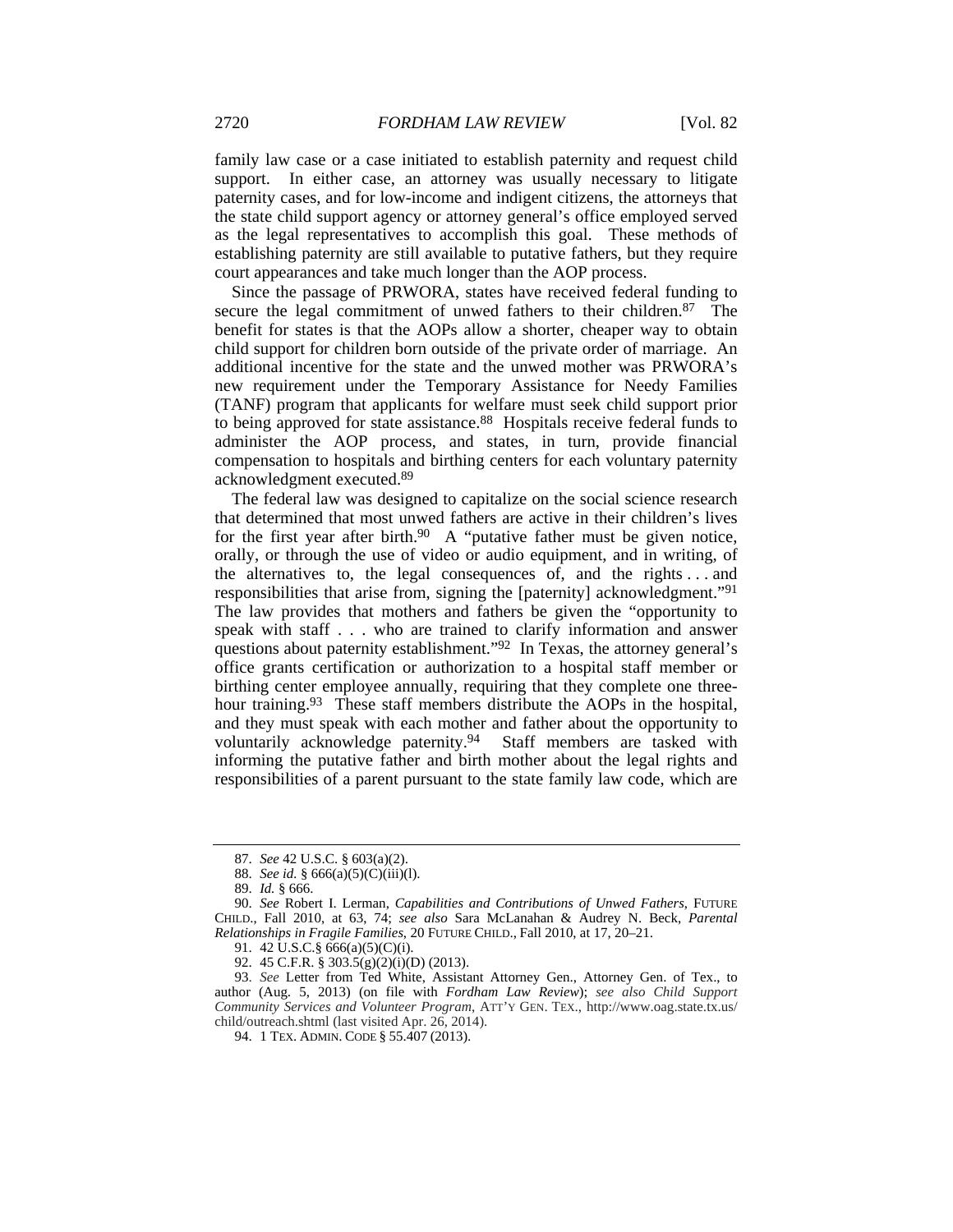family law case or a case initiated to establish paternity and request child support. In either case, an attorney was usually necessary to litigate paternity cases, and for low-income and indigent citizens, the attorneys that the state child support agency or attorney general's office employed served as the legal representatives to accomplish this goal. These methods of establishing paternity are still available to putative fathers, but they require court appearances and take much longer than the AOP process.

Since the passage of PRWORA, states have received federal funding to secure the legal commitment of unwed fathers to their children.[87] The benefit for states is that the AOPs allow a shorter, cheaper way to obtain child support for children born outside of the private order of marriage. An additional incentive for the state and the unwed mother was PRWORA's new requirement under the Temporary Assistance for Needy Families (TANF) program that applicants for welfare must seek child support prior to being approved for state assistance.[88] Hospitals receive federal funds to administer the AOP process, and states, in turn, provide financial compensation to hospitals and birthing centers for each voluntary paternity acknowledgment executed.[89]

The federal law was designed to capitalize on the social science research that determined that most unwed fathers are active in their children's lives for the first year after birth.[90] A "putative father must be given notice, orally, or through the use of video or audio equipment, and in writing, of the alternatives to, the legal consequences of, and the rights . . . and responsibilities that arise from, signing the [paternity] acknowledgment."[91] The law provides that mothers and fathers be given the "opportunity to speak with staff . . . who are trained to clarify information and answer questions about paternity establishment."[92] In Texas, the attorney general's office grants certification or authorization to a hospital staff member or birthing center employee annually, requiring that they complete one three-hour training.[93] These staff members distribute the AOPs in the hospital, and they must speak with each mother and father about the opportunity to voluntarily acknowledge paternity.[94] Staff members are tasked with informing the putative father and birth mother about the legal rights and responsibilities of a parent pursuant to the state family law code, which are

---

87. *See* 42 U.S.C. § 603(a)(2).

88. *See id.* § 666(a)(5)(C)(iii)(l).

89. *Id.* § 666.

90. *See* Robert I. Lerman, *Capabilities and Contributions of Unwed Fathers*, FUTURE CHILD., Fall 2010, at 63, 74; *see also* Sara McLanahan & Audrey N. Beck, *Parental Relationships in Fragile Families*, 20 FUTURE CHILD., Fall 2010, at 17, 20–21.

91. 42 U.S.C.§ 666(a)(5)(C)(i).

92. 45 C.F.R. § 303.5(g)(2)(i)(D) (2013).

93. *See* Letter from Ted White, Assistant Attorney Gen., Attorney Gen. of Tex., to author (Aug. 5, 2013) (on file with *Fordham Law Review*); *see also Child Support Community Services and Volunteer Program*, ATT'Y GEN. TEX., http://www.oag.state.tx.us/child/outreach.shtml (last visited Apr. 26, 2014).

94. 1 TEX. ADMIN. CODE § 55.407 (2013).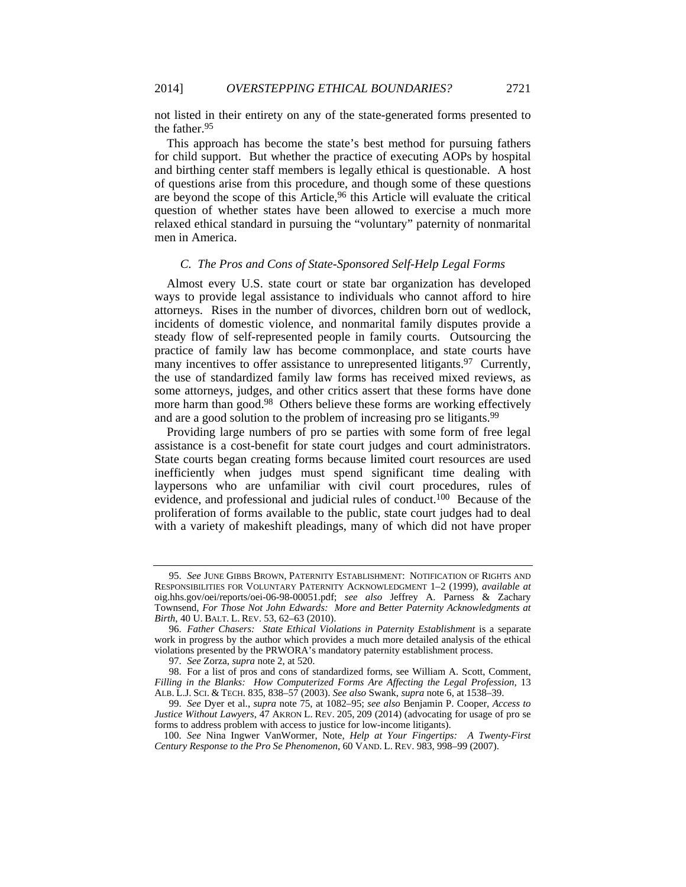not listed in their entirety on any of the state-generated forms presented to the father.[95]

This approach has become the state's best method for pursuing fathers for child support. But whether the practice of executing AOPs by hospital and birthing center staff members is legally ethical is questionable. A host of questions arise from this procedure, and though some of these questions are beyond the scope of this Article,[96] this Article will evaluate the critical question of whether states have been allowed to exercise a much more relaxed ethical standard in pursuing the "voluntary" paternity of nonmarital men in America.

### *C. The Pros and Cons of State-Sponsored Self-Help Legal Forms*

Almost every U.S. state court or state bar organization has developed ways to provide legal assistance to individuals who cannot afford to hire attorneys. Rises in the number of divorces, children born out of wedlock, incidents of domestic violence, and nonmarital family disputes provide a steady flow of self-represented people in family courts. Outsourcing the practice of family law has become commonplace, and state courts have many incentives to offer assistance to unrepresented litigants.[97] Currently, the use of standardized family law forms has received mixed reviews, as some attorneys, judges, and other critics assert that these forms have done more harm than good.[98] Others believe these forms are working effectively and are a good solution to the problem of increasing pro se litigants.[99]

Providing large numbers of pro se parties with some form of free legal assistance is a cost-benefit for state court judges and court administrators. State courts began creating forms because limited court resources are used inefficiently when judges must spend significant time dealing with laypersons who are unfamiliar with civil court procedures, rules of evidence, and professional and judicial rules of conduct.[100] Because of the proliferation of forms available to the public, state court judges had to deal with a variety of makeshift pleadings, many of which did not have proper

---

95. *See* JUNE GIBBS BROWN, PATERNITY ESTABLISHMENT: NOTIFICATION OF RIGHTS AND RESPONSIBILITIES FOR VOLUNTARY PATERNITY ACKNOWLEDGMENT 1–2 (1999), *available at* oig.hhs.gov/oei/reports/oei-06-98-00051.pdf; *see also* Jeffrey A. Parness & Zachary Townsend, *For Those Not John Edwards: More and Better Paternity Acknowledgments at Birth*, 40 U. BALT. L. REV. 53, 62–63 (2010).

96. *Father Chasers: State Ethical Violations in Paternity Establishment* is a separate work in progress by the author which provides a much more detailed analysis of the ethical violations presented by the PRWORA's mandatory paternity establishment process.

97. *See* Zorza, *supra* note 2, at 520.

98. For a list of pros and cons of standardized forms, see William A. Scott, Comment, *Filling in the Blanks: How Computerized Forms Are Affecting the Legal Profession*, 13 ALB. L.J. SCI. & TECH. 835, 838–57 (2003). *See also* Swank, *supra* note 6, at 1538–39.

99. *See* Dyer et al., *supra* note 75, at 1082–95; *see also* Benjamin P. Cooper, *Access to Justice Without Lawyers*, 47 AKRON L. REV. 205, 209 (2014) (advocating for usage of pro se forms to address problem with access to justice for low-income litigants).

100. *See* Nina Ingwer VanWormer, Note, *Help at Your Fingertips: A Twenty-First Century Response to the Pro Se Phenomenon*, 60 VAND. L. REV. 983, 998–99 (2007).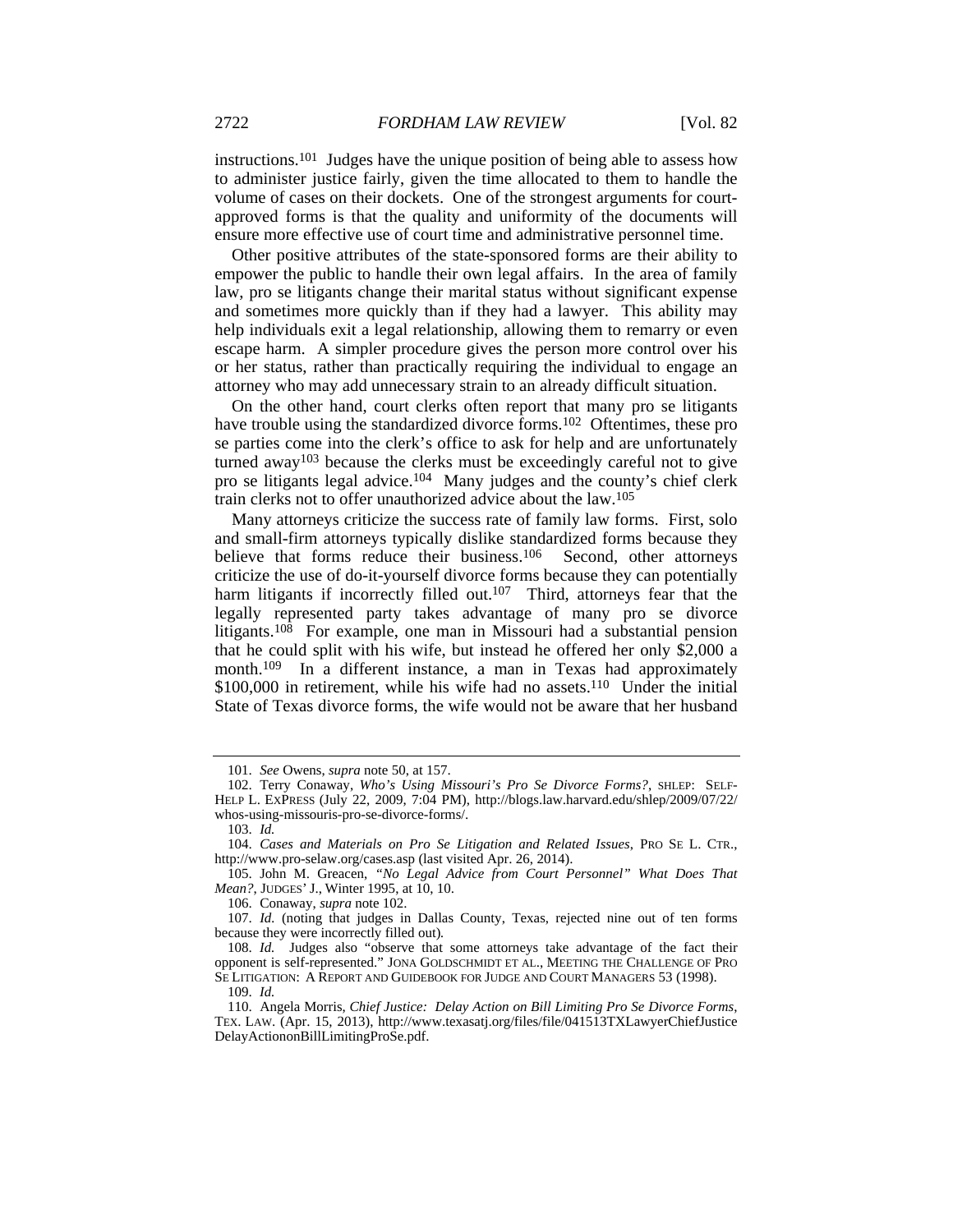instructions.[101] Judges have the unique position of being able to assess how to administer justice fairly, given the time allocated to them to handle the volume of cases on their dockets. One of the strongest arguments for court-approved forms is that the quality and uniformity of the documents will ensure more effective use of court time and administrative personnel time.

Other positive attributes of the state-sponsored forms are their ability to empower the public to handle their own legal affairs. In the area of family law, pro se litigants change their marital status without significant expense and sometimes more quickly than if they had a lawyer. This ability may help individuals exit a legal relationship, allowing them to remarry or even escape harm. A simpler procedure gives the person more control over his or her status, rather than practically requiring the individual to engage an attorney who may add unnecessary strain to an already difficult situation.

On the other hand, court clerks often report that many pro se litigants have trouble using the standardized divorce forms.[102] Oftentimes, these pro se parties come into the clerk's office to ask for help and are unfortunately turned away[103] because the clerks must be exceedingly careful not to give pro se litigants legal advice.[104] Many judges and the county's chief clerk train clerks not to offer unauthorized advice about the law.[105]

Many attorneys criticize the success rate of family law forms. First, solo and small-firm attorneys typically dislike standardized forms because they believe that forms reduce their business.[106] Second, other attorneys criticize the use of do-it-yourself divorce forms because they can potentially harm litigants if incorrectly filled out.[107] Third, attorneys fear that the legally represented party takes advantage of many pro se divorce litigants.[108] For example, one man in Missouri had a substantial pension that he could split with his wife, but instead he offered her only $2,000 a month.[109] In a different instance, a man in Texas had approximately $100,000 in retirement, while his wife had no assets.[110] Under the initial State of Texas divorce forms, the wife would not be aware that her husband

---

101. *See* Owens, *supra* note 50, at 157.

102. Terry Conaway, *Who's Using Missouri's Pro Se Divorce Forms?*, SHLEP: SELF-HELP L. EXPRESS (July 22, 2009, 7:04 PM), http://blogs.law.harvard.edu/shlep/2009/07/22/whos-using-missouris-pro-se-divorce-forms/.

103. *Id.*

104. *Cases and Materials on Pro Se Litigation and Related Issues*, PRO SE L. CTR., http://www.pro-selaw.org/cases.asp (last visited Apr. 26, 2014).

105. John M. Greacen, *"No Legal Advice from Court Personnel" What Does That Mean?*, JUDGES' J., Winter 1995, at 10, 10.

106. Conaway, *supra* note 102.

107. *Id.* (noting that judges in Dallas County, Texas, rejected nine out of ten forms because they were incorrectly filled out).

108. *Id.* Judges also "observe that some attorneys take advantage of the fact their opponent is self-represented." JONA GOLDSCHMIDT ET AL., MEETING THE CHALLENGE OF PRO SE LITIGATION: A REPORT AND GUIDEBOOK FOR JUDGE AND COURT MANAGERS 53 (1998).

109. *Id.*

110. Angela Morris, *Chief Justice: Delay Action on Bill Limiting Pro Se Divorce Forms*, TEX. LAW. (Apr. 15, 2013), http://www.texasatj.org/files/file/041513TXLawyerChiefJusticeDelayActiononBillLimitingProSe.pdf.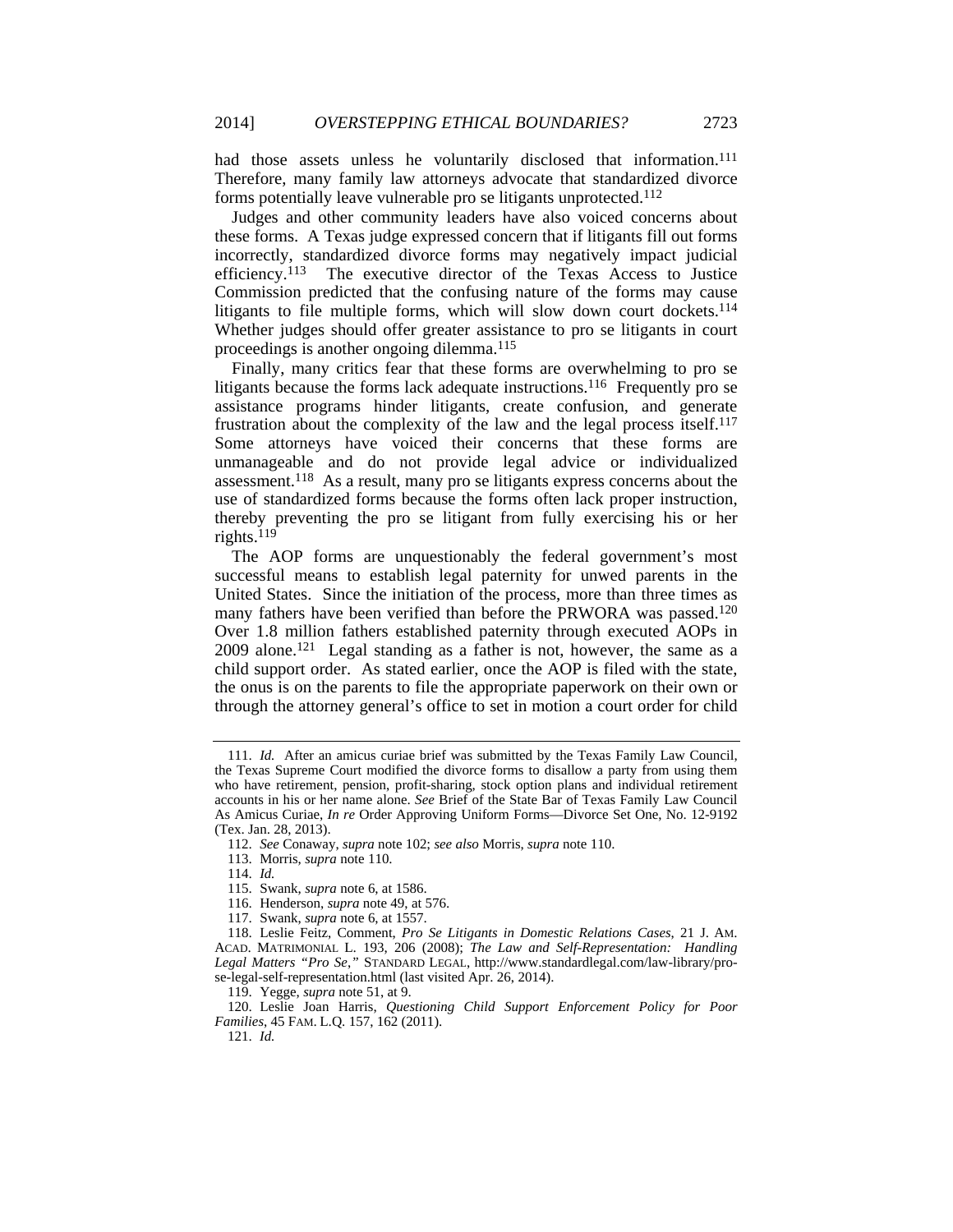had those assets unless he voluntarily disclosed that information.[111] Therefore, many family law attorneys advocate that standardized divorce forms potentially leave vulnerable pro se litigants unprotected.[112]

Judges and other community leaders have also voiced concerns about these forms. A Texas judge expressed concern that if litigants fill out forms incorrectly, standardized divorce forms may negatively impact judicial efficiency.[113] The executive director of the Texas Access to Justice Commission predicted that the confusing nature of the forms may cause litigants to file multiple forms, which will slow down court dockets.[114] Whether judges should offer greater assistance to pro se litigants in court proceedings is another ongoing dilemma.[115]

Finally, many critics fear that these forms are overwhelming to pro se litigants because the forms lack adequate instructions.[116] Frequently pro se assistance programs hinder litigants, create confusion, and generate frustration about the complexity of the law and the legal process itself.[117] Some attorneys have voiced their concerns that these forms are unmanageable and do not provide legal advice or individualized assessment.[118] As a result, many pro se litigants express concerns about the use of standardized forms because the forms often lack proper instruction, thereby preventing the pro se litigant from fully exercising his or her rights.[119]

The AOP forms are unquestionably the federal government's most successful means to establish legal paternity for unwed parents in the United States. Since the initiation of the process, more than three times as many fathers have been verified than before the PRWORA was passed.[120] Over 1.8 million fathers established paternity through executed AOPs in 2009 alone.[121] Legal standing as a father is not, however, the same as a child support order. As stated earlier, once the AOP is filed with the state, the onus is on the parents to file the appropriate paperwork on their own or through the attorney general's office to set in motion a court order for child

---

111. *Id.* After an amicus curiae brief was submitted by the Texas Family Law Council, the Texas Supreme Court modified the divorce forms to disallow a party from using them who have retirement, pension, profit-sharing, stock option plans and individual retirement accounts in his or her name alone. *See* Brief of the State Bar of Texas Family Law Council As Amicus Curiae, *In re* Order Approving Uniform Forms—Divorce Set One, No. 12-9192 (Tex. Jan. 28, 2013).

112. *See* Conaway, *supra* note 102; *see also* Morris, *supra* note 110.

113. Morris, *supra* note 110.

114. *Id.*

115. Swank, *supra* note 6, at 1586.

116. Henderson, *supra* note 49, at 576.

117. Swank, *supra* note 6, at 1557.

118. Leslie Feitz, Comment, *Pro Se Litigants in Domestic Relations Cases*, 21 J. AM. ACAD. MATRIMONIAL L. 193, 206 (2008); *The Law and Self-Representation: Handling Legal Matters "Pro Se*,*"* STANDARD LEGAL, http://www.standardlegal.com/law-library/pro-se-legal-self-representation.html (last visited Apr. 26, 2014).

119. Yegge, *supra* note 51, at 9.

120. Leslie Joan Harris, *Questioning Child Support Enforcement Policy for Poor Families*, 45 FAM. L.Q. 157, 162 (2011).

121. *Id.*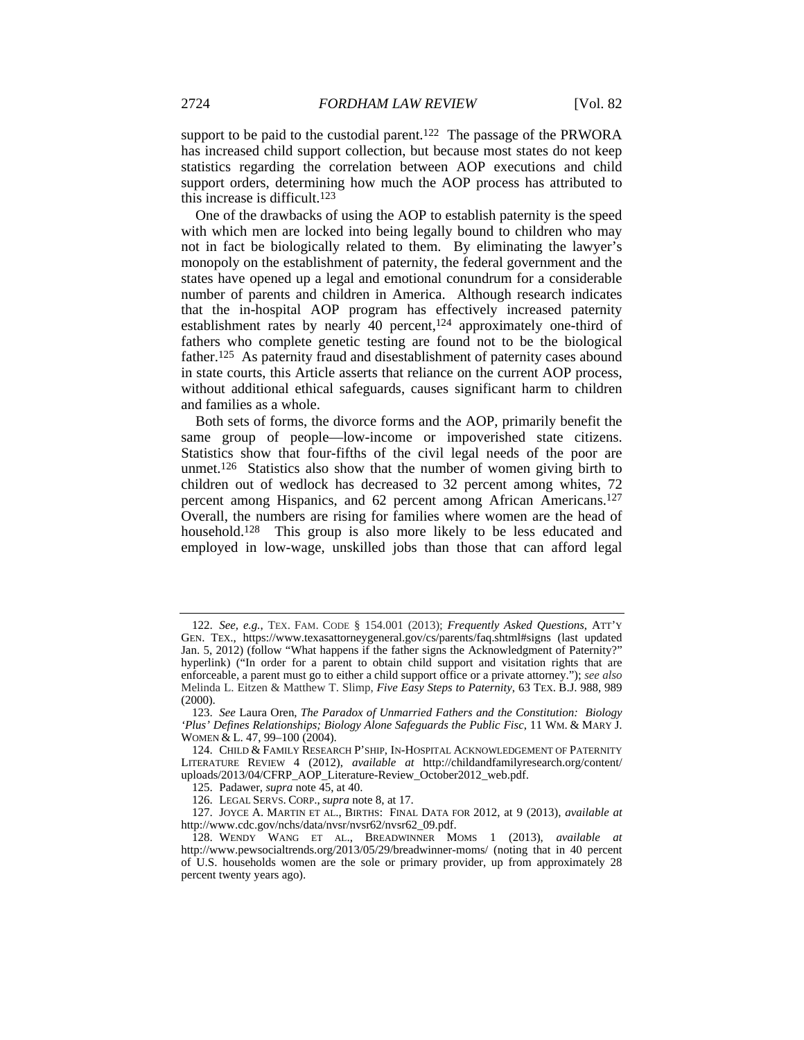support to be paid to the custodial parent.[122] The passage of the PRWORA has increased child support collection, but because most states do not keep statistics regarding the correlation between AOP executions and child support orders, determining how much the AOP process has attributed to this increase is difficult.[123]

One of the drawbacks of using the AOP to establish paternity is the speed with which men are locked into being legally bound to children who may not in fact be biologically related to them. By eliminating the lawyer's monopoly on the establishment of paternity, the federal government and the states have opened up a legal and emotional conundrum for a considerable number of parents and children in America. Although research indicates that the in-hospital AOP program has effectively increased paternity establishment rates by nearly 40 percent,[124] approximately one-third of fathers who complete genetic testing are found not to be the biological father.[125] As paternity fraud and disestablishment of paternity cases abound in state courts, this Article asserts that reliance on the current AOP process, without additional ethical safeguards, causes significant harm to children and families as a whole.

Both sets of forms, the divorce forms and the AOP, primarily benefit the same group of people—low-income or impoverished state citizens. Statistics show that four-fifths of the civil legal needs of the poor are unmet.[126] Statistics also show that the number of women giving birth to children out of wedlock has decreased to 32 percent among whites, 72 percent among Hispanics, and 62 percent among African Americans.[127] Overall, the numbers are rising for families where women are the head of household.[128] This group is also more likely to be less educated and employed in low-wage, unskilled jobs than those that can afford legal

---

122. *See, e.g.*, TEX. FAM. CODE § 154.001 (2013); *Frequently Asked Questions*, ATT'Y GEN. TEX., https://www.texasattorneygeneral.gov/cs/parents/faq.shtml#signs (last updated Jan. 5, 2012) (follow "What happens if the father signs the Acknowledgment of Paternity?" hyperlink) ("In order for a parent to obtain child support and visitation rights that are enforceable, a parent must go to either a child support office or a private attorney."); *see also* Melinda L. Eitzen & Matthew T. Slimp, *Five Easy Steps to Paternity*, 63 TEX. B.J. 988, 989 (2000).

123. *See* Laura Oren, *The Paradox of Unmarried Fathers and the Constitution: Biology 'Plus' Defines Relationships; Biology Alone Safeguards the Public Fisc*, 11 WM. & MARY J. WOMEN & L. 47, 99–100 (2004).

124. CHILD & FAMILY RESEARCH P'SHIP, IN-HOSPITAL ACKNOWLEDGEMENT OF PATERNITY LITERATURE REVIEW 4 (2012), *available at* http://childandfamilyresearch.org/content/uploads/2013/04/CFRP_AOP_Literature-Review_October2012_web.pdf.

125. Padawer, *supra* note 45, at 40.

126. LEGAL SERVS. CORP., *supra* note 8, at 17.

127. JOYCE A. MARTIN ET AL., BIRTHS: FINAL DATA FOR 2012, at 9 (2013), *available at* http://www.cdc.gov/nchs/data/nvsr/nvsr62/nvsr62_09.pdf.

128. WENDY WANG ET AL., BREADWINNER MOMS 1 (2013), *available at* http://www.pewsocialtrends.org/2013/05/29/breadwinner-moms/ (noting that in 40 percent of U.S. households women are the sole or primary provider, up from approximately 28 percent twenty years ago).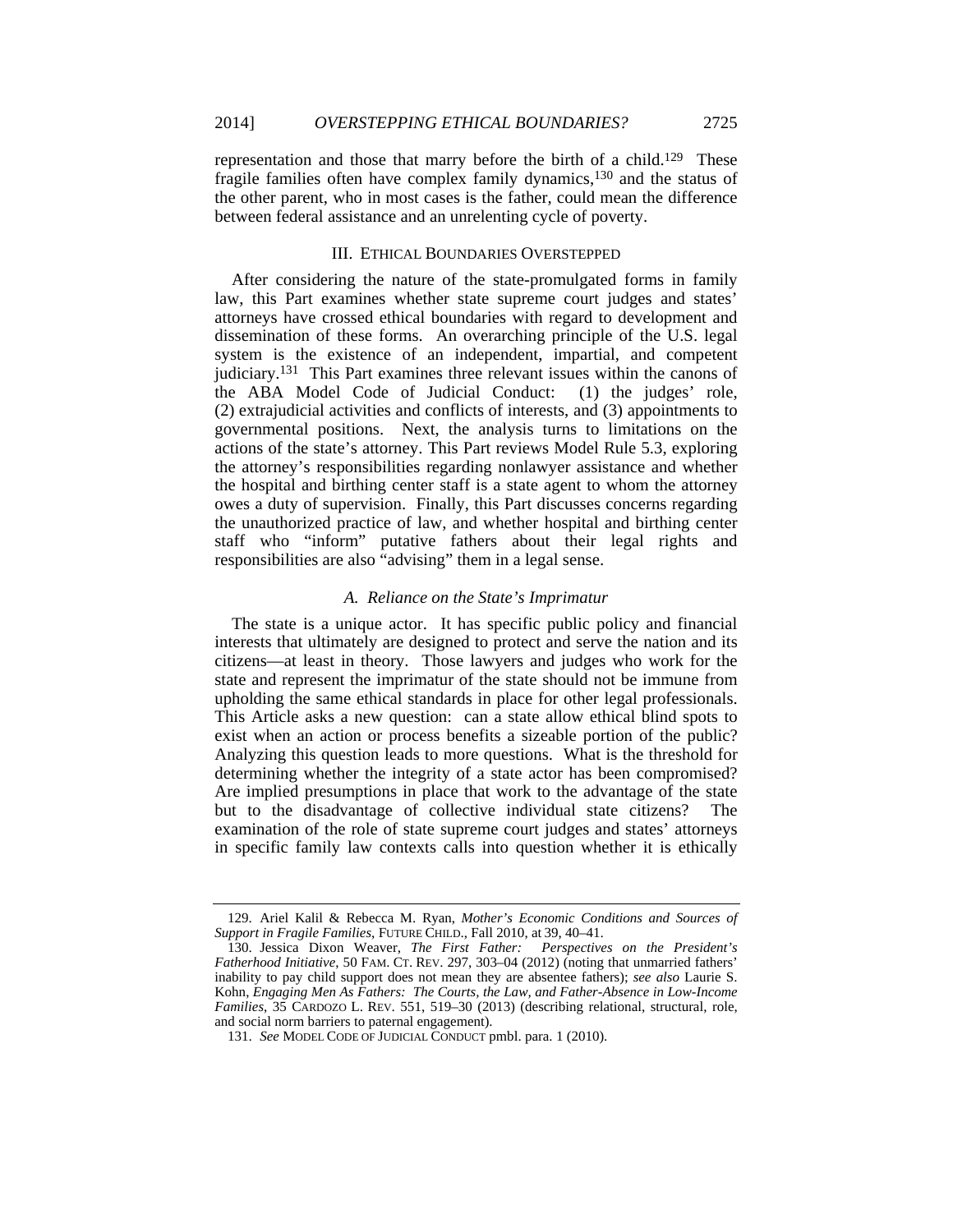representation and those that marry before the birth of a child.[129] These fragile families often have complex family dynamics,[130] and the status of the other parent, who in most cases is the father, could mean the difference between federal assistance and an unrelenting cycle of poverty.

## III. Ethical Boundaries Overstepped

After considering the nature of the state-promulgated forms in family law, this Part examines whether state supreme court judges and states' attorneys have crossed ethical boundaries with regard to development and dissemination of these forms. An overarching principle of the U.S. legal system is the existence of an independent, impartial, and competent judiciary.[131] This Part examines three relevant issues within the canons of the ABA Model Code of Judicial Conduct: (1) the judges' role, (2) extrajudicial activities and conflicts of interests, and (3) appointments to governmental positions. Next, the analysis turns to limitations on the actions of the state's attorney. This Part reviews Model Rule 5.3, exploring the attorney's responsibilities regarding nonlawyer assistance and whether the hospital and birthing center staff is a state agent to whom the attorney owes a duty of supervision. Finally, this Part discusses concerns regarding the unauthorized practice of law, and whether hospital and birthing center staff who "inform" putative fathers about their legal rights and responsibilities are also "advising" them in a legal sense.

### *A. Reliance on the State's Imprimatur*

The state is a unique actor. It has specific public policy and financial interests that ultimately are designed to protect and serve the nation and its citizens—at least in theory. Those lawyers and judges who work for the state and represent the imprimatur of the state should not be immune from upholding the same ethical standards in place for other legal professionals. This Article asks a new question: can a state allow ethical blind spots to exist when an action or process benefits a sizeable portion of the public? Analyzing this question leads to more questions. What is the threshold for determining whether the integrity of a state actor has been compromised? Are implied presumptions in place that work to the advantage of the state but to the disadvantage of collective individual state citizens? The examination of the role of state supreme court judges and states' attorneys in specific family law contexts calls into question whether it is ethically

---

129. Ariel Kalil & Rebecca M. Ryan, *Mother's Economic Conditions and Sources of Support in Fragile Families*, FUTURE CHILD., Fall 2010, at 39, 40–41.

130. Jessica Dixon Weaver, *The First Father: Perspectives on the President's Fatherhood Initiative*, 50 FAM. CT. REV. 297, 303–04 (2012) (noting that unmarried fathers' inability to pay child support does not mean they are absentee fathers); *see also* Laurie S. Kohn, *Engaging Men As Fathers: The Courts, the Law, and Father-Absence in Low-Income Families*, 35 CARDOZO L. REV. 551, 519–30 (2013) (describing relational, structural, role, and social norm barriers to paternal engagement).

131. *See* MODEL CODE OF JUDICIAL CONDUCT pmbl. para. 1 (2010).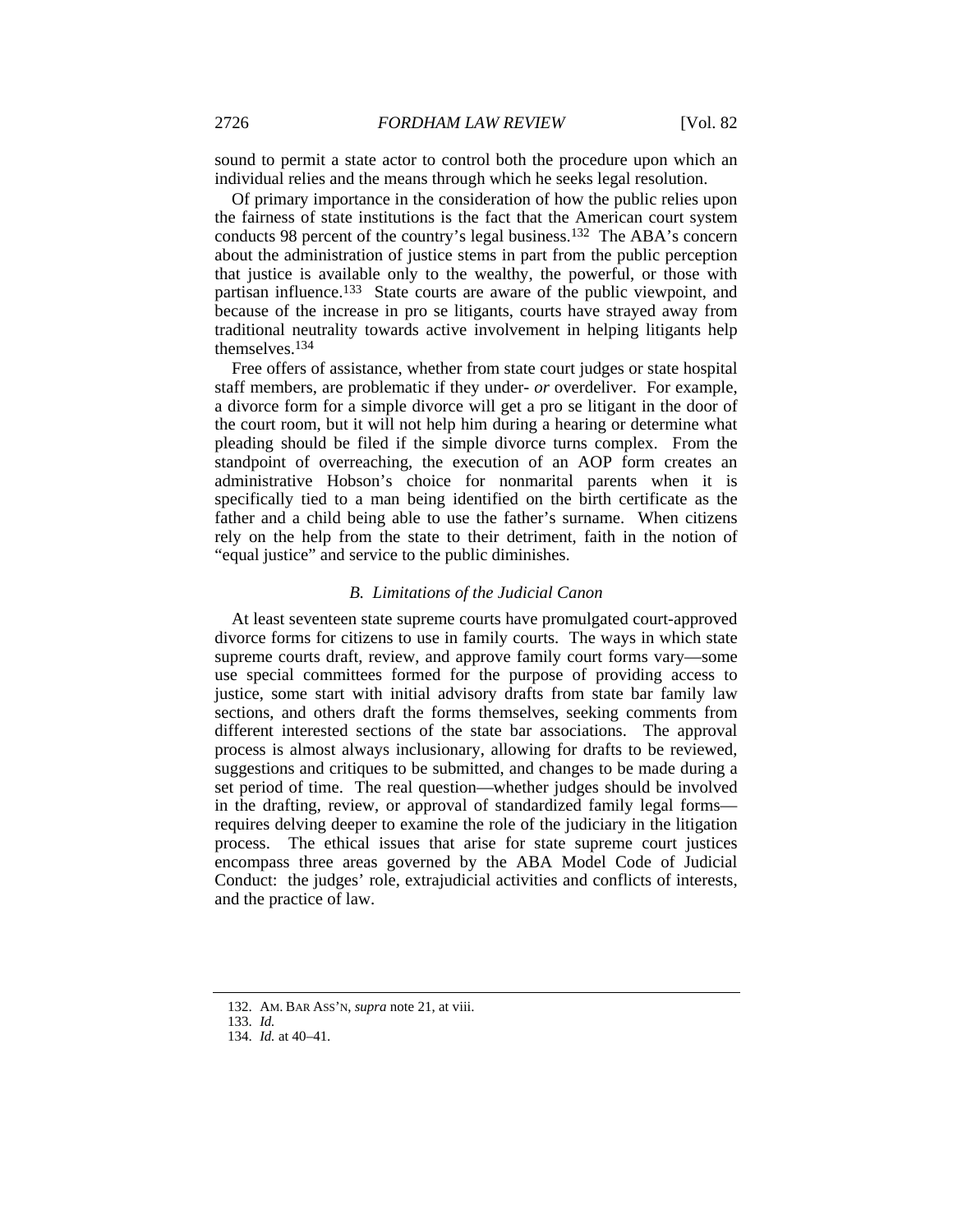sound to permit a state actor to control both the procedure upon which an individual relies and the means through which he seeks legal resolution.

Of primary importance in the consideration of how the public relies upon the fairness of state institutions is the fact that the American court system conducts 98 percent of the country's legal business.[132] The ABA's concern about the administration of justice stems in part from the public perception that justice is available only to the wealthy, the powerful, or those with partisan influence.[133] State courts are aware of the public viewpoint, and because of the increase in pro se litigants, courts have strayed away from traditional neutrality towards active involvement in helping litigants help themselves.[134]

Free offers of assistance, whether from state court judges or state hospital staff members, are problematic if they under- *or* overdeliver. For example, a divorce form for a simple divorce will get a pro se litigant in the door of the court room, but it will not help him during a hearing or determine what pleading should be filed if the simple divorce turns complex. From the standpoint of overreaching, the execution of an AOP form creates an administrative Hobson's choice for nonmarital parents when it is specifically tied to a man being identified on the birth certificate as the father and a child being able to use the father's surname. When citizens rely on the help from the state to their detriment, faith in the notion of "equal justice" and service to the public diminishes.

### *B. Limitations of the Judicial Canon*

At least seventeen state supreme courts have promulgated court-approved divorce forms for citizens to use in family courts. The ways in which state supreme courts draft, review, and approve family court forms vary—some use special committees formed for the purpose of providing access to justice, some start with initial advisory drafts from state bar family law sections, and others draft the forms themselves, seeking comments from different interested sections of the state bar associations. The approval process is almost always inclusionary, allowing for drafts to be reviewed, suggestions and critiques to be submitted, and changes to be made during a set period of time. The real question—whether judges should be involved in the drafting, review, or approval of standardized family legal forms—requires delving deeper to examine the role of the judiciary in the litigation process. The ethical issues that arise for state supreme court justices encompass three areas governed by the ABA Model Code of Judicial Conduct: the judges' role, extrajudicial activities and conflicts of interests, and the practice of law.

---

132. AM. BAR ASS'N, *supra* note 21, at viii.

133. *Id.*

134. *Id.* at 40–41.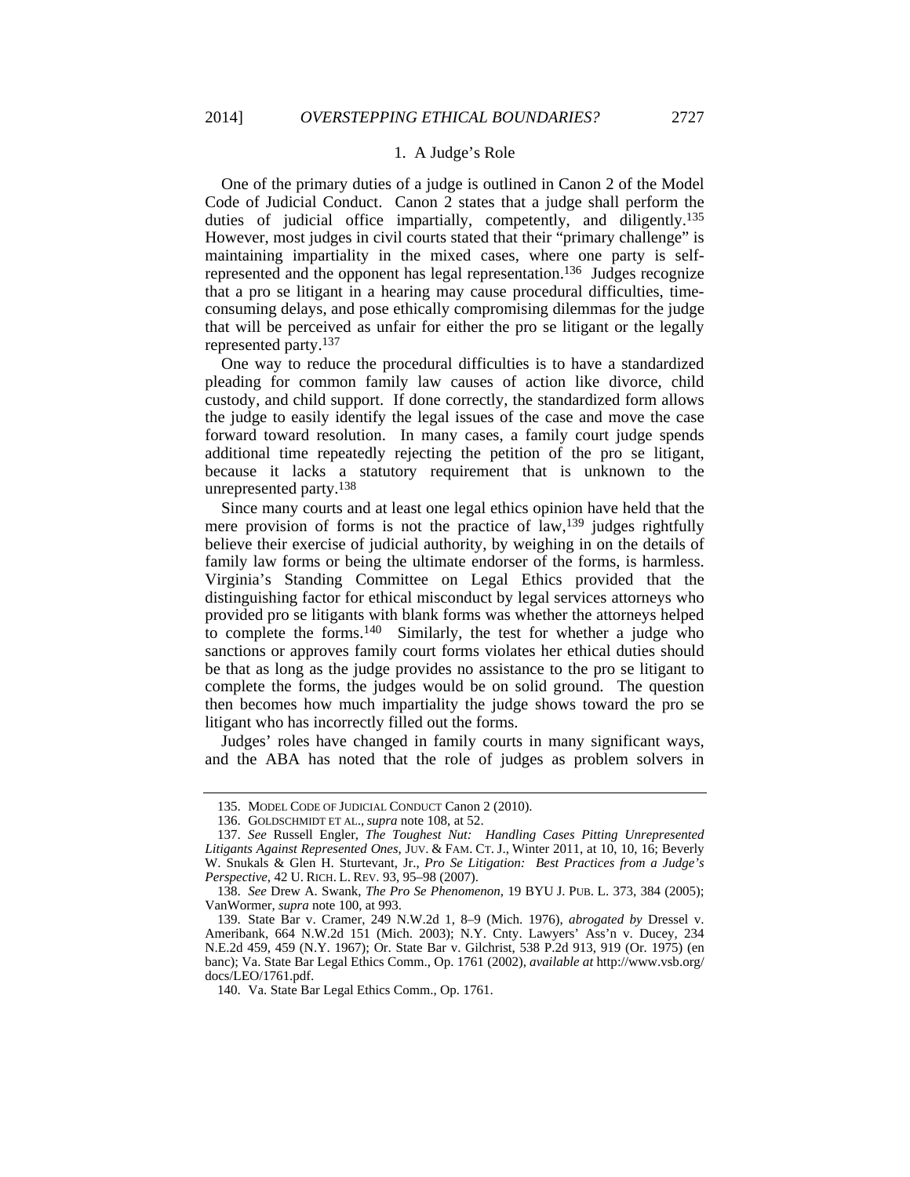### 1. A Judge's Role

One of the primary duties of a judge is outlined in Canon 2 of the Model Code of Judicial Conduct. Canon 2 states that a judge shall perform the duties of judicial office impartially, competently, and diligently.[135] However, most judges in civil courts stated that their "primary challenge" is maintaining impartiality in the mixed cases, where one party is self-represented and the opponent has legal representation.[136] Judges recognize that a pro se litigant in a hearing may cause procedural difficulties, time-consuming delays, and pose ethically compromising dilemmas for the judge that will be perceived as unfair for either the pro se litigant or the legally represented party.[137]

One way to reduce the procedural difficulties is to have a standardized pleading for common family law causes of action like divorce, child custody, and child support. If done correctly, the standardized form allows the judge to easily identify the legal issues of the case and move the case forward toward resolution. In many cases, a family court judge spends additional time repeatedly rejecting the petition of the pro se litigant, because it lacks a statutory requirement that is unknown to the unrepresented party.[138]

Since many courts and at least one legal ethics opinion have held that the mere provision of forms is not the practice of law,[139] judges rightfully believe their exercise of judicial authority, by weighing in on the details of family law forms or being the ultimate endorser of the forms, is harmless. Virginia's Standing Committee on Legal Ethics provided that the distinguishing factor for ethical misconduct by legal services attorneys who provided pro se litigants with blank forms was whether the attorneys helped to complete the forms.[140] Similarly, the test for whether a judge who sanctions or approves family court forms violates her ethical duties should be that as long as the judge provides no assistance to the pro se litigant to complete the forms, the judges would be on solid ground. The question then becomes how much impartiality the judge shows toward the pro se litigant who has incorrectly filled out the forms.

Judges' roles have changed in family courts in many significant ways, and the ABA has noted that the role of judges as problem solvers in

---

135. MODEL CODE OF JUDICIAL CONDUCT Canon 2 (2010).

136. GOLDSCHMIDT ET AL., *supra* note 108, at 52.

137. *See* Russell Engler, *The Toughest Nut: Handling Cases Pitting Unrepresented Litigants Against Represented Ones*, JUV. & FAM. CT. J., Winter 2011, at 10, 10, 16; Beverly W. Snukals & Glen H. Sturtevant, Jr., *Pro Se Litigation: Best Practices from a Judge's Perspective*, 42 U. RICH. L. REV. 93, 95–98 (2007).

138. *See* Drew A. Swank, *The Pro Se Phenomenon*, 19 BYU J. PUB. L. 373, 384 (2005); VanWormer, *supra* note 100, at 993.

139. State Bar v. Cramer, 249 N.W.2d 1, 8–9 (Mich. 1976), *abrogated by* Dressel v. Ameribank, 664 N.W.2d 151 (Mich. 2003); N.Y. Cnty. Lawyers' Ass'n v. Ducey, 234 N.E.2d 459, 459 (N.Y. 1967); Or. State Bar v. Gilchrist, 538 P.2d 913, 919 (Or. 1975) (en banc); Va. State Bar Legal Ethics Comm., Op. 1761 (2002), *available at* http://www.vsb.org/docs/LEO/1761.pdf.

140. Va. State Bar Legal Ethics Comm., Op. 1761.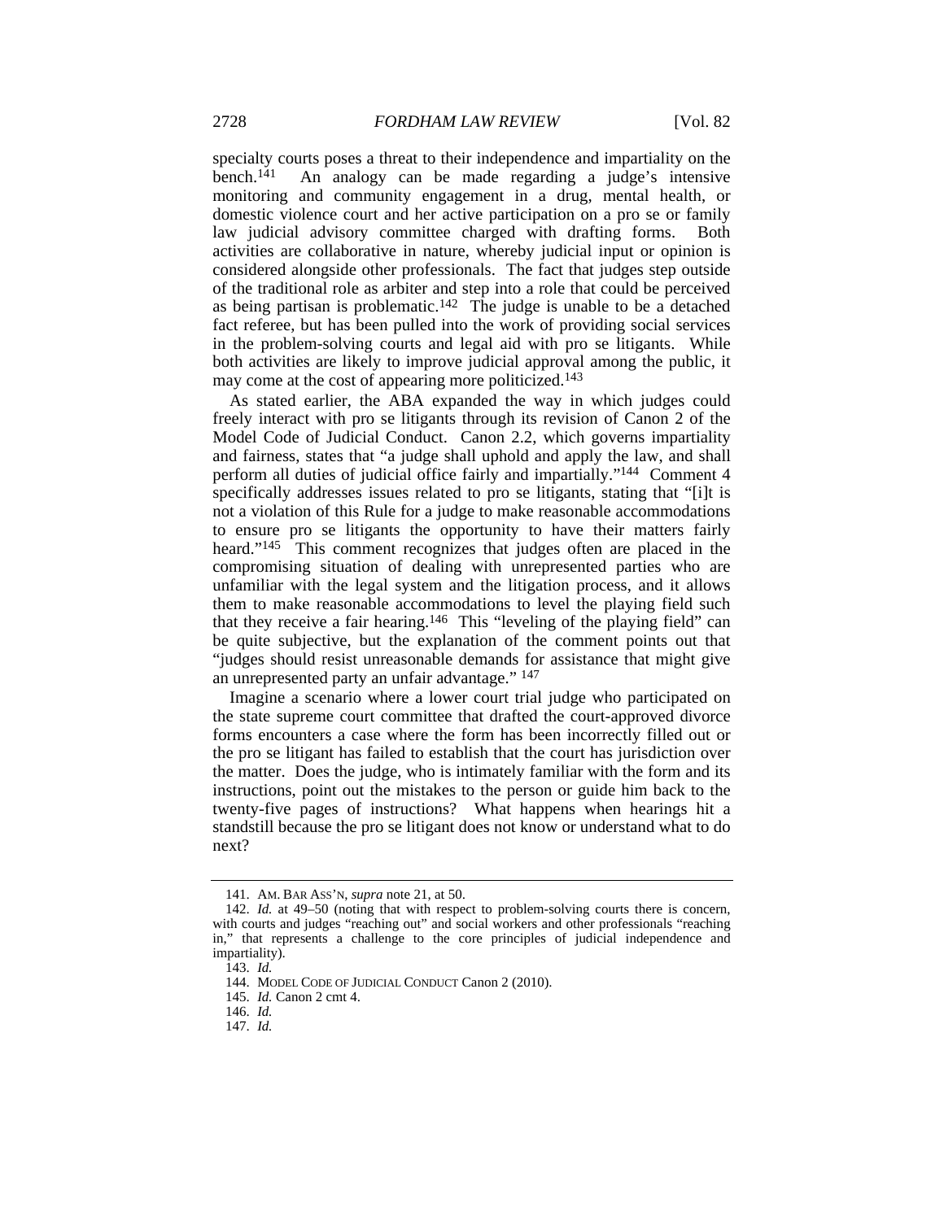specialty courts poses a threat to their independence and impartiality on the bench.[141] An analogy can be made regarding a judge's intensive monitoring and community engagement in a drug, mental health, or domestic violence court and her active participation on a pro se or family law judicial advisory committee charged with drafting forms. Both activities are collaborative in nature, whereby judicial input or opinion is considered alongside other professionals. The fact that judges step outside of the traditional role as arbiter and step into a role that could be perceived as being partisan is problematic.[142] The judge is unable to be a detached fact referee, but has been pulled into the work of providing social services in the problem-solving courts and legal aid with pro se litigants. While both activities are likely to improve judicial approval among the public, it may come at the cost of appearing more politicized.[143]

As stated earlier, the ABA expanded the way in which judges could freely interact with pro se litigants through its revision of Canon 2 of the Model Code of Judicial Conduct. Canon 2.2, which governs impartiality and fairness, states that "a judge shall uphold and apply the law, and shall perform all duties of judicial office fairly and impartially."[144] Comment 4 specifically addresses issues related to pro se litigants, stating that "[i]t is not a violation of this Rule for a judge to make reasonable accommodations to ensure pro se litigants the opportunity to have their matters fairly heard."[145] This comment recognizes that judges often are placed in the compromising situation of dealing with unrepresented parties who are unfamiliar with the legal system and the litigation process, and it allows them to make reasonable accommodations to level the playing field such that they receive a fair hearing.[146] This "leveling of the playing field" can be quite subjective, but the explanation of the comment points out that "judges should resist unreasonable demands for assistance that might give an unrepresented party an unfair advantage." [147]

Imagine a scenario where a lower court trial judge who participated on the state supreme court committee that drafted the court-approved divorce forms encounters a case where the form has been incorrectly filled out or the pro se litigant has failed to establish that the court has jurisdiction over the matter. Does the judge, who is intimately familiar with the form and its instructions, point out the mistakes to the person or guide him back to the twenty-five pages of instructions? What happens when hearings hit a standstill because the pro se litigant does not know or understand what to do next?

---

141. AM. BAR ASS'N, *supra* note 21, at 50.

142. *Id.* at 49–50 (noting that with respect to problem-solving courts there is concern, with courts and judges "reaching out" and social workers and other professionals "reaching in," that represents a challenge to the core principles of judicial independence and impartiality).

143. *Id.*

144. MODEL CODE OF JUDICIAL CONDUCT Canon 2 (2010).

145. *Id.* Canon 2 cmt 4.

146. *Id.*

147. *Id.*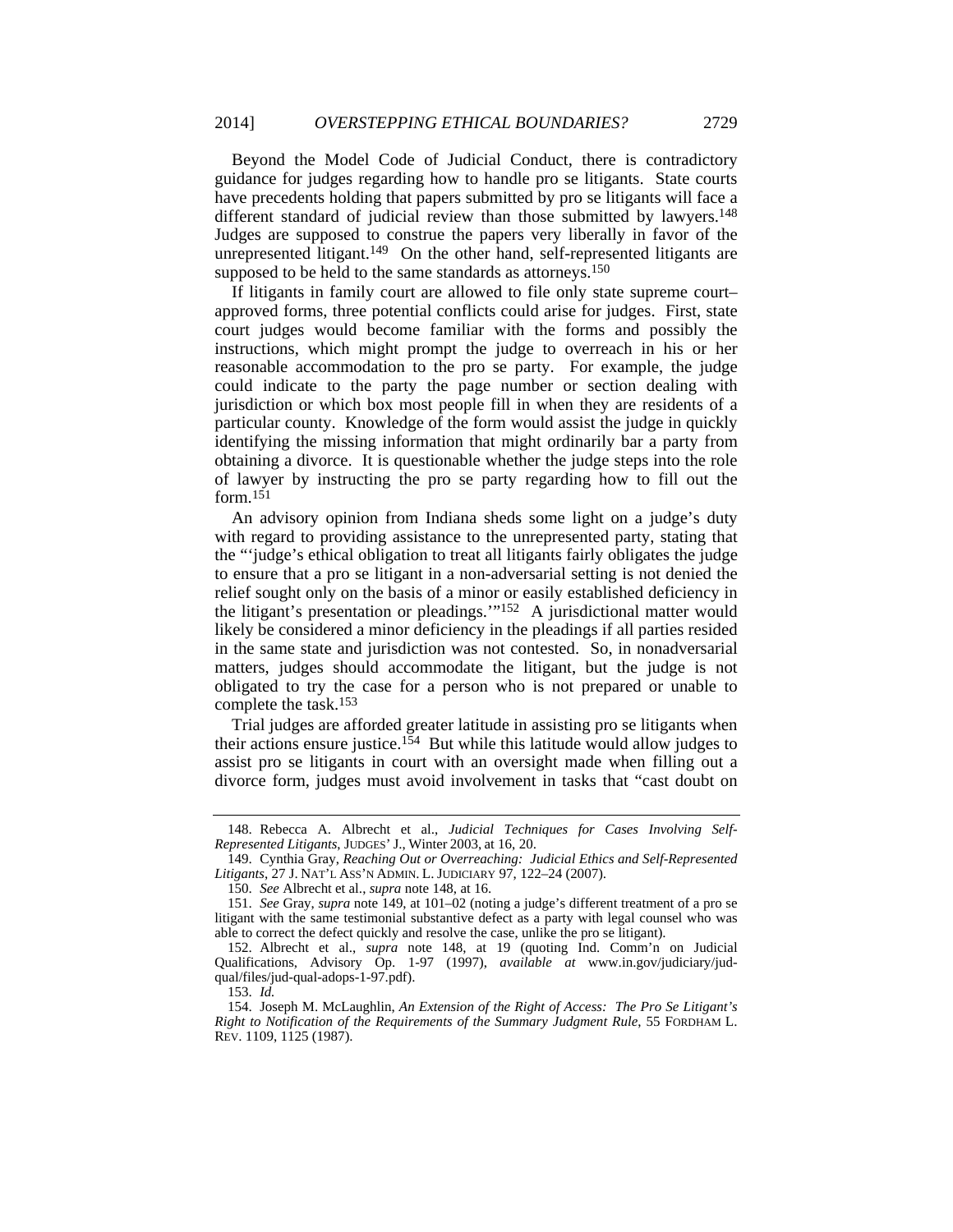Beyond the Model Code of Judicial Conduct, there is contradictory guidance for judges regarding how to handle pro se litigants. State courts have precedents holding that papers submitted by pro se litigants will face a different standard of judicial review than those submitted by lawyers.[148] Judges are supposed to construe the papers very liberally in favor of the unrepresented litigant.[149] On the other hand, self-represented litigants are supposed to be held to the same standards as attorneys.[150]

If litigants in family court are allowed to file only state supreme court–approved forms, three potential conflicts could arise for judges. First, state court judges would become familiar with the forms and possibly the instructions, which might prompt the judge to overreach in his or her reasonable accommodation to the pro se party. For example, the judge could indicate to the party the page number or section dealing with jurisdiction or which box most people fill in when they are residents of a particular county. Knowledge of the form would assist the judge in quickly identifying the missing information that might ordinarily bar a party from obtaining a divorce. It is questionable whether the judge steps into the role of lawyer by instructing the pro se party regarding how to fill out the form.[151]

An advisory opinion from Indiana sheds some light on a judge's duty with regard to providing assistance to the unrepresented party, stating that the "'judge's ethical obligation to treat all litigants fairly obligates the judge to ensure that a pro se litigant in a non-adversarial setting is not denied the relief sought only on the basis of a minor or easily established deficiency in the litigant's presentation or pleadings.'"[152] A jurisdictional matter would likely be considered a minor deficiency in the pleadings if all parties resided in the same state and jurisdiction was not contested. So, in nonadversarial matters, judges should accommodate the litigant, but the judge is not obligated to try the case for a person who is not prepared or unable to complete the task.[153]

Trial judges are afforded greater latitude in assisting pro se litigants when their actions ensure justice.[154] But while this latitude would allow judges to assist pro se litigants in court with an oversight made when filling out a divorce form, judges must avoid involvement in tasks that "cast doubt on

---

148. Rebecca A. Albrecht et al., *Judicial Techniques for Cases Involving Self-Represented Litigants*, JUDGES' J., Winter 2003, at 16, 20.

149. Cynthia Gray, *Reaching Out or Overreaching: Judicial Ethics and Self-Represented Litigants*, 27 J. NAT'L ASS'N ADMIN. L. JUDICIARY 97, 122–24 (2007).

150. *See* Albrecht et al., *supra* note 148, at 16.

151. *See* Gray, *supra* note 149, at 101–02 (noting a judge's different treatment of a pro se litigant with the same testimonial substantive defect as a party with legal counsel who was able to correct the defect quickly and resolve the case, unlike the pro se litigant).

152. Albrecht et al., *supra* note 148, at 19 (quoting Ind. Comm'n on Judicial Qualifications, Advisory Op. 1-97 (1997), *available at* www.in.gov/judiciary/jud-qual/files/jud-qual-adops-1-97.pdf).

153. *Id.*

154. Joseph M. McLaughlin, *An Extension of the Right of Access: The Pro Se Litigant's Right to Notification of the Requirements of the Summary Judgment Rule*, 55 FORDHAM L. REV. 1109, 1125 (1987).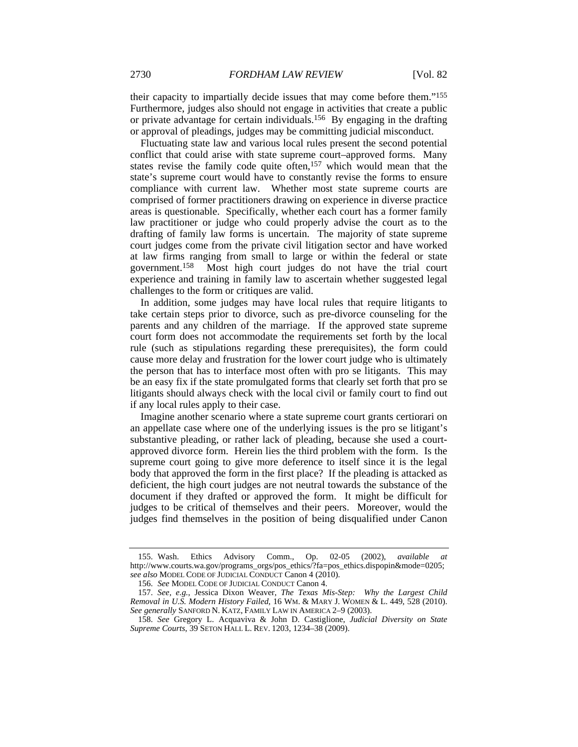their capacity to impartially decide issues that may come before them."[155] Furthermore, judges also should not engage in activities that create a public or private advantage for certain individuals.[156] By engaging in the drafting or approval of pleadings, judges may be committing judicial misconduct.

Fluctuating state law and various local rules present the second potential conflict that could arise with state supreme court–approved forms. Many states revise the family code quite often,[157] which would mean that the state's supreme court would have to constantly revise the forms to ensure compliance with current law. Whether most state supreme courts are comprised of former practitioners drawing on experience in diverse practice areas is questionable. Specifically, whether each court has a former family law practitioner or judge who could properly advise the court as to the drafting of family law forms is uncertain. The majority of state supreme court judges come from the private civil litigation sector and have worked at law firms ranging from small to large or within the federal or state government.[158] Most high court judges do not have the trial court experience and training in family law to ascertain whether suggested legal challenges to the form or critiques are valid.

In addition, some judges may have local rules that require litigants to take certain steps prior to divorce, such as pre-divorce counseling for the parents and any children of the marriage. If the approved state supreme court form does not accommodate the requirements set forth by the local rule (such as stipulations regarding these prerequisites), the form could cause more delay and frustration for the lower court judge who is ultimately the person that has to interface most often with pro se litigants. This may be an easy fix if the state promulgated forms that clearly set forth that pro se litigants should always check with the local civil or family court to find out if any local rules apply to their case.

Imagine another scenario where a state supreme court grants certiorari on an appellate case where one of the underlying issues is the pro se litigant's substantive pleading, or rather lack of pleading, because she used a court-approved divorce form. Herein lies the third problem with the form. Is the supreme court going to give more deference to itself since it is the legal body that approved the form in the first place? If the pleading is attacked as deficient, the high court judges are not neutral towards the substance of the document if they drafted or approved the form. It might be difficult for judges to be critical of themselves and their peers. Moreover, would the judges find themselves in the position of being disqualified under Canon

---

155. Wash. Ethics Advisory Comm., Op. 02-05 (2002), *available at* http://www.courts.wa.gov/programs_orgs/pos_ethics/?fa=pos_ethics.dispopin&mode=0205; *see also* MODEL CODE OF JUDICIAL CONDUCT Canon 4 (2010).

156. *See* MODEL CODE OF JUDICIAL CONDUCT Canon 4.

157. *See, e.g.*, Jessica Dixon Weaver, *The Texas Mis-Step: Why the Largest Child Removal in U.S. Modern History Failed*, 16 WM. & MARY J. WOMEN & L. 449, 528 (2010). *See generally* SANFORD N. KATZ, FAMILY LAW IN AMERICA 2–9 (2003).

158. *See* Gregory L. Acquaviva & John D. Castiglione, *Judicial Diversity on State Supreme Courts*, 39 SETON HALL L. REV. 1203, 1234–38 (2009).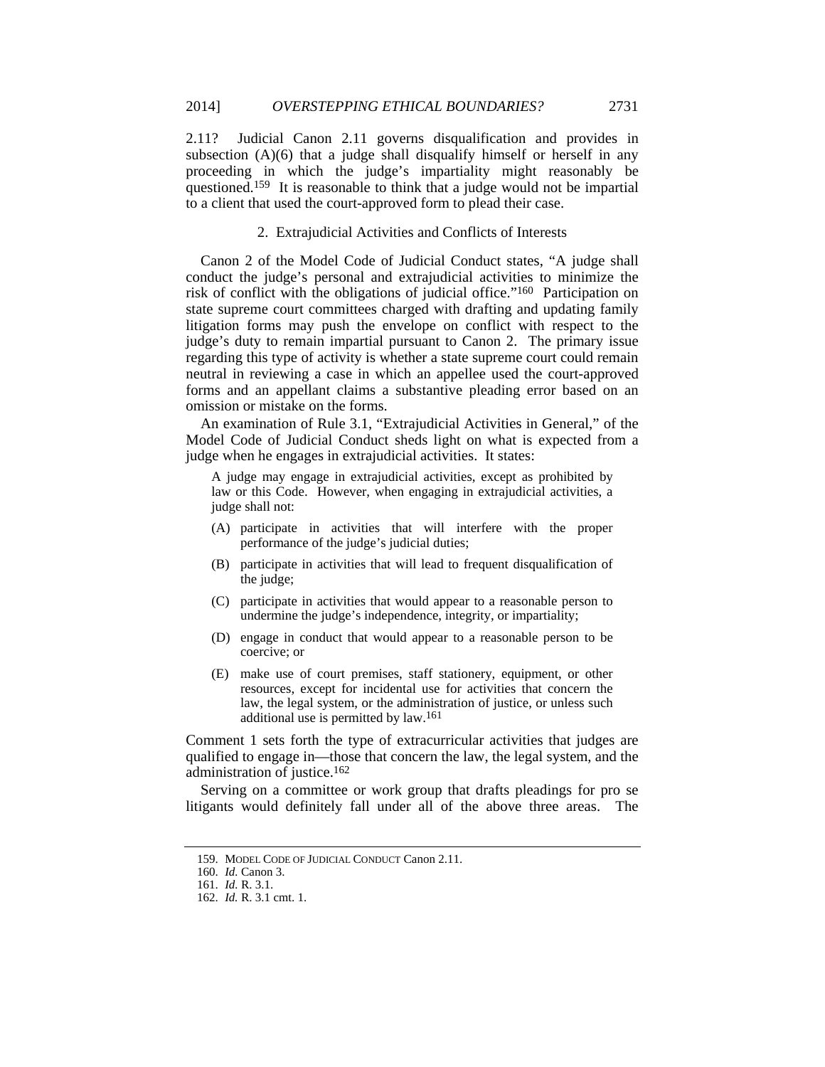2.11? Judicial Canon 2.11 governs disqualification and provides in subsection (A)(6) that a judge shall disqualify himself or herself in any proceeding in which the judge's impartiality might reasonably be questioned.[159] It is reasonable to think that a judge would not be impartial to a client that used the court-approved form to plead their case.

### 2. Extrajudicial Activities and Conflicts of Interests

Canon 2 of the Model Code of Judicial Conduct states, "A judge shall conduct the judge's personal and extrajudicial activities to minimize the risk of conflict with the obligations of judicial office."[160] Participation on state supreme court committees charged with drafting and updating family litigation forms may push the envelope on conflict with respect to the judge's duty to remain impartial pursuant to Canon 2. The primary issue regarding this type of activity is whether a state supreme court could remain neutral in reviewing a case in which an appellee used the court-approved forms and an appellant claims a substantive pleading error based on an omission or mistake on the forms.

An examination of Rule 3.1, "Extrajudicial Activities in General," of the Model Code of Judicial Conduct sheds light on what is expected from a judge when he engages in extrajudicial activities. It states:

> A judge may engage in extrajudicial activities, except as prohibited by law or this Code. However, when engaging in extrajudicial activities, a judge shall not:
>
> (A) participate in activities that will interfere with the proper performance of the judge's judicial duties;
>
> (B) participate in activities that will lead to frequent disqualification of the judge;
>
> (C) participate in activities that would appear to a reasonable person to undermine the judge's independence, integrity, or impartiality;
>
> (D) engage in conduct that would appear to a reasonable person to be coercive; or
>
> (E) make use of court premises, staff stationery, equipment, or other resources, except for incidental use for activities that concern the law, the legal system, or the administration of justice, or unless such additional use is permitted by law.[161]

Comment 1 sets forth the type of extracurricular activities that judges are qualified to engage in—those that concern the law, the legal system, and the administration of justice.[162]

Serving on a committee or work group that drafts pleadings for pro se litigants would definitely fall under all of the above three areas. The

---

159. MODEL CODE OF JUDICIAL CONDUCT Canon 2.11.

160. *Id.* Canon 3.

161. *Id.* R. 3.1.

162. *Id.* R. 3.1 cmt. 1.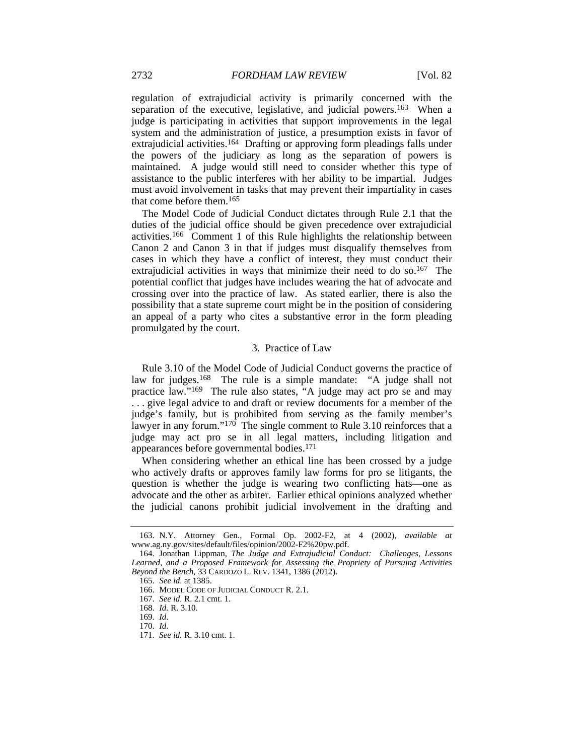regulation of extrajudicial activity is primarily concerned with the separation of the executive, legislative, and judicial powers.[163] When a judge is participating in activities that support improvements in the legal system and the administration of justice, a presumption exists in favor of extrajudicial activities.[164] Drafting or approving form pleadings falls under the powers of the judiciary as long as the separation of powers is maintained. A judge would still need to consider whether this type of assistance to the public interferes with her ability to be impartial. Judges must avoid involvement in tasks that may prevent their impartiality in cases that come before them.[165]

The Model Code of Judicial Conduct dictates through Rule 2.1 that the duties of the judicial office should be given precedence over extrajudicial activities.[166] Comment 1 of this Rule highlights the relationship between Canon 2 and Canon 3 in that if judges must disqualify themselves from cases in which they have a conflict of interest, they must conduct their extrajudicial activities in ways that minimize their need to do so.[167] The potential conflict that judges have includes wearing the hat of advocate and crossing over into the practice of law. As stated earlier, there is also the possibility that a state supreme court might be in the position of considering an appeal of a party who cites a substantive error in the form pleading promulgated by the court.

### 3. Practice of Law

Rule 3.10 of the Model Code of Judicial Conduct governs the practice of law for judges.[168] The rule is a simple mandate: "A judge shall not practice law."[169] The rule also states, "A judge may act pro se and may . . . give legal advice to and draft or review documents for a member of the judge's family, but is prohibited from serving as the family member's lawyer in any forum."[170] The single comment to Rule 3.10 reinforces that a judge may act pro se in all legal matters, including litigation and appearances before governmental bodies.[171]

When considering whether an ethical line has been crossed by a judge who actively drafts or approves family law forms for pro se litigants, the question is whether the judge is wearing two conflicting hats—one as advocate and the other as arbiter. Earlier ethical opinions analyzed whether the judicial canons prohibit judicial involvement in the drafting and

---

163. N.Y. Attorney Gen., Formal Op. 2002-F2, at 4 (2002), *available at* www.ag.ny.gov/sites/default/files/opinion/2002-F2%20pw.pdf.

164. Jonathan Lippman, *The Judge and Extrajudicial Conduct: Challenges, Lessons Learned, and a Proposed Framework for Assessing the Propriety of Pursuing Activities Beyond the Bench*, 33 CARDOZO L. REV. 1341, 1386 (2012).

165. *See id.* at 1385.

166. MODEL CODE OF JUDICIAL CONDUCT R. 2.1.

167. *See id.* R. 2.1 cmt. 1.

168. *Id.* R. 3.10.

169. *Id.*

170. *Id.*

171. *See id.* R. 3.10 cmt. 1.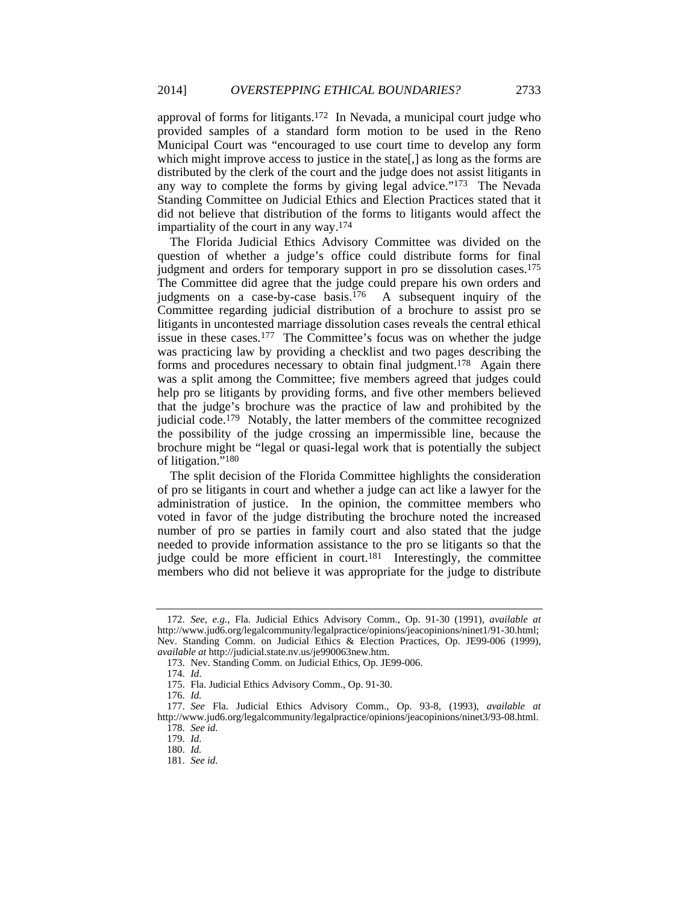approval of forms for litigants.[172] In Nevada, a municipal court judge who provided samples of a standard form motion to be used in the Reno Municipal Court was "encouraged to use court time to develop any form which might improve access to justice in the state[,] as long as the forms are distributed by the clerk of the court and the judge does not assist litigants in any way to complete the forms by giving legal advice."[173] The Nevada Standing Committee on Judicial Ethics and Election Practices stated that it did not believe that distribution of the forms to litigants would affect the impartiality of the court in any way.[174]

The Florida Judicial Ethics Advisory Committee was divided on the question of whether a judge's office could distribute forms for final judgment and orders for temporary support in pro se dissolution cases.[175] The Committee did agree that the judge could prepare his own orders and judgments on a case-by-case basis.[176] A subsequent inquiry of the Committee regarding judicial distribution of a brochure to assist pro se litigants in uncontested marriage dissolution cases reveals the central ethical issue in these cases.[177] The Committee's focus was on whether the judge was practicing law by providing a checklist and two pages describing the forms and procedures necessary to obtain final judgment.[178] Again there was a split among the Committee; five members agreed that judges could help pro se litigants by providing forms, and five other members believed that the judge's brochure was the practice of law and prohibited by the judicial code.[179] Notably, the latter members of the committee recognized the possibility of the judge crossing an impermissible line, because the brochure might be "legal or quasi-legal work that is potentially the subject of litigation."[180]

The split decision of the Florida Committee highlights the consideration of pro se litigants in court and whether a judge can act like a lawyer for the administration of justice. In the opinion, the committee members who voted in favor of the judge distributing the brochure noted the increased number of pro se parties in family court and also stated that the judge needed to provide information assistance to the pro se litigants so that the judge could be more efficient in court.[181] Interestingly, the committee members who did not believe it was appropriate for the judge to distribute

---

172. *See, e.g.*, Fla. Judicial Ethics Advisory Comm., Op. 91-30 (1991), *available at* http://www.jud6.org/legalcommunity/legalpractice/opinions/jeacopinions/ninet1/91-30.html; Nev. Standing Comm. on Judicial Ethics & Election Practices, Op. JE99-006 (1999), *available at* http://judicial.state.nv.us/je990063new.htm.

173. Nev. Standing Comm. on Judicial Ethics, Op. JE99-006.

174. *Id*.

175. Fla. Judicial Ethics Advisory Comm., Op. 91-30.

176. *Id.*

177. *See* Fla. Judicial Ethics Advisory Comm., Op. 93-8, (1993), *available at* http://www.jud6.org/legalcommunity/legalpractice/opinions/jeacopinions/ninet3/93-08.html.

178. *See id*.

179. *Id*.

180. *Id.*

181. *See id*.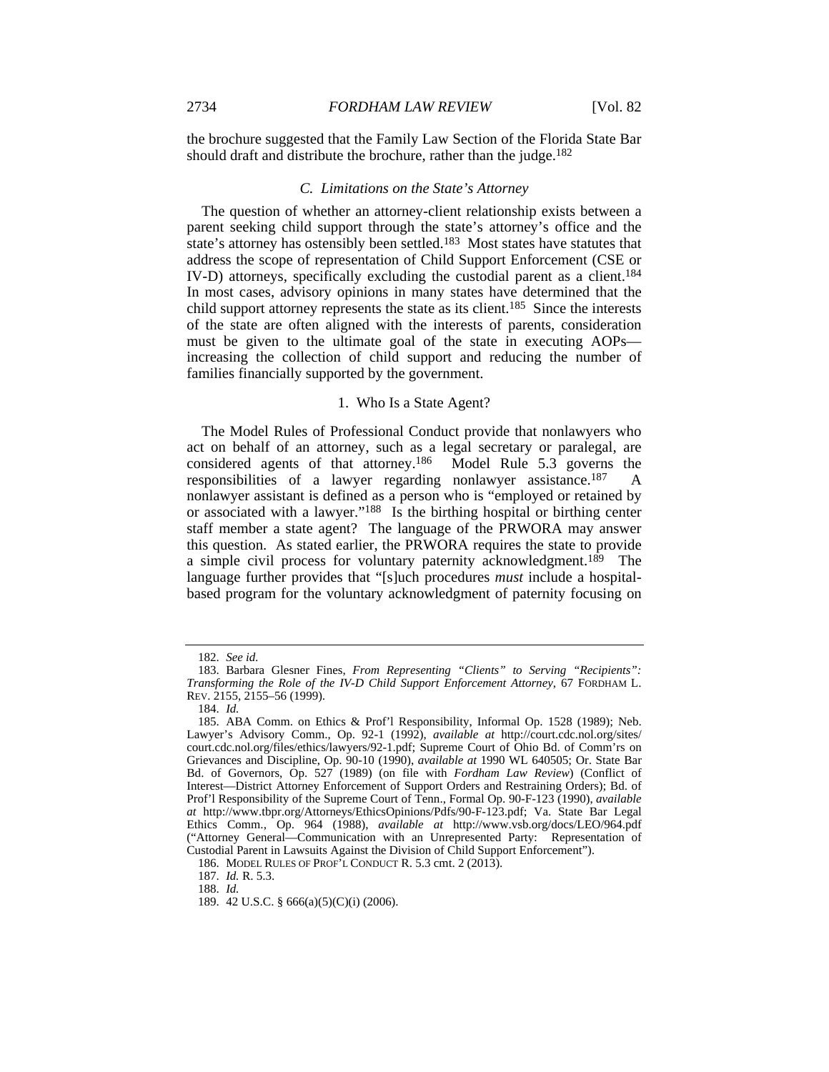the brochure suggested that the Family Law Section of the Florida State Bar should draft and distribute the brochure, rather than the judge.[182]

### *C. Limitations on the State's Attorney*

The question of whether an attorney-client relationship exists between a parent seeking child support through the state's attorney's office and the state's attorney has ostensibly been settled.[183] Most states have statutes that address the scope of representation of Child Support Enforcement (CSE or IV-D) attorneys, specifically excluding the custodial parent as a client.[184] In most cases, advisory opinions in many states have determined that the child support attorney represents the state as its client.[185] Since the interests of the state are often aligned with the interests of parents, consideration must be given to the ultimate goal of the state in executing AOPs—increasing the collection of child support and reducing the number of families financially supported by the government.

#### 1. Who Is a State Agent?

The Model Rules of Professional Conduct provide that nonlawyers who act on behalf of an attorney, such as a legal secretary or paralegal, are considered agents of that attorney.[186] Model Rule 5.3 governs the responsibilities of a lawyer regarding nonlawyer assistance.[187] A nonlawyer assistant is defined as a person who is "employed or retained by or associated with a lawyer."[188] Is the birthing hospital or birthing center staff member a state agent? The language of the PRWORA may answer this question. As stated earlier, the PRWORA requires the state to provide a simple civil process for voluntary paternity acknowledgment.[189] The language further provides that "[s]uch procedures *must* include a hospital-based program for the voluntary acknowledgment of paternity focusing on

---

182. *See id.*

183. Barbara Glesner Fines, *From Representing "Clients" to Serving "Recipients": Transforming the Role of the IV-D Child Support Enforcement Attorney*, 67 FORDHAM L. REV. 2155, 2155–56 (1999).

184. *Id.*

185. ABA Comm. on Ethics & Prof'l Responsibility, Informal Op. 1528 (1989); Neb. Lawyer's Advisory Comm., Op. 92-1 (1992), *available at* http://court.cdc.nol.org/sites/court.cdc.nol.org/files/ethics/lawyers/92-1.pdf; Supreme Court of Ohio Bd. of Comm'rs on Grievances and Discipline, Op. 90-10 (1990), *available at* 1990 WL 640505; Or. State Bar Bd. of Governors, Op. 527 (1989) (on file with *Fordham Law Review*) (Conflict of Interest—District Attorney Enforcement of Support Orders and Restraining Orders); Bd. of Prof'l Responsibility of the Supreme Court of Tenn., Formal Op. 90-F-123 (1990), *available at* http://www.tbpr.org/Attorneys/EthicsOpinions/Pdfs/90-F-123.pdf; Va. State Bar Legal Ethics Comm., Op. 964 (1988), *available at* http://www.vsb.org/docs/LEO/964.pdf ("Attorney General—Communication with an Unrepresented Party: Representation of Custodial Parent in Lawsuits Against the Division of Child Support Enforcement").

186. MODEL RULES OF PROF'L CONDUCT R. 5.3 cmt. 2 (2013).

187. *Id.* R. 5.3.

188. *Id.*

189. 42 U.S.C. § 666(a)(5)(C)(i) (2006).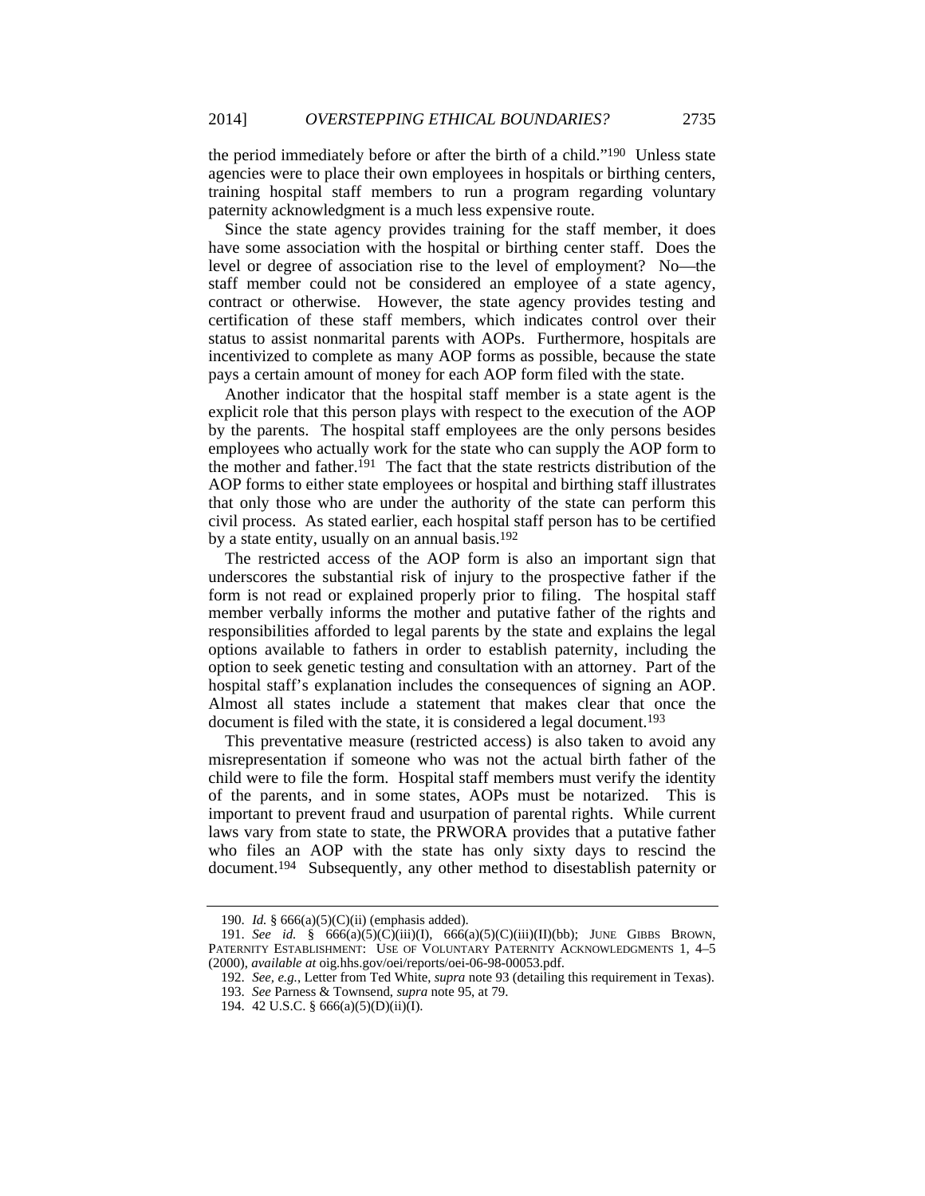the period immediately before or after the birth of a child."[190] Unless state agencies were to place their own employees in hospitals or birthing centers, training hospital staff members to run a program regarding voluntary paternity acknowledgment is a much less expensive route.

Since the state agency provides training for the staff member, it does have some association with the hospital or birthing center staff. Does the level or degree of association rise to the level of employment? No—the staff member could not be considered an employee of a state agency, contract or otherwise. However, the state agency provides testing and certification of these staff members, which indicates control over their status to assist nonmarital parents with AOPs. Furthermore, hospitals are incentivized to complete as many AOP forms as possible, because the state pays a certain amount of money for each AOP form filed with the state.

Another indicator that the hospital staff member is a state agent is the explicit role that this person plays with respect to the execution of the AOP by the parents. The hospital staff employees are the only persons besides employees who actually work for the state who can supply the AOP form to the mother and father.[191] The fact that the state restricts distribution of the AOP forms to either state employees or hospital and birthing staff illustrates that only those who are under the authority of the state can perform this civil process. As stated earlier, each hospital staff person has to be certified by a state entity, usually on an annual basis.[192]

The restricted access of the AOP form is also an important sign that underscores the substantial risk of injury to the prospective father if the form is not read or explained properly prior to filing. The hospital staff member verbally informs the mother and putative father of the rights and responsibilities afforded to legal parents by the state and explains the legal options available to fathers in order to establish paternity, including the option to seek genetic testing and consultation with an attorney. Part of the hospital staff's explanation includes the consequences of signing an AOP. Almost all states include a statement that makes clear that once the document is filed with the state, it is considered a legal document.[193]

This preventative measure (restricted access) is also taken to avoid any misrepresentation if someone who was not the actual birth father of the child were to file the form. Hospital staff members must verify the identity of the parents, and in some states, AOPs must be notarized. This is important to prevent fraud and usurpation of parental rights. While current laws vary from state to state, the PRWORA provides that a putative father who files an AOP with the state has only sixty days to rescind the document.[194] Subsequently, any other method to disestablish paternity or

---

190. *Id.* § 666(a)(5)(C)(ii) (emphasis added).

191. *See id.* § 666(a)(5)(C)(iii)(I), 666(a)(5)(C)(iii)(II)(bb); JUNE GIBBS BROWN, PATERNITY ESTABLISHMENT: USE OF VOLUNTARY PATERNITY ACKNOWLEDGMENTS 1, 4–5 (2000), *available at* oig.hhs.gov/oei/reports/oei-06-98-00053.pdf.

192. *See, e.g.*, Letter from Ted White, *supra* note 93 (detailing this requirement in Texas).

193. *See* Parness & Townsend, *supra* note 95, at 79.

194. 42 U.S.C. § 666(a)(5)(D)(ii)(I).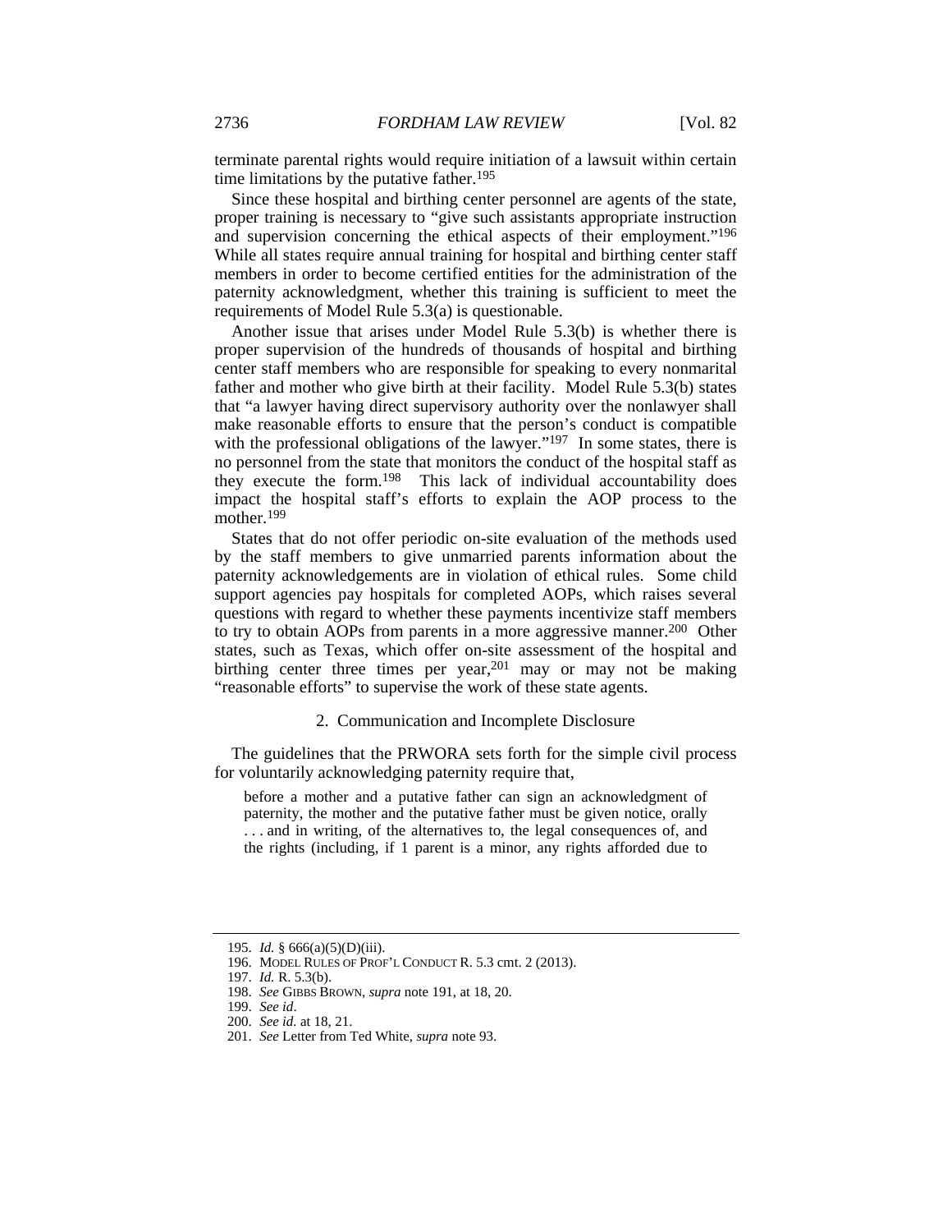terminate parental rights would require initiation of a lawsuit within certain time limitations by the putative father.[195]

Since these hospital and birthing center personnel are agents of the state, proper training is necessary to "give such assistants appropriate instruction and supervision concerning the ethical aspects of their employment."[196] While all states require annual training for hospital and birthing center staff members in order to become certified entities for the administration of the paternity acknowledgment, whether this training is sufficient to meet the requirements of Model Rule 5.3(a) is questionable.

Another issue that arises under Model Rule 5.3(b) is whether there is proper supervision of the hundreds of thousands of hospital and birthing center staff members who are responsible for speaking to every nonmarital father and mother who give birth at their facility. Model Rule 5.3(b) states that "a lawyer having direct supervisory authority over the nonlawyer shall make reasonable efforts to ensure that the person's conduct is compatible with the professional obligations of the lawyer."[197] In some states, there is no personnel from the state that monitors the conduct of the hospital staff as they execute the form.[198] This lack of individual accountability does impact the hospital staff's efforts to explain the AOP process to the mother.[199]

States that do not offer periodic on-site evaluation of the methods used by the staff members to give unmarried parents information about the paternity acknowledgements are in violation of ethical rules. Some child support agencies pay hospitals for completed AOPs, which raises several questions with regard to whether these payments incentivize staff members to try to obtain AOPs from parents in a more aggressive manner.[200] Other states, such as Texas, which offer on-site assessment of the hospital and birthing center three times per year,[201] may or may not be making "reasonable efforts" to supervise the work of these state agents.

### 2. Communication and Incomplete Disclosure

The guidelines that the PRWORA sets forth for the simple civil process for voluntarily acknowledging paternity require that,

> before a mother and a putative father can sign an acknowledgment of paternity, the mother and the putative father must be given notice, orally . . . and in writing, of the alternatives to, the legal consequences of, and the rights (including, if 1 parent is a minor, any rights afforded due to

---

195. *Id.* § 666(a)(5)(D)(iii).

196. MODEL RULES OF PROF'L CONDUCT R. 5.3 cmt. 2 (2013).

197. *Id.* R. 5.3(b).

198. *See* GIBBS BROWN, *supra* note 191, at 18, 20.

199. *See id*.

200. *See id.* at 18, 21.

201. *See* Letter from Ted White, *supra* note 93.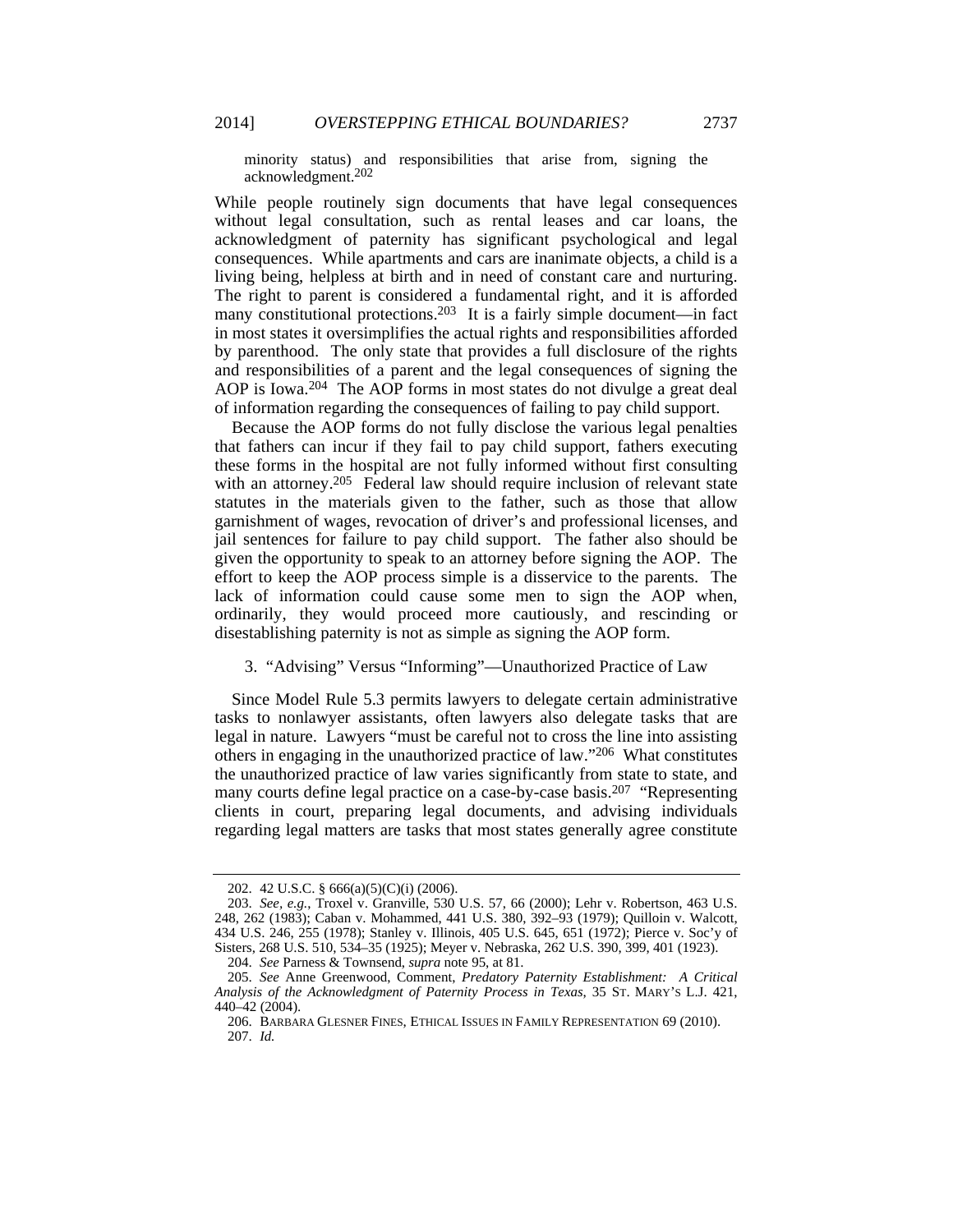minority status) and responsibilities that arise from, signing the acknowledgment.[202]

While people routinely sign documents that have legal consequences without legal consultation, such as rental leases and car loans, the acknowledgment of paternity has significant psychological and legal consequences. While apartments and cars are inanimate objects, a child is a living being, helpless at birth and in need of constant care and nurturing. The right to parent is considered a fundamental right, and it is afforded many constitutional protections.[203] It is a fairly simple document—in fact in most states it oversimplifies the actual rights and responsibilities afforded by parenthood. The only state that provides a full disclosure of the rights and responsibilities of a parent and the legal consequences of signing the AOP is Iowa.[204] The AOP forms in most states do not divulge a great deal of information regarding the consequences of failing to pay child support.

Because the AOP forms do not fully disclose the various legal penalties that fathers can incur if they fail to pay child support, fathers executing these forms in the hospital are not fully informed without first consulting with an attorney.[205] Federal law should require inclusion of relevant state statutes in the materials given to the father, such as those that allow garnishment of wages, revocation of driver's and professional licenses, and jail sentences for failure to pay child support. The father also should be given the opportunity to speak to an attorney before signing the AOP. The effort to keep the AOP process simple is a disservice to the parents. The lack of information could cause some men to sign the AOP when, ordinarily, they would proceed more cautiously, and rescinding or disestablishing paternity is not as simple as signing the AOP form.

### 3. "Advising" Versus "Informing"—Unauthorized Practice of Law

Since Model Rule 5.3 permits lawyers to delegate certain administrative tasks to nonlawyer assistants, often lawyers also delegate tasks that are legal in nature. Lawyers "must be careful not to cross the line into assisting others in engaging in the unauthorized practice of law."[206] What constitutes the unauthorized practice of law varies significantly from state to state, and many courts define legal practice on a case-by-case basis.[207] "Representing clients in court, preparing legal documents, and advising individuals regarding legal matters are tasks that most states generally agree constitute

---

202. 42 U.S.C. § 666(a)(5)(C)(i) (2006).

203. *See, e.g.*, Troxel v. Granville, 530 U.S. 57, 66 (2000); Lehr v. Robertson, 463 U.S. 248, 262 (1983); Caban v. Mohammed, 441 U.S. 380, 392–93 (1979); Quilloin v. Walcott, 434 U.S. 246, 255 (1978); Stanley v. Illinois, 405 U.S. 645, 651 (1972); Pierce v. Soc'y of Sisters, 268 U.S. 510, 534–35 (1925); Meyer v. Nebraska, 262 U.S. 390, 399, 401 (1923).

204. *See* Parness & Townsend, *supra* note 95, at 81.

205. *See* Anne Greenwood, Comment, *Predatory Paternity Establishment: A Critical Analysis of the Acknowledgment of Paternity Process in Texas*, 35 ST. MARY'S L.J. 421, 440–42 (2004).

206. BARBARA GLESNER FINES, ETHICAL ISSUES IN FAMILY REPRESENTATION 69 (2010).

207. *Id.*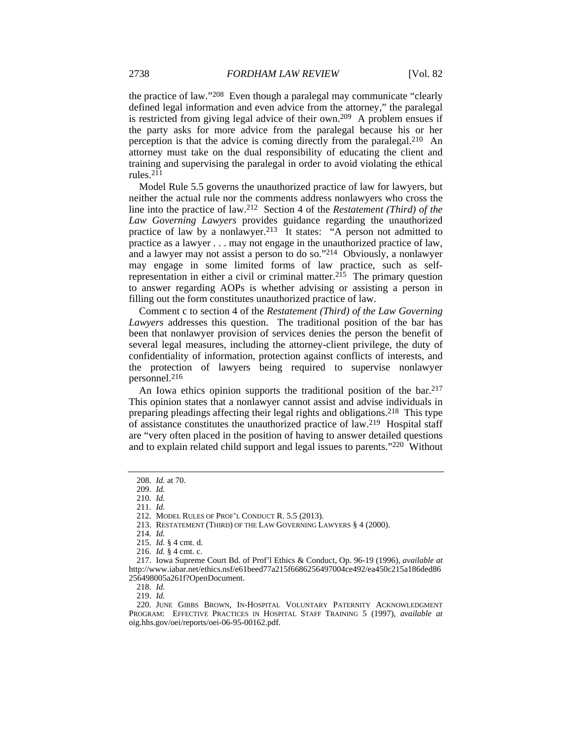the practice of law."[208] Even though a paralegal may communicate "clearly defined legal information and even advice from the attorney," the paralegal is restricted from giving legal advice of their own.[209] A problem ensues if the party asks for more advice from the paralegal because his or her perception is that the advice is coming directly from the paralegal.[210] An attorney must take on the dual responsibility of educating the client and training and supervising the paralegal in order to avoid violating the ethical rules.[211]

Model Rule 5.5 governs the unauthorized practice of law for lawyers, but neither the actual rule nor the comments address nonlawyers who cross the line into the practice of law.[212] Section 4 of the *Restatement (Third) of the Law Governing Lawyers* provides guidance regarding the unauthorized practice of law by a nonlawyer.[213] It states: "A person not admitted to practice as a lawyer . . . may not engage in the unauthorized practice of law, and a lawyer may not assist a person to do so."[214] Obviously, a nonlawyer may engage in some limited forms of law practice, such as self-representation in either a civil or criminal matter.[215] The primary question to answer regarding AOPs is whether advising or assisting a person in filling out the form constitutes unauthorized practice of law.

Comment c to section 4 of the *Restatement (Third) of the Law Governing Lawyers* addresses this question. The traditional position of the bar has been that nonlawyer provision of services denies the person the benefit of several legal measures, including the attorney-client privilege, the duty of confidentiality of information, protection against conflicts of interests, and the protection of lawyers being required to supervise nonlawyer personnel.[216]

An Iowa ethics opinion supports the traditional position of the bar.[217] This opinion states that a nonlawyer cannot assist and advise individuals in preparing pleadings affecting their legal rights and obligations.[218] This type of assistance constitutes the unauthorized practice of law.[219] Hospital staff are "very often placed in the position of having to answer detailed questions and to explain related child support and legal issues to parents."[220] Without

---

208. *Id.* at 70.

209. *Id.*

210. *Id.*

211. *Id.*

212. MODEL RULES OF PROF'L CONDUCT R. 5.5 (2013).

213. RESTATEMENT (THIRD) OF THE LAW GOVERNING LAWYERS § 4 (2000).

214. *Id.*

215. *Id.* § 4 cmt. d.

216. *Id.* § 4 cmt. c.

217. Iowa Supreme Court Bd. of Prof'l Ethics & Conduct, Op. 96-19 (1996), *available at* http://www.iabar.net/ethics.nsf/e61beed77a215f6686256497004ce492/ea450c215a186ded86256498005a261f?OpenDocument.

218. *Id.*

219. *Id.*

220. JUNE GIBBS BROWN, IN-HOSPITAL VOLUNTARY PATERNITY ACKNOWLEDGMENT PROGRAM: EFFECTIVE PRACTICES IN HOSPITAL STAFF TRAINING 5 (1997), *available at* oig.hhs.gov/oei/reports/oei-06-95-00162.pdf.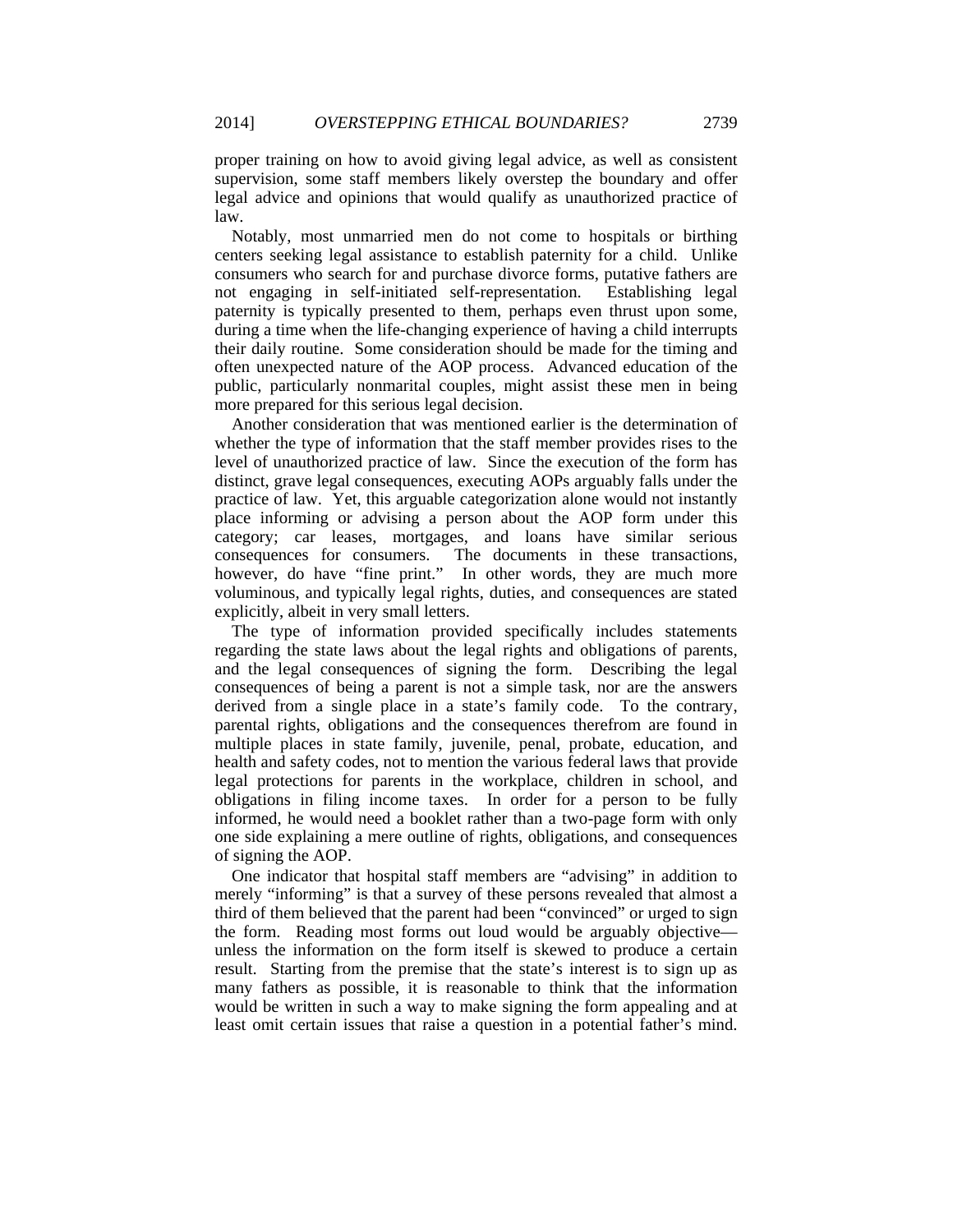proper training on how to avoid giving legal advice, as well as consistent supervision, some staff members likely overstep the boundary and offer legal advice and opinions that would qualify as unauthorized practice of law.

Notably, most unmarried men do not come to hospitals or birthing centers seeking legal assistance to establish paternity for a child. Unlike consumers who search for and purchase divorce forms, putative fathers are not engaging in self-initiated self-representation. Establishing legal paternity is typically presented to them, perhaps even thrust upon some, during a time when the life-changing experience of having a child interrupts their daily routine. Some consideration should be made for the timing and often unexpected nature of the AOP process. Advanced education of the public, particularly nonmarital couples, might assist these men in being more prepared for this serious legal decision.

Another consideration that was mentioned earlier is the determination of whether the type of information that the staff member provides rises to the level of unauthorized practice of law. Since the execution of the form has distinct, grave legal consequences, executing AOPs arguably falls under the practice of law. Yet, this arguable categorization alone would not instantly place informing or advising a person about the AOP form under this category; car leases, mortgages, and loans have similar serious consequences for consumers. The documents in these transactions, however, do have "fine print." In other words, they are much more voluminous, and typically legal rights, duties, and consequences are stated explicitly, albeit in very small letters.

The type of information provided specifically includes statements regarding the state laws about the legal rights and obligations of parents, and the legal consequences of signing the form. Describing the legal consequences of being a parent is not a simple task, nor are the answers derived from a single place in a state's family code. To the contrary, parental rights, obligations and the consequences therefrom are found in multiple places in state family, juvenile, penal, probate, education, and health and safety codes, not to mention the various federal laws that provide legal protections for parents in the workplace, children in school, and obligations in filing income taxes. In order for a person to be fully informed, he would need a booklet rather than a two-page form with only one side explaining a mere outline of rights, obligations, and consequences of signing the AOP.

One indicator that hospital staff members are "advising" in addition to merely "informing" is that a survey of these persons revealed that almost a third of them believed that the parent had been "convinced" or urged to sign the form. Reading most forms out loud would be arguably objective—unless the information on the form itself is skewed to produce a certain result. Starting from the premise that the state's interest is to sign up as many fathers as possible, it is reasonable to think that the information would be written in such a way to make signing the form appealing and at least omit certain issues that raise a question in a potential father's mind.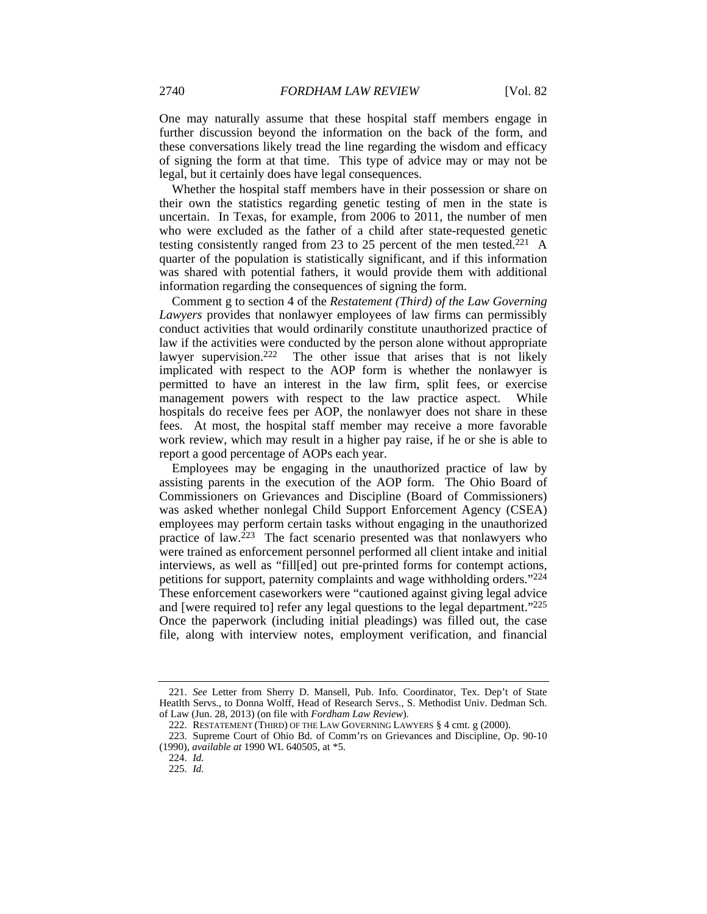One may naturally assume that these hospital staff members engage in further discussion beyond the information on the back of the form, and these conversations likely tread the line regarding the wisdom and efficacy of signing the form at that time. This type of advice may or may not be legal, but it certainly does have legal consequences.

Whether the hospital staff members have in their possession or share on their own the statistics regarding genetic testing of men in the state is uncertain. In Texas, for example, from 2006 to 2011, the number of men who were excluded as the father of a child after state-requested genetic testing consistently ranged from 23 to 25 percent of the men tested.[221] A quarter of the population is statistically significant, and if this information was shared with potential fathers, it would provide them with additional information regarding the consequences of signing the form.

Comment g to section 4 of the *Restatement (Third) of the Law Governing Lawyers* provides that nonlawyer employees of law firms can permissibly conduct activities that would ordinarily constitute unauthorized practice of law if the activities were conducted by the person alone without appropriate lawyer supervision.[222] The other issue that arises that is not likely implicated with respect to the AOP form is whether the nonlawyer is permitted to have an interest in the law firm, split fees, or exercise management powers with respect to the law practice aspect. While hospitals do receive fees per AOP, the nonlawyer does not share in these fees. At most, the hospital staff member may receive a more favorable work review, which may result in a higher pay raise, if he or she is able to report a good percentage of AOPs each year.

Employees may be engaging in the unauthorized practice of law by assisting parents in the execution of the AOP form. The Ohio Board of Commissioners on Grievances and Discipline (Board of Commissioners) was asked whether nonlegal Child Support Enforcement Agency (CSEA) employees may perform certain tasks without engaging in the unauthorized practice of law.[223] The fact scenario presented was that nonlawyers who were trained as enforcement personnel performed all client intake and initial interviews, as well as "fill[ed] out pre-printed forms for contempt actions, petitions for support, paternity complaints and wage withholding orders."[224] These enforcement caseworkers were "cautioned against giving legal advice and [were required to] refer any legal questions to the legal department."[225] Once the paperwork (including initial pleadings) was filled out, the case file, along with interview notes, employment verification, and financial

---

221. *See* Letter from Sherry D. Mansell, Pub. Info. Coordinator, Tex. Dep't of State Heatlth Servs., to Donna Wolff, Head of Research Servs., S. Methodist Univ. Dedman Sch. of Law (Jun. 28, 2013) (on file with *Fordham Law Review*).

222. RESTATEMENT (THIRD) OF THE LAW GOVERNING LAWYERS § 4 cmt. g (2000).

223. Supreme Court of Ohio Bd. of Comm'rs on Grievances and Discipline, Op. 90-10 (1990), *available at* 1990 WL 640505, at *5.

224. *Id.*

225. *Id.*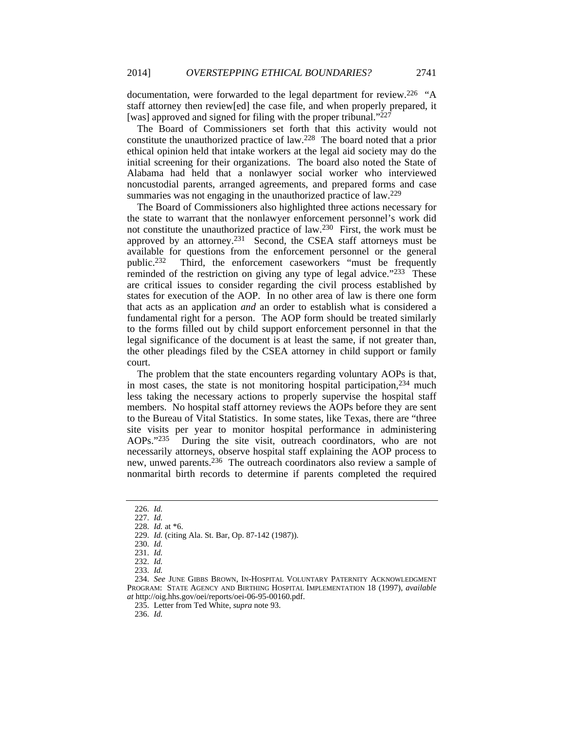documentation, were forwarded to the legal department for review.[226] "A staff attorney then review[ed] the case file, and when properly prepared, it [was] approved and signed for filing with the proper tribunal."[227]

The Board of Commissioners set forth that this activity would not constitute the unauthorized practice of law.[228] The board noted that a prior ethical opinion held that intake workers at the legal aid society may do the initial screening for their organizations. The board also noted the State of Alabama had held that a nonlawyer social worker who interviewed noncustodial parents, arranged agreements, and prepared forms and case summaries was not engaging in the unauthorized practice of law.[229]

The Board of Commissioners also highlighted three actions necessary for the state to warrant that the nonlawyer enforcement personnel's work did not constitute the unauthorized practice of law.[230] First, the work must be approved by an attorney.[231] Second, the CSEA staff attorneys must be available for questions from the enforcement personnel or the general public.[232] Third, the enforcement caseworkers "must be frequently reminded of the restriction on giving any type of legal advice."[233] These are critical issues to consider regarding the civil process established by states for execution of the AOP. In no other area of law is there one form that acts as an application *and* an order to establish what is considered a fundamental right for a person. The AOP form should be treated similarly to the forms filled out by child support enforcement personnel in that the legal significance of the document is at least the same, if not greater than, the other pleadings filed by the CSEA attorney in child support or family court.

The problem that the state encounters regarding voluntary AOPs is that, in most cases, the state is not monitoring hospital participation,[234] much less taking the necessary actions to properly supervise the hospital staff members. No hospital staff attorney reviews the AOPs before they are sent to the Bureau of Vital Statistics. In some states, like Texas, there are "three site visits per year to monitor hospital performance in administering AOPs."[235] During the site visit, outreach coordinators, who are not necessarily attorneys, observe hospital staff explaining the AOP process to new, unwed parents.[236] The outreach coordinators also review a sample of nonmarital birth records to determine if parents completed the required

---

226. *Id.*

227. *Id.*

228. *Id.* at *6.

229. *Id.* (citing Ala. St. Bar, Op. 87-142 (1987)).

230. *Id.*

231. *Id.*

232. *Id.*

233. *Id.*

234. *See* JUNE GIBBS BROWN, IN-HOSPITAL VOLUNTARY PATERNITY ACKNOWLEDGMENT PROGRAM: STATE AGENCY AND BIRTHING HOSPITAL IMPLEMENTATION 18 (1997), *available at* http://oig.hhs.gov/oei/reports/oei-06-95-00160.pdf.

235. Letter from Ted White, *supra* note 93.

236. *Id.*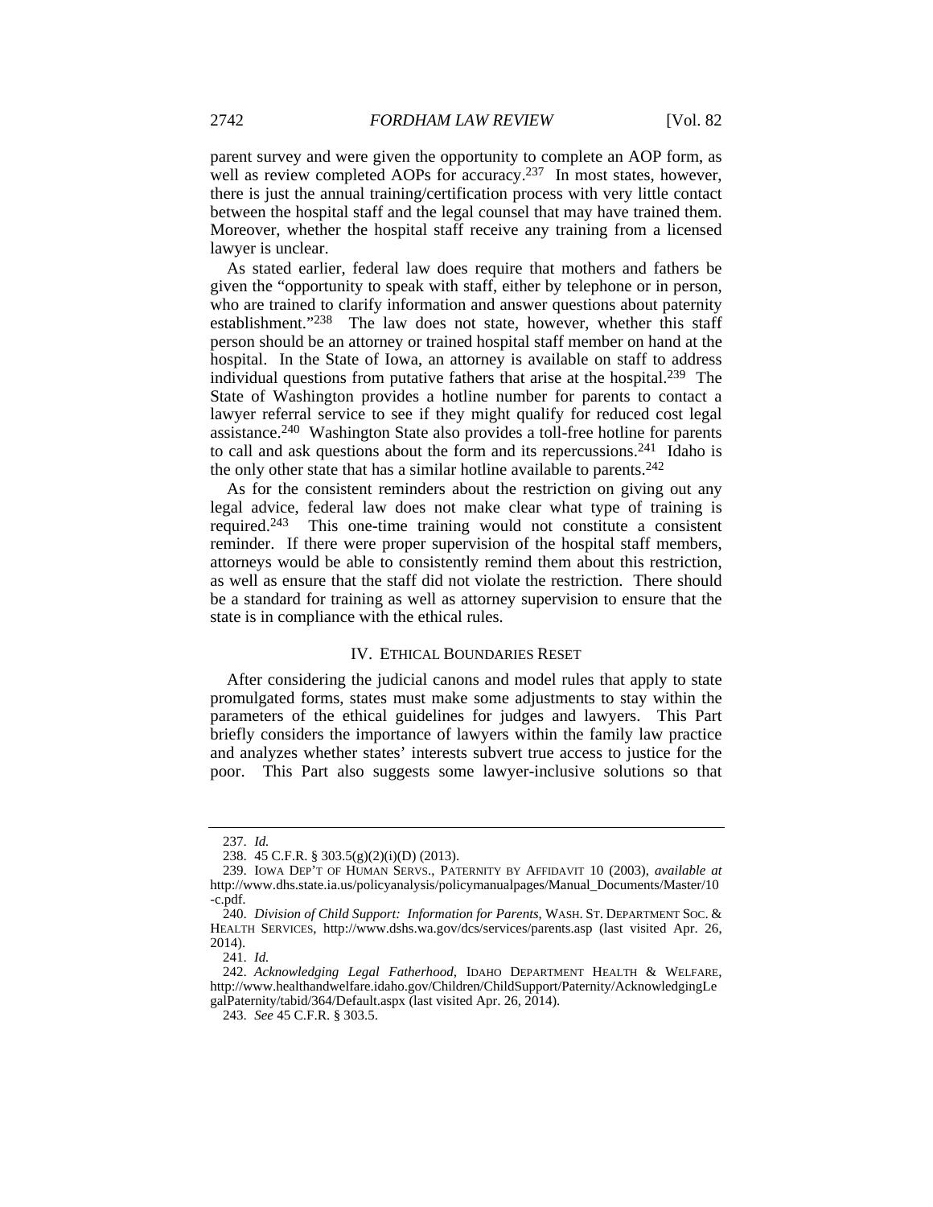parent survey and were given the opportunity to complete an AOP form, as well as review completed AOPs for accuracy.[237] In most states, however, there is just the annual training/certification process with very little contact between the hospital staff and the legal counsel that may have trained them. Moreover, whether the hospital staff receive any training from a licensed lawyer is unclear.

As stated earlier, federal law does require that mothers and fathers be given the "opportunity to speak with staff, either by telephone or in person, who are trained to clarify information and answer questions about paternity establishment."[238] The law does not state, however, whether this staff person should be an attorney or trained hospital staff member on hand at the hospital. In the State of Iowa, an attorney is available on staff to address individual questions from putative fathers that arise at the hospital.[239] The State of Washington provides a hotline number for parents to contact a lawyer referral service to see if they might qualify for reduced cost legal assistance.[240] Washington State also provides a toll-free hotline for parents to call and ask questions about the form and its repercussions.[241] Idaho is the only other state that has a similar hotline available to parents.[242]

As for the consistent reminders about the restriction on giving out any legal advice, federal law does not make clear what type of training is required.[243] This one-time training would not constitute a consistent reminder. If there were proper supervision of the hospital staff members, attorneys would be able to consistently remind them about this restriction, as well as ensure that the staff did not violate the restriction. There should be a standard for training as well as attorney supervision to ensure that the state is in compliance with the ethical rules.

## IV. ETHICAL BOUNDARIES RESET

After considering the judicial canons and model rules that apply to state promulgated forms, states must make some adjustments to stay within the parameters of the ethical guidelines for judges and lawyers. This Part briefly considers the importance of lawyers within the family law practice and analyzes whether states' interests subvert true access to justice for the poor. This Part also suggests some lawyer-inclusive solutions so that

---

237. *Id.*

238. 45 C.F.R. § 303.5(g)(2)(i)(D) (2013).

239. IOWA DEP'T OF HUMAN SERVS., PATERNITY BY AFFIDAVIT 10 (2003), *available at* http://www.dhs.state.ia.us/policyanalysis/policymanualpages/Manual_Documents/Master/10-c.pdf.

240. *Division of Child Support: Information for Parents*, WASH. ST. DEPARTMENT SOC. & HEALTH SERVICES, http://www.dshs.wa.gov/dcs/services/parents.asp (last visited Apr. 26, 2014).

241. *Id.*

242. *Acknowledging Legal Fatherhood*, IDAHO DEPARTMENT HEALTH & WELFARE, http://www.healthandwelfare.idaho.gov/Children/ChildSupport/Paternity/AcknowledgingLegalPaternity/tabid/364/Default.aspx (last visited Apr. 26, 2014).

243. *See* 45 C.F.R. § 303.5.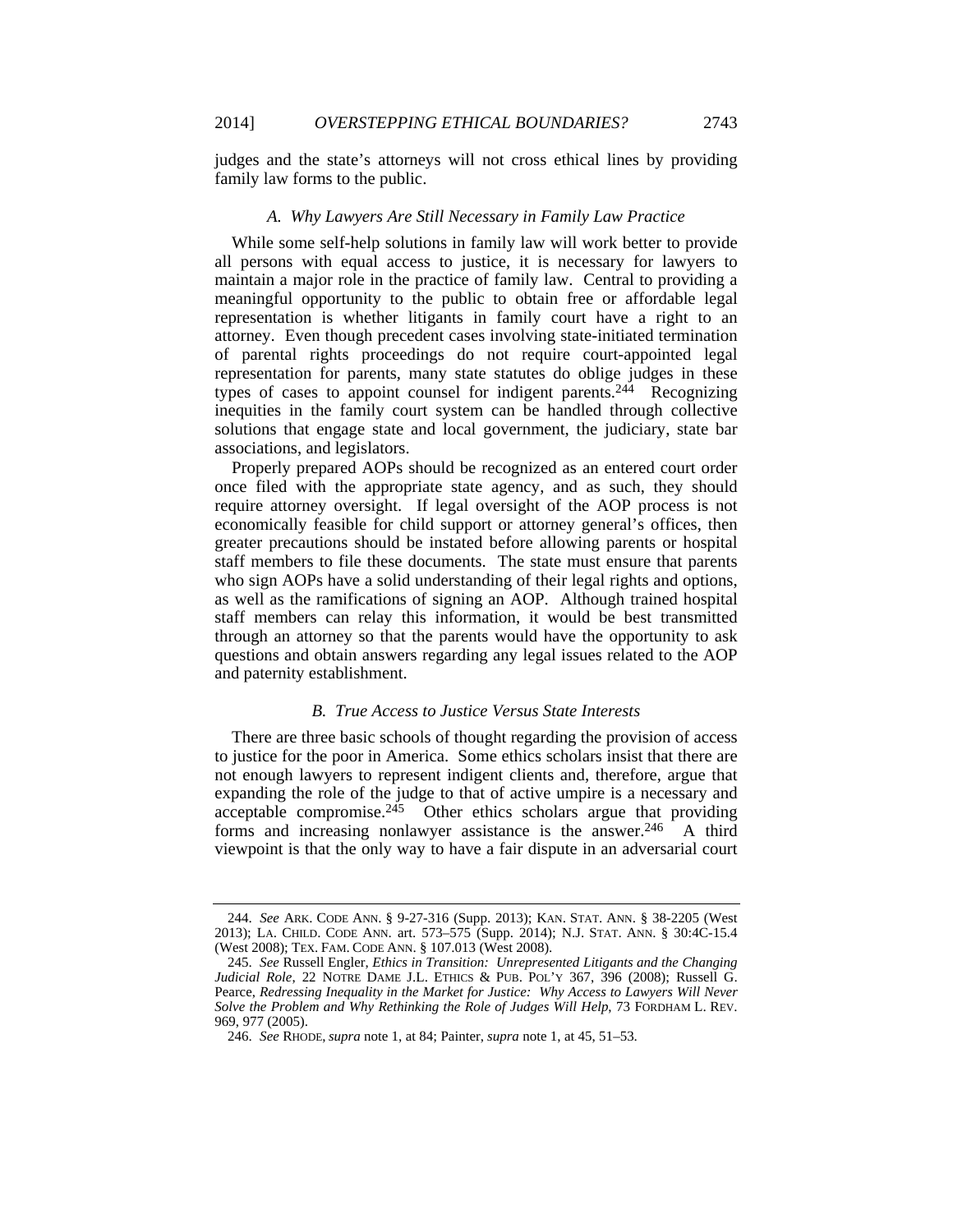judges and the state's attorneys will not cross ethical lines by providing family law forms to the public.

### *A. Why Lawyers Are Still Necessary in Family Law Practice*

While some self-help solutions in family law will work better to provide all persons with equal access to justice, it is necessary for lawyers to maintain a major role in the practice of family law. Central to providing a meaningful opportunity to the public to obtain free or affordable legal representation is whether litigants in family court have a right to an attorney. Even though precedent cases involving state-initiated termination of parental rights proceedings do not require court-appointed legal representation for parents, many state statutes do oblige judges in these types of cases to appoint counsel for indigent parents.[244] Recognizing inequities in the family court system can be handled through collective solutions that engage state and local government, the judiciary, state bar associations, and legislators.

Properly prepared AOPs should be recognized as an entered court order once filed with the appropriate state agency, and as such, they should require attorney oversight. If legal oversight of the AOP process is not economically feasible for child support or attorney general's offices, then greater precautions should be instated before allowing parents or hospital staff members to file these documents. The state must ensure that parents who sign AOPs have a solid understanding of their legal rights and options, as well as the ramifications of signing an AOP. Although trained hospital staff members can relay this information, it would be best transmitted through an attorney so that the parents would have the opportunity to ask questions and obtain answers regarding any legal issues related to the AOP and paternity establishment.

### *B. True Access to Justice Versus State Interests*

There are three basic schools of thought regarding the provision of access to justice for the poor in America. Some ethics scholars insist that there are not enough lawyers to represent indigent clients and, therefore, argue that expanding the role of the judge to that of active umpire is a necessary and acceptable compromise.[245] Other ethics scholars argue that providing forms and increasing nonlawyer assistance is the answer.[246] A third viewpoint is that the only way to have a fair dispute in an adversarial court

---

244. *See* ARK. CODE ANN. § 9-27-316 (Supp. 2013); KAN. STAT. ANN. § 38-2205 (West 2013); LA. CHILD. CODE ANN. art. 573–575 (Supp. 2014); N.J. STAT. ANN. § 30:4C-15.4 (West 2008); TEX. FAM. CODE ANN. § 107.013 (West 2008).

245. *See* Russell Engler, *Ethics in Transition: Unrepresented Litigants and the Changing Judicial Role*, 22 NOTRE DAME J.L. ETHICS & PUB. POL'Y 367, 396 (2008); Russell G. Pearce, *Redressing Inequality in the Market for Justice: Why Access to Lawyers Will Never Solve the Problem and Why Rethinking the Role of Judges Will Help*, 73 FORDHAM L. REV. 969, 977 (2005).

246. *See* RHODE, *supra* note 1, at 84; Painter, *supra* note 1, at 45, 51–53.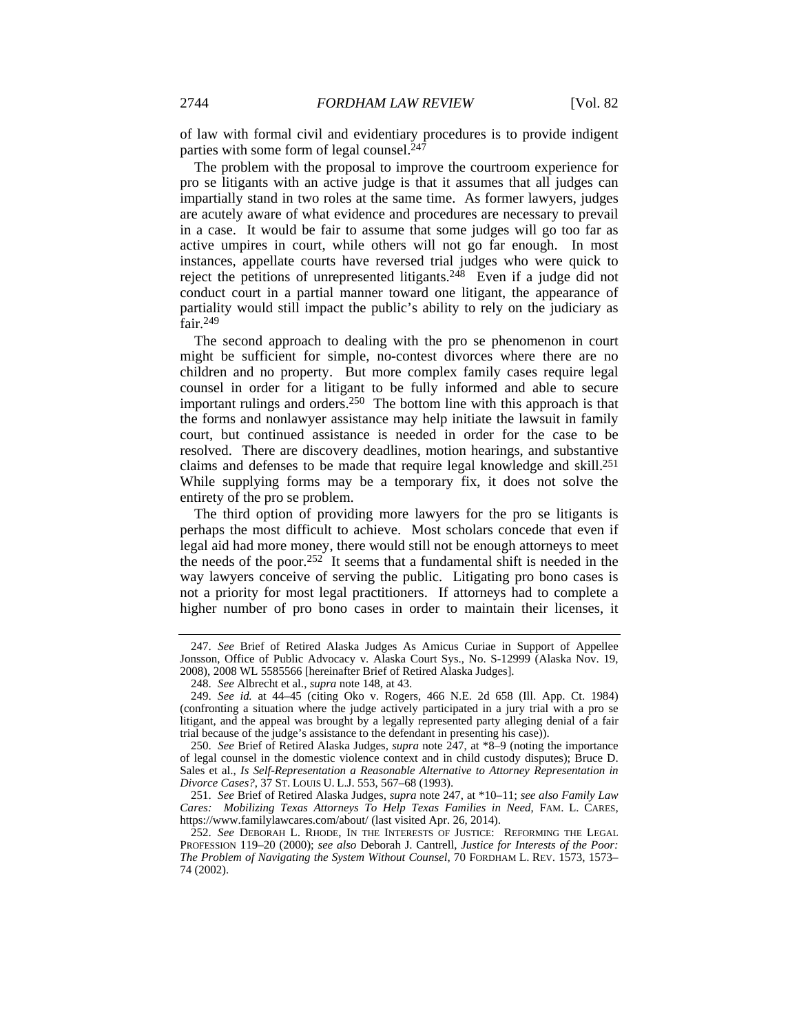of law with formal civil and evidentiary procedures is to provide indigent parties with some form of legal counsel.[247]

The problem with the proposal to improve the courtroom experience for pro se litigants with an active judge is that it assumes that all judges can impartially stand in two roles at the same time. As former lawyers, judges are acutely aware of what evidence and procedures are necessary to prevail in a case. It would be fair to assume that some judges will go too far as active umpires in court, while others will not go far enough. In most instances, appellate courts have reversed trial judges who were quick to reject the petitions of unrepresented litigants.[248] Even if a judge did not conduct court in a partial manner toward one litigant, the appearance of partiality would still impact the public's ability to rely on the judiciary as fair.[249]

The second approach to dealing with the pro se phenomenon in court might be sufficient for simple, no-contest divorces where there are no children and no property. But more complex family cases require legal counsel in order for a litigant to be fully informed and able to secure important rulings and orders.[250] The bottom line with this approach is that the forms and nonlawyer assistance may help initiate the lawsuit in family court, but continued assistance is needed in order for the case to be resolved. There are discovery deadlines, motion hearings, and substantive claims and defenses to be made that require legal knowledge and skill.[251] While supplying forms may be a temporary fix, it does not solve the entirety of the pro se problem.

The third option of providing more lawyers for the pro se litigants is perhaps the most difficult to achieve. Most scholars concede that even if legal aid had more money, there would still not be enough attorneys to meet the needs of the poor.[252] It seems that a fundamental shift is needed in the way lawyers conceive of serving the public. Litigating pro bono cases is not a priority for most legal practitioners. If attorneys had to complete a higher number of pro bono cases in order to maintain their licenses, it

---

247. *See* Brief of Retired Alaska Judges As Amicus Curiae in Support of Appellee Jonsson, Office of Public Advocacy v. Alaska Court Sys., No. S-12999 (Alaska Nov. 19, 2008), 2008 WL 5585566 [hereinafter Brief of Retired Alaska Judges].

248. *See* Albrecht et al., *supra* note 148, at 43.

249. *See id.* at 44–45 (citing Oko v. Rogers, 466 N.E. 2d 658 (Ill. App. Ct. 1984) (confronting a situation where the judge actively participated in a jury trial with a pro se litigant, and the appeal was brought by a legally represented party alleging denial of a fair trial because of the judge's assistance to the defendant in presenting his case)).

250. *See* Brief of Retired Alaska Judges, *supra* note 247, at *8–9 (noting the importance of legal counsel in the domestic violence context and in child custody disputes); Bruce D. Sales et al., *Is Self-Representation a Reasonable Alternative to Attorney Representation in Divorce Cases?*, 37 ST. LOUIS U. L.J. 553, 567–68 (1993).

251. *See* Brief of Retired Alaska Judges, *supra* note 247, at *10–11; *see also Family Law Cares: Mobilizing Texas Attorneys To Help Texas Families in Need*, FAM. L. CARES, https://www.familylawcares.com/about/ (last visited Apr. 26, 2014).

252. *See* DEBORAH L. RHODE, IN THE INTERESTS OF JUSTICE: REFORMING THE LEGAL PROFESSION 119–20 (2000); *see also* Deborah J. Cantrell, *Justice for Interests of the Poor: The Problem of Navigating the System Without Counsel*, 70 FORDHAM L. REV. 1573, 1573–74 (2002).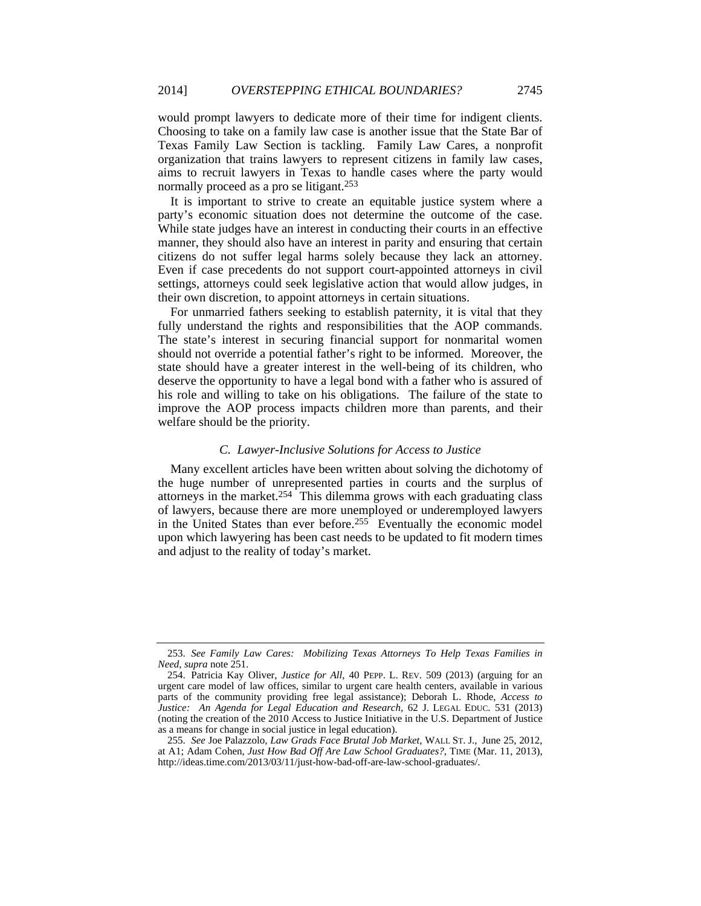would prompt lawyers to dedicate more of their time for indigent clients. Choosing to take on a family law case is another issue that the State Bar of Texas Family Law Section is tackling. Family Law Cares, a nonprofit organization that trains lawyers to represent citizens in family law cases, aims to recruit lawyers in Texas to handle cases where the party would normally proceed as a pro se litigant.[253]

It is important to strive to create an equitable justice system where a party's economic situation does not determine the outcome of the case. While state judges have an interest in conducting their courts in an effective manner, they should also have an interest in parity and ensuring that certain citizens do not suffer legal harms solely because they lack an attorney. Even if case precedents do not support court-appointed attorneys in civil settings, attorneys could seek legislative action that would allow judges, in their own discretion, to appoint attorneys in certain situations.

For unmarried fathers seeking to establish paternity, it is vital that they fully understand the rights and responsibilities that the AOP commands. The state's interest in securing financial support for nonmarital women should not override a potential father's right to be informed. Moreover, the state should have a greater interest in the well-being of its children, who deserve the opportunity to have a legal bond with a father who is assured of his role and willing to take on his obligations. The failure of the state to improve the AOP process impacts children more than parents, and their welfare should be the priority.

### *C. Lawyer-Inclusive Solutions for Access to Justice*

Many excellent articles have been written about solving the dichotomy of the huge number of unrepresented parties in courts and the surplus of attorneys in the market.[254] This dilemma grows with each graduating class of lawyers, because there are more unemployed or underemployed lawyers in the United States than ever before.[255] Eventually the economic model upon which lawyering has been cast needs to be updated to fit modern times and adjust to the reality of today's market.

---

253. *See Family Law Cares: Mobilizing Texas Attorneys To Help Texas Families in Need*, *supra* note 251.

254. Patricia Kay Oliver, *Justice for All*, 40 PEPP. L. REV. 509 (2013) (arguing for an urgent care model of law offices, similar to urgent care health centers, available in various parts of the community providing free legal assistance); Deborah L. Rhode, *Access to Justice: An Agenda for Legal Education and Research*, 62 J. LEGAL EDUC. 531 (2013) (noting the creation of the 2010 Access to Justice Initiative in the U.S. Department of Justice as a means for change in social justice in legal education).

255. *See* Joe Palazzolo, *Law Grads Face Brutal Job Market*, WALL ST. J., June 25, 2012, at A1; Adam Cohen, *Just How Bad Off Are Law School Graduates?*, TIME (Mar. 11, 2013), http://ideas.time.com/2013/03/11/just-how-bad-off-are-law-school-graduates/.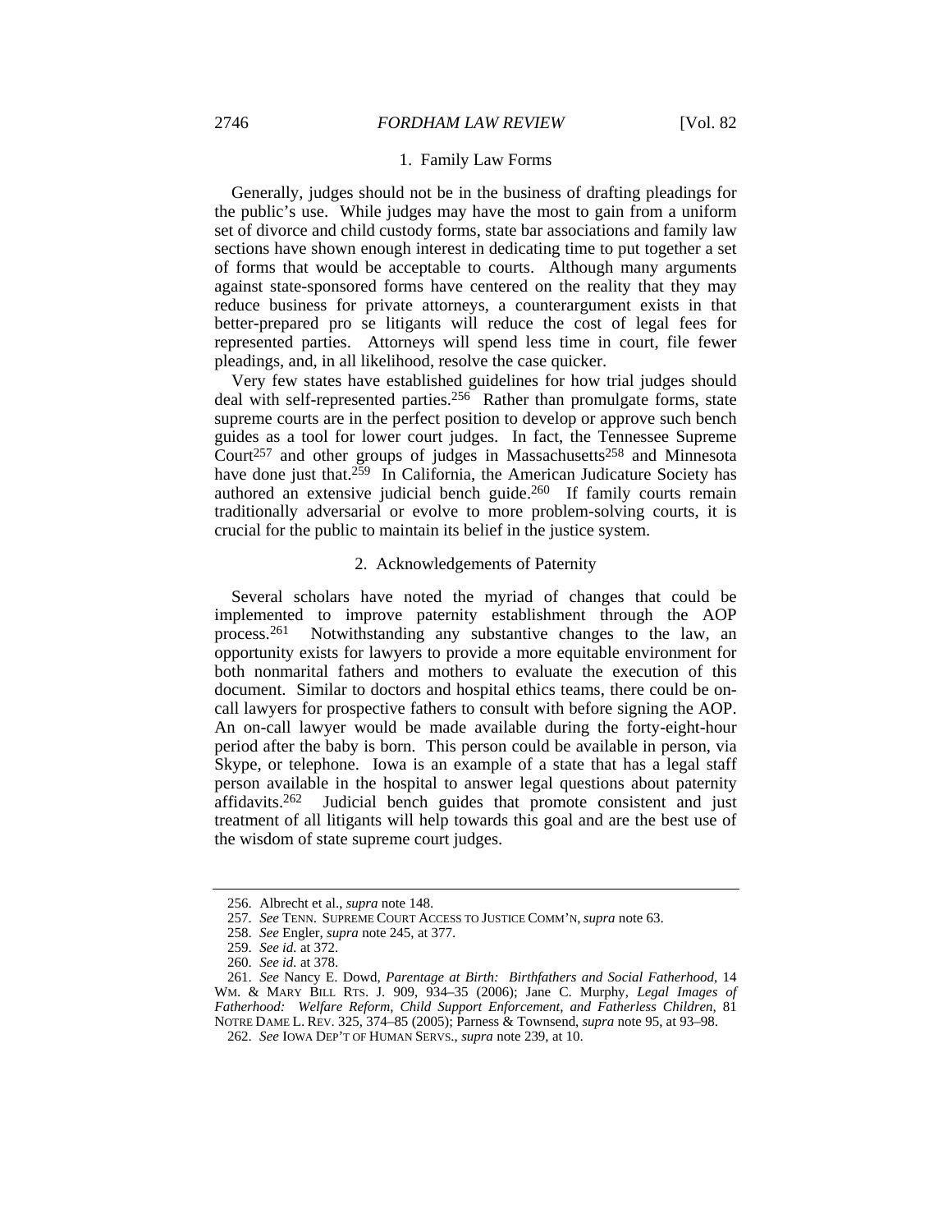### 1. Family Law Forms

Generally, judges should not be in the business of drafting pleadings for the public's use. While judges may have the most to gain from a uniform set of divorce and child custody forms, state bar associations and family law sections have shown enough interest in dedicating time to put together a set of forms that would be acceptable to courts. Although many arguments against state-sponsored forms have centered on the reality that they may reduce business for private attorneys, a counterargument exists in that better-prepared pro se litigants will reduce the cost of legal fees for represented parties. Attorneys will spend less time in court, file fewer pleadings, and, in all likelihood, resolve the case quicker.

Very few states have established guidelines for how trial judges should deal with self-represented parties.[256] Rather than promulgate forms, state supreme courts are in the perfect position to develop or approve such bench guides as a tool for lower court judges. In fact, the Tennessee Supreme Court[257] and other groups of judges in Massachusetts[258] and Minnesota have done just that.[259] In California, the American Judicature Society has authored an extensive judicial bench guide.[260] If family courts remain traditionally adversarial or evolve to more problem-solving courts, it is crucial for the public to maintain its belief in the justice system.

### 2. Acknowledgements of Paternity

Several scholars have noted the myriad of changes that could be implemented to improve paternity establishment through the AOP process.[261] Notwithstanding any substantive changes to the law, an opportunity exists for lawyers to provide a more equitable environment for both nonmarital fathers and mothers to evaluate the execution of this document. Similar to doctors and hospital ethics teams, there could be on-call lawyers for prospective fathers to consult with before signing the AOP. An on-call lawyer would be made available during the forty-eight-hour period after the baby is born. This person could be available in person, via Skype, or telephone. Iowa is an example of a state that has a legal staff person available in the hospital to answer legal questions about paternity affidavits.[262] Judicial bench guides that promote consistent and just treatment of all litigants will help towards this goal and are the best use of the wisdom of state supreme court judges.

---

256. Albrecht et al., *supra* note 148.

257. *See* TENN. SUPREME COURT ACCESS TO JUSTICE COMM'N, *supra* note 63.

258. *See* Engler, *supra* note 245, at 377.

259. *See id.* at 372.

260. *See id.* at 378.

261. *See* Nancy E. Dowd, *Parentage at Birth: Birthfathers and Social Fatherhood*, 14 WM. & MARY BILL RTS. J. 909, 934–35 (2006); Jane C. Murphy, *Legal Images of Fatherhood: Welfare Reform, Child Support Enforcement, and Fatherless Children*, 81 NOTRE DAME L. REV. 325, 374–85 (2005); Parness & Townsend, *supra* note 95, at 93–98.

262. *See* IOWA DEP'T OF HUMAN SERVS., *supra* note 239, at 10.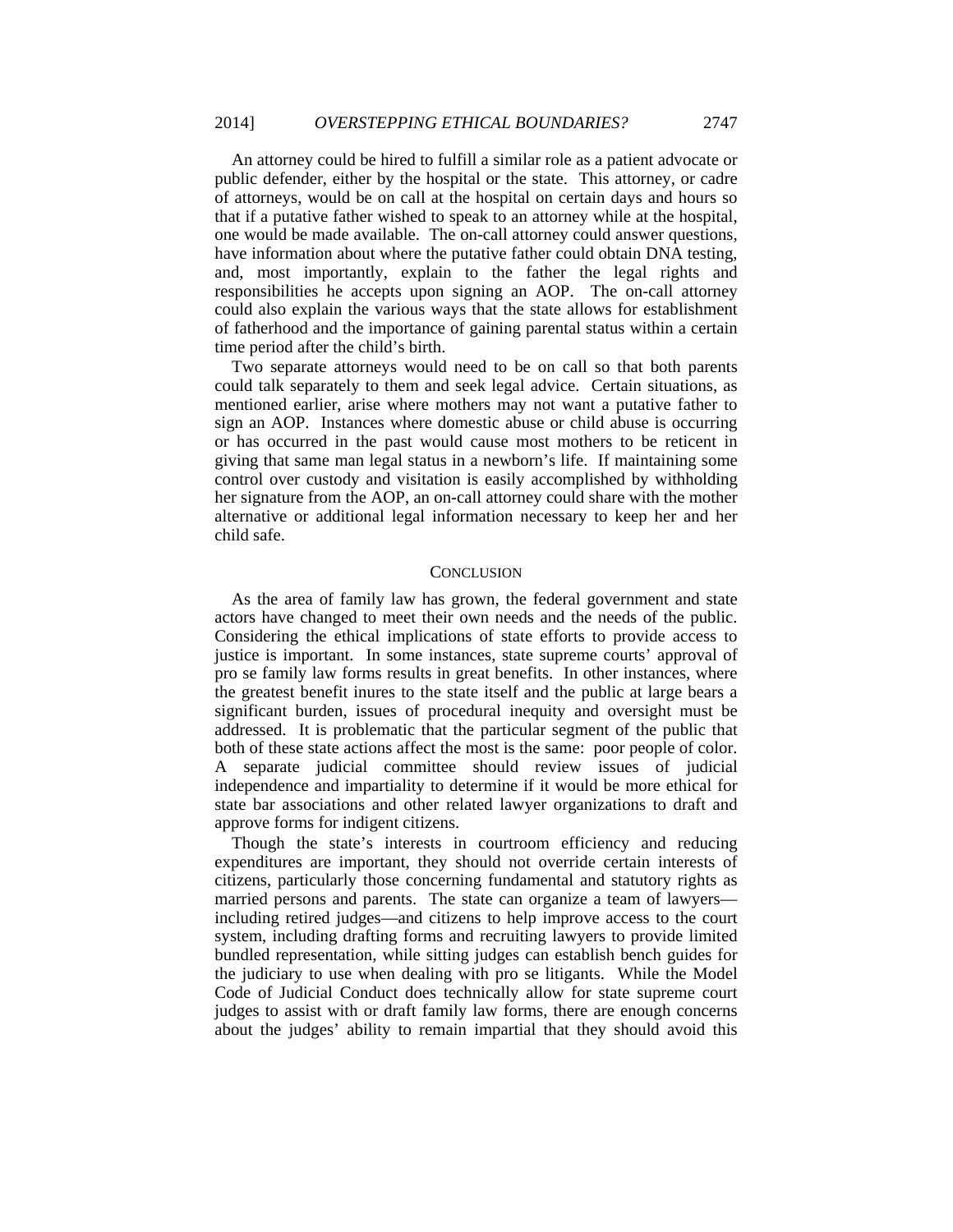An attorney could be hired to fulfill a similar role as a patient advocate or public defender, either by the hospital or the state. This attorney, or cadre of attorneys, would be on call at the hospital on certain days and hours so that if a putative father wished to speak to an attorney while at the hospital, one would be made available. The on-call attorney could answer questions, have information about where the putative father could obtain DNA testing, and, most importantly, explain to the father the legal rights and responsibilities he accepts upon signing an AOP. The on-call attorney could also explain the various ways that the state allows for establishment of fatherhood and the importance of gaining parental status within a certain time period after the child's birth.

Two separate attorneys would need to be on call so that both parents could talk separately to them and seek legal advice. Certain situations, as mentioned earlier, arise where mothers may not want a putative father to sign an AOP. Instances where domestic abuse or child abuse is occurring or has occurred in the past would cause most mothers to be reticent in giving that same man legal status in a newborn's life. If maintaining some control over custody and visitation is easily accomplished by withholding her signature from the AOP, an on-call attorney could share with the mother alternative or additional legal information necessary to keep her and her child safe.

## CONCLUSION

As the area of family law has grown, the federal government and state actors have changed to meet their own needs and the needs of the public. Considering the ethical implications of state efforts to provide access to justice is important. In some instances, state supreme courts' approval of pro se family law forms results in great benefits. In other instances, where the greatest benefit inures to the state itself and the public at large bears a significant burden, issues of procedural inequity and oversight must be addressed. It is problematic that the particular segment of the public that both of these state actions affect the most is the same: poor people of color. A separate judicial committee should review issues of judicial independence and impartiality to determine if it would be more ethical for state bar associations and other related lawyer organizations to draft and approve forms for indigent citizens.

Though the state's interests in courtroom efficiency and reducing expenditures are important, they should not override certain interests of citizens, particularly those concerning fundamental and statutory rights as married persons and parents. The state can organize a team of lawyers—including retired judges—and citizens to help improve access to the court system, including drafting forms and recruiting lawyers to provide limited bundled representation, while sitting judges can establish bench guides for the judiciary to use when dealing with pro se litigants. While the Model Code of Judicial Conduct does technically allow for state supreme court judges to assist with or draft family law forms, there are enough concerns about the judges' ability to remain impartial that they should avoid this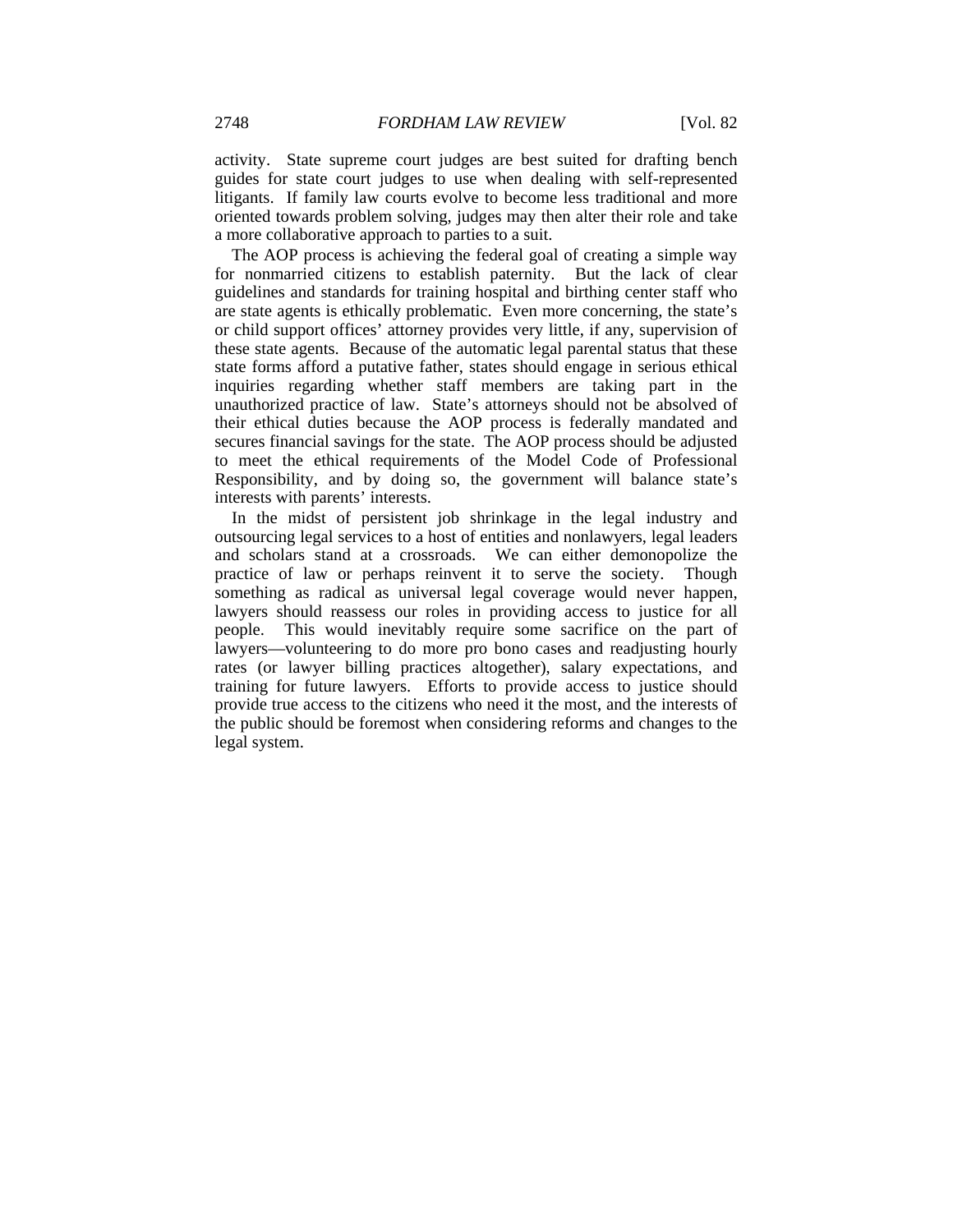activity. State supreme court judges are best suited for drafting bench guides for state court judges to use when dealing with self-represented litigants. If family law courts evolve to become less traditional and more oriented towards problem solving, judges may then alter their role and take a more collaborative approach to parties to a suit.

The AOP process is achieving the federal goal of creating a simple way for nonmarried citizens to establish paternity. But the lack of clear guidelines and standards for training hospital and birthing center staff who are state agents is ethically problematic. Even more concerning, the state's or child support offices' attorney provides very little, if any, supervision of these state agents. Because of the automatic legal parental status that these state forms afford a putative father, states should engage in serious ethical inquiries regarding whether staff members are taking part in the unauthorized practice of law. State's attorneys should not be absolved of their ethical duties because the AOP process is federally mandated and secures financial savings for the state. The AOP process should be adjusted to meet the ethical requirements of the Model Code of Professional Responsibility, and by doing so, the government will balance state's interests with parents' interests.

In the midst of persistent job shrinkage in the legal industry and outsourcing legal services to a host of entities and nonlawyers, legal leaders and scholars stand at a crossroads. We can either demonopolize the practice of law or perhaps reinvent it to serve the society. Though something as radical as universal legal coverage would never happen, lawyers should reassess our roles in providing access to justice for all people. This would inevitably require some sacrifice on the part of lawyers—volunteering to do more pro bono cases and readjusting hourly rates (or lawyer billing practices altogether), salary expectations, and training for future lawyers. Efforts to provide access to justice should provide true access to the citizens who need it the most, and the interests of the public should be foremost when considering reforms and changes to the legal system.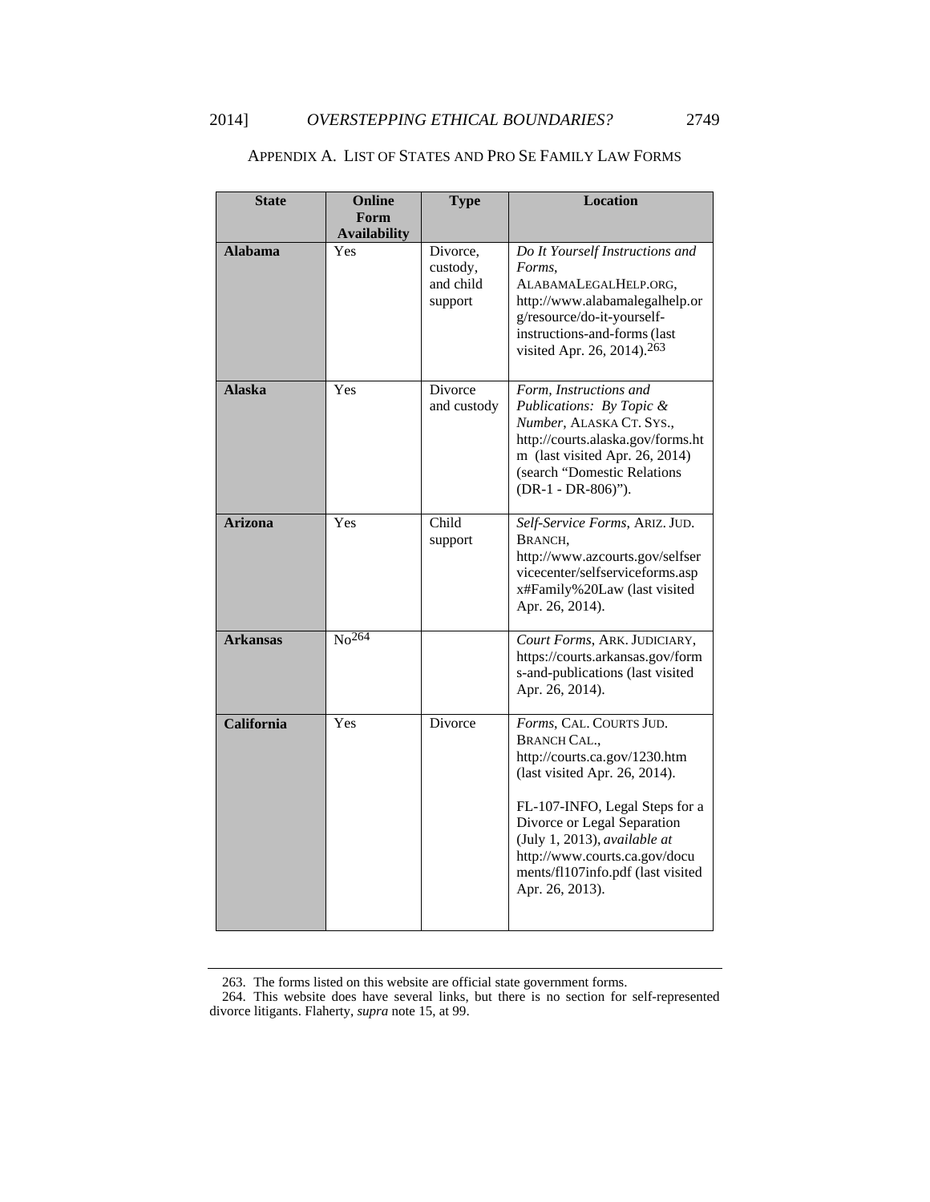## APPENDIX A. LIST OF STATES AND PRO SE FAMILY LAW FORMS

| State | Online Form Availability | Type | Location |
|---|---|---|---|
| **Alabama** | Yes | Divorce, custody, and child support | *Do It Yourself Instructions and Forms*, ALABAMALEGALHELP.ORG, http://www.alabamalegalhelp.org/resource/do-it-yourself-instructions-and-forms (last visited Apr. 26, 2014).[263] |
| **Alaska** | Yes | Divorce and custody | *Form, Instructions and Publications: By Topic & Number*, ALASKA CT. SYS., http://courts.alaska.gov/forms.htm (last visited Apr. 26, 2014) (search "Domestic Relations (DR-1 - DR-806)"). |
| **Arizona** | Yes | Child support | *Self-Service Forms*, ARIZ. JUD. BRANCH, http://www.azcourts.gov/selfservicecenter/selfserviceforms.aspx#Family%20Law (last visited Apr. 26, 2014). |
| **Arkansas** | No[264] | | *Court Forms*, ARK. JUDICIARY, https://courts.arkansas.gov/forms-and-publications (last visited Apr. 26, 2014). |
| **California** | Yes | Divorce | *Forms*, CAL. COURTS JUD. BRANCH CAL., http://courts.ca.gov/1230.htm (last visited Apr. 26, 2014). FL-107-INFO, Legal Steps for a Divorce or Legal Separation (July 1, 2013), *available at* http://www.courts.ca.gov/documents/fl107info.pdf (last visited Apr. 26, 2013). |

263. The forms listed on this website are official state government forms.

264. This website does have several links, but there is no section for self-represented divorce litigants. Flaherty, *supra* note 15, at 99.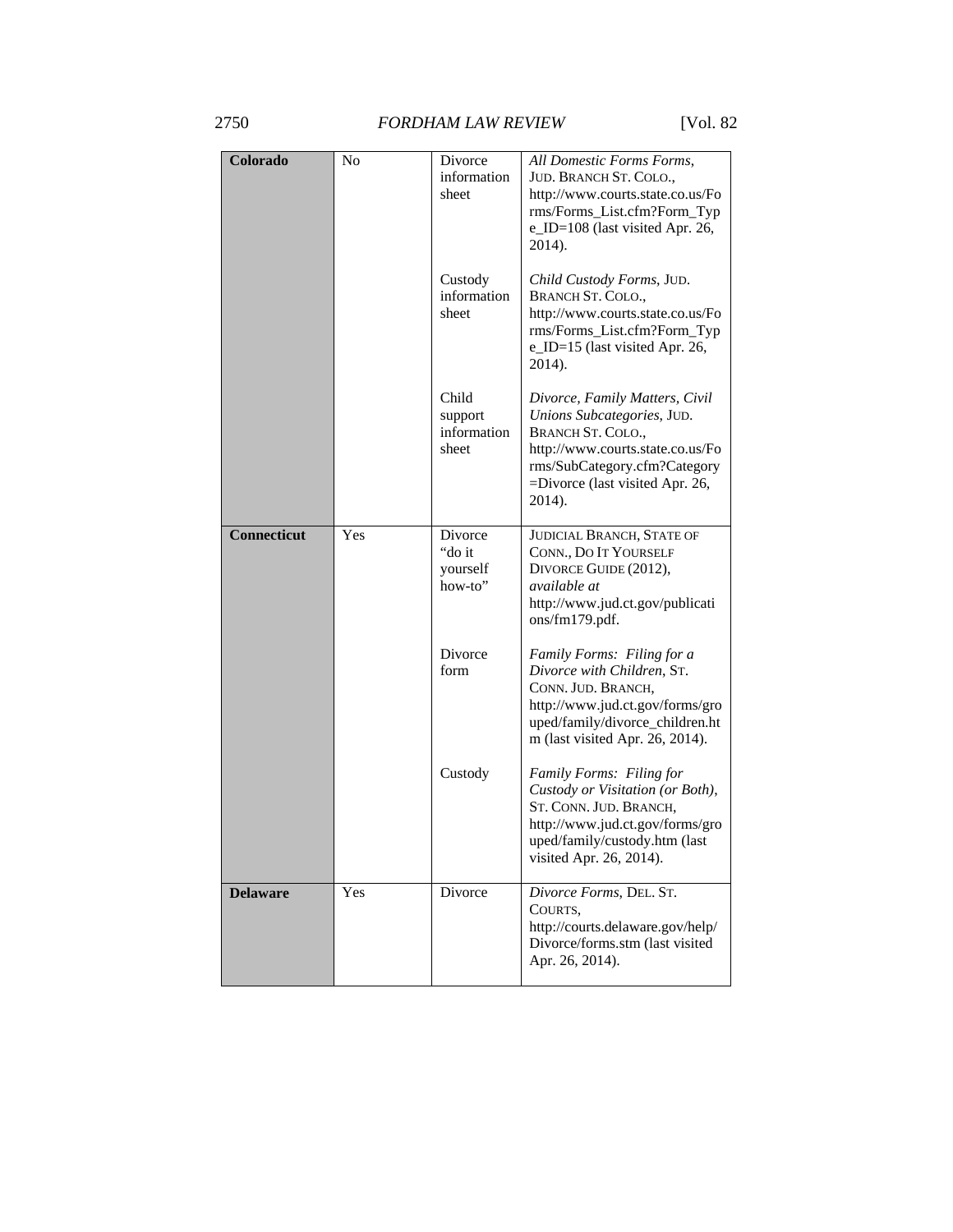| | | | |
|---|---|---|---|
| **Colorado** | No | Divorce information sheet | *All Domestic Forms Forms*, JUD. BRANCH ST. COLO., http://www.courts.state.co.us/Forms/Forms_List.cfm?Form_Type_ID=108 (last visited Apr. 26, 2014). |
| | | Custody information sheet | *Child Custody Forms*, JUD. BRANCH ST. COLO., http://www.courts.state.co.us/Forms/Forms_List.cfm?Form_Type_ID=15 (last visited Apr. 26, 2014). |
| | | Child support information sheet | *Divorce, Family Matters, Civil Unions Subcategories*, JUD. BRANCH ST. COLO., http://www.courts.state.co.us/Forms/SubCategory.cfm?Category=Divorce (last visited Apr. 26, 2014). |
| **Connecticut** | Yes | Divorce "do it yourself how-to" | JUDICIAL BRANCH, STATE OF CONN., DO IT YOURSELF DIVORCE GUIDE (2012), *available at* http://www.jud.ct.gov/publications/fm179.pdf. |
| | | Divorce form | *Family Forms: Filing for a Divorce with Children*, ST. CONN. JUD. BRANCH, http://www.jud.ct.gov/forms/grouped/family/divorce_children.htm (last visited Apr. 26, 2014). |
| | | Custody | *Family Forms: Filing for Custody or Visitation (or Both)*, ST. CONN. JUD. BRANCH, http://www.jud.ct.gov/forms/grouped/family/custody.htm (last visited Apr. 26, 2014). |
| **Delaware** | Yes | Divorce | *Divorce Forms*, DEL. ST. COURTS, http://courts.delaware.gov/help/Divorce/forms.stm (last visited Apr. 26, 2014). |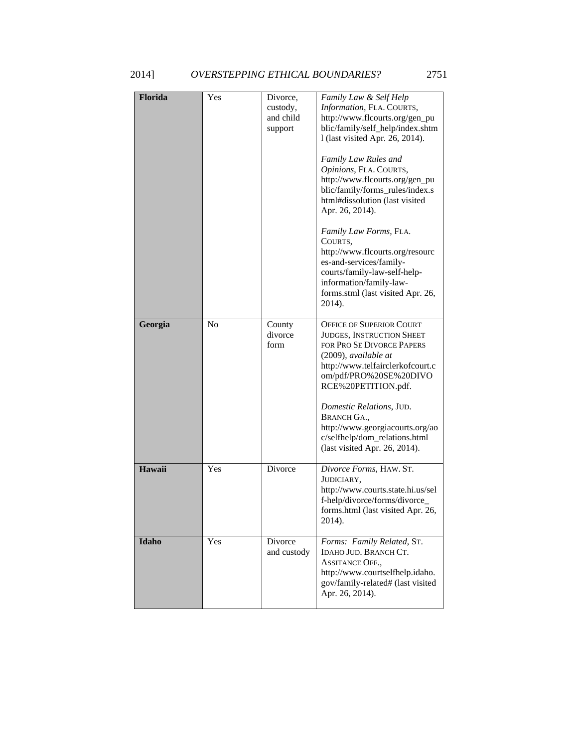| | | | |
|---|---|---|---|
| **Florida** | Yes | Divorce, custody, and child support | *Family Law & Self Help Information*, FLA. COURTS, http://www.flcourts.org/gen_public/family/self_help/index.shtml (last visited Apr. 26, 2014). *Family Law Rules and Opinions*, FLA. COURTS, http://www.flcourts.org/gen_public/family/forms_rules/index.shtml#dissolution (last visited Apr. 26, 2014). *Family Law Forms*, FLA. COURTS, http://www.flcourts.org/resources-and-services/family-courts/family-law-self-help-information/family-law-forms.stml (last visited Apr. 26, 2014). |
| **Georgia** | No | County divorce form | OFFICE OF SUPERIOR COURT JUDGES, INSTRUCTION SHEET FOR PRO SE DIVORCE PAPERS (2009), *available at* http://www.telfairclerkofcourt.com/pdf/PRO%20SE%20DIVORCE%20PETITION.pdf. *Domestic Relations*, JUD. BRANCH GA., http://www.georgiacourts.org/aoc/selfhelp/dom_relations.html (last visited Apr. 26, 2014). |
| **Hawaii** | Yes | Divorce | *Divorce Forms*, HAW. ST. JUDICIARY, http://www.courts.state.hi.us/self-help/divorce/forms/divorce_forms.html (last visited Apr. 26, 2014). |
| **Idaho** | Yes | Divorce and custody | *Forms: Family Related*, ST. IDAHO JUD. BRANCH CT. ASSITANCE OFF., http://www.courtselfhelp.idaho.gov/family-related# (last visited Apr. 26, 2014). |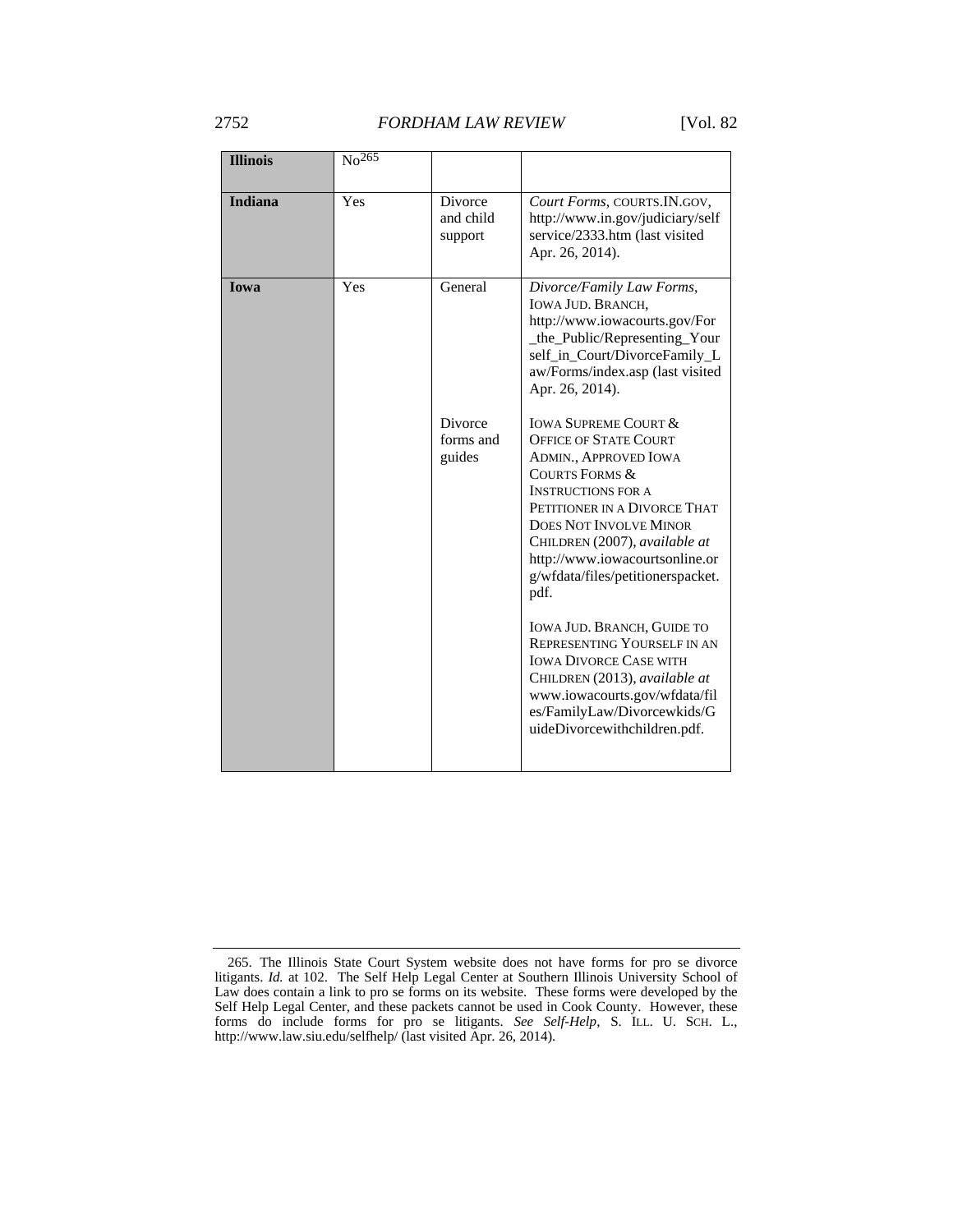| | | | |
|---|---|---|---|
| **Illinois** | No[265] | | |
| **Indiana** | Yes | Divorce and child support | *Court Forms*, COURTS.IN.GOV, http://www.in.gov/judiciary/selfservice/2333.htm (last visited Apr. 26, 2014). |
| **Iowa** | Yes | General | *Divorce/Family Law Forms*, IOWA JUD. BRANCH, http://www.iowacourts.gov/For_the_Public/Representing_Yourself_in_Court/DivorceFamily_Law/Forms/index.asp (last visited Apr. 26, 2014). |
| | | Divorce forms and guides | IOWA SUPREME COURT & OFFICE OF STATE COURT ADMIN., APPROVED IOWA COURTS FORMS & INSTRUCTIONS FOR A PETITIONER IN A DIVORCE THAT DOES NOT INVOLVE MINOR CHILDREN (2007), *available at* http://www.iowacourtsonline.org/wfdata/files/petitionerspacket.pdf. IOWA JUD. BRANCH, GUIDE TO REPRESENTING YOURSELF IN AN IOWA DIVORCE CASE WITH CHILDREN (2013), *available at* www.iowacourts.gov/wfdata/files/FamilyLaw/Divorcewkids/GuideDivorcewithchildren.pdf. |

265. The Illinois State Court System website does not have forms for pro se divorce litigants. *Id.* at 102. The Self Help Legal Center at Southern Illinois University School of Law does contain a link to pro se forms on its website. These forms were developed by the Self Help Legal Center, and these packets cannot be used in Cook County. However, these forms do include forms for pro se litigants. *See Self-Help*, S. ILL. U. SCH. L., http://www.law.siu.edu/selfhelp/ (last visited Apr. 26, 2014).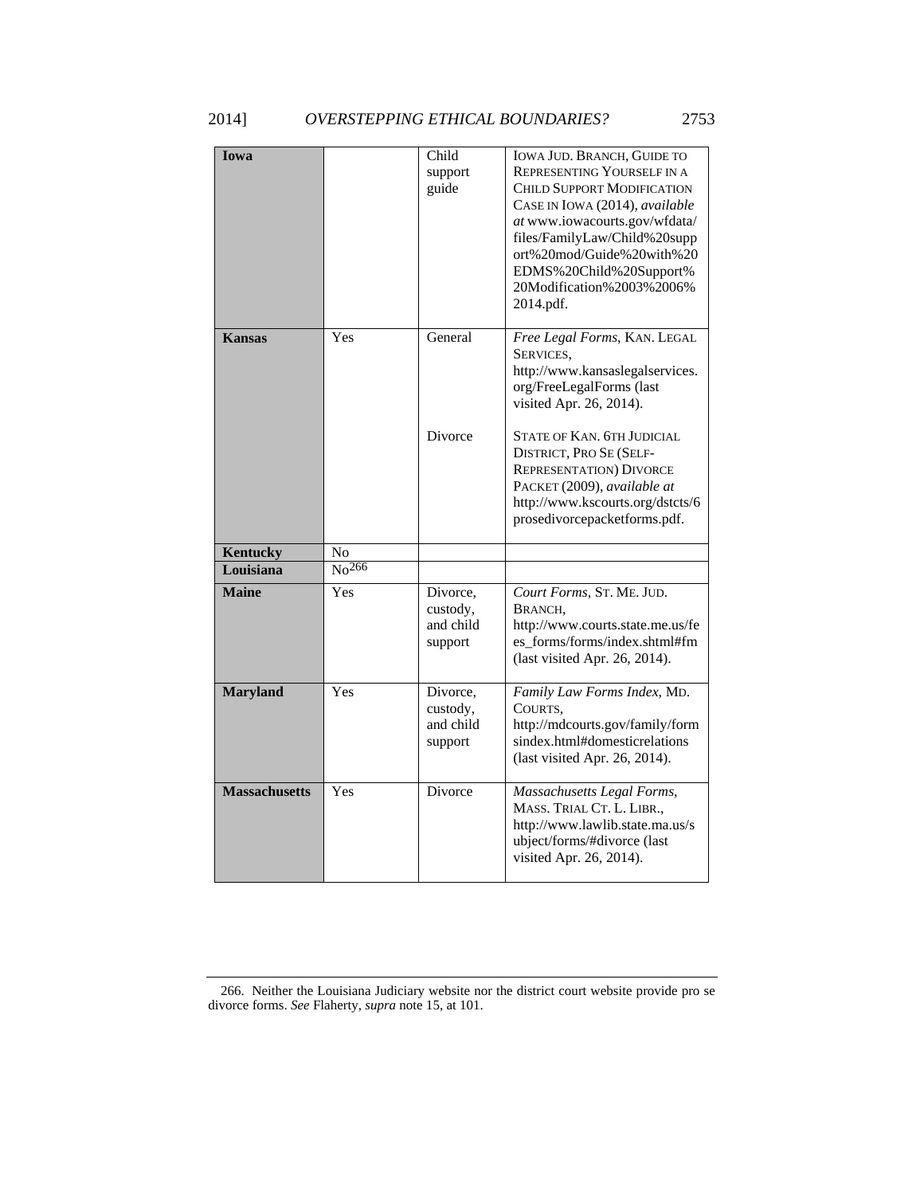| **Iowa** | | Child support guide | IOWA JUD. BRANCH, GUIDE TO REPRESENTING YOURSELF IN A CHILD SUPPORT MODIFICATION CASE IN IOWA (2014), *available at* www.iowacourts.gov/wfdata/files/FamilyLaw/Child%20support%20mod/Guide%20with%20EDMS%20Child%20Support%20Modification%2003%2006%2014.pdf. |
|---|---|---|---|
| **Kansas** | Yes | General | *Free Legal Forms*, KAN. LEGAL SERVICES, http://www.kansaslegalservices.org/FreeLegalForms (last visited Apr. 26, 2014). |
| | | Divorce | STATE OF KAN. 6TH JUDICIAL DISTRICT, PRO SE (SELF-REPRESENTATION) DIVORCE PACKET (2009), *available at* http://www.kscourts.org/dstcts/6prosedivorcepacketforms.pdf. |
| **Kentucky** | No | | |
| **Louisiana** | No[266] | | |
| **Maine** | Yes | Divorce, custody, and child support | *Court Forms*, ST. ME. JUD. BRANCH, http://www.courts.state.me.us/fees_forms/forms/index.shtml#fm (last visited Apr. 26, 2014). |
| **Maryland** | Yes | Divorce, custody, and child support | *Family Law Forms Index*, MD. COURTS, http://mdcourts.gov/family/formsindex.html#domesticrelations (last visited Apr. 26, 2014). |
| **Massachusetts** | Yes | Divorce | *Massachusetts Legal Forms*, MASS. TRIAL CT. L. LIBR., http://www.lawlib.state.ma.us/subject/forms/#divorce (last visited Apr. 26, 2014). |

266. Neither the Louisiana Judiciary website nor the district court website provide pro se divorce forms. *See* Flaherty, *supra* note 15, at 101.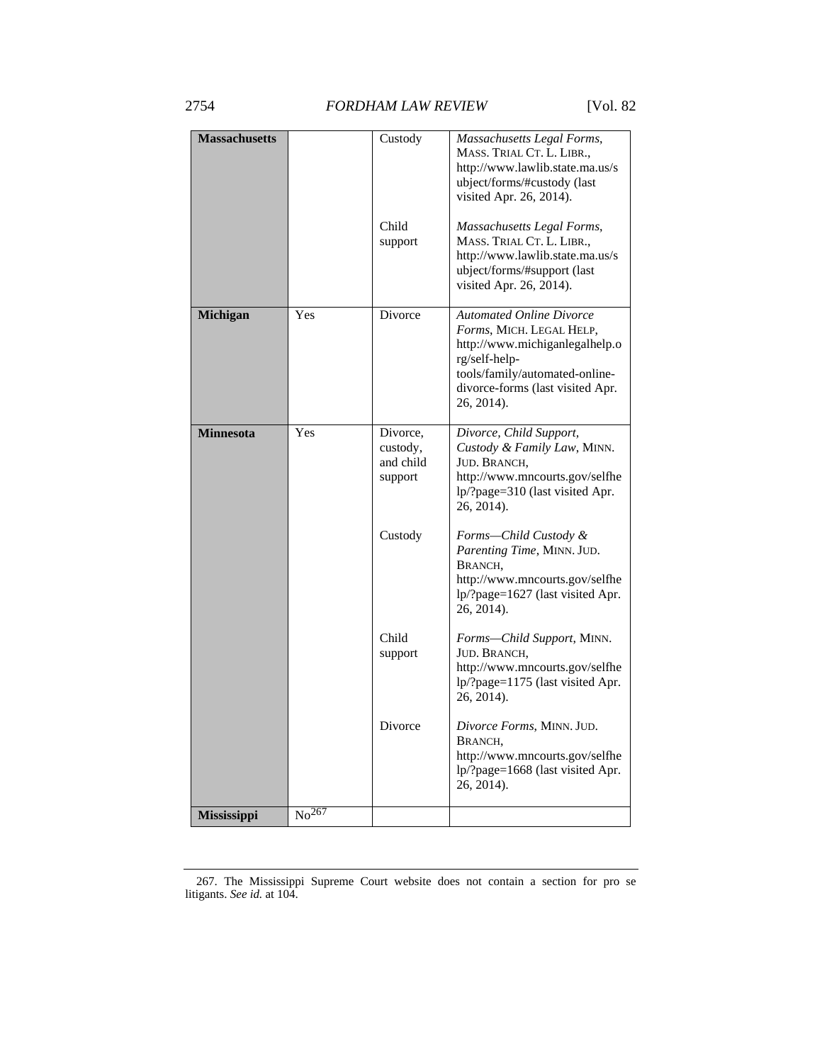| | | | |
|---|---|---|---|
| **Massachusetts** | | Custody | *Massachusetts Legal Forms*, MASS. TRIAL CT. L. LIBR., http://www.lawlib.state.ma.us/subject/forms/#custody (last visited Apr. 26, 2014). |
| | | Child support | *Massachusetts Legal Forms*, MASS. TRIAL CT. L. LIBR., http://www.lawlib.state.ma.us/subject/forms/#support (last visited Apr. 26, 2014). |
| **Michigan** | Yes | Divorce | *Automated Online Divorce Forms*, MICH. LEGAL HELP, http://www.michiganlegalhelp.org/self-help-tools/family/automated-online-divorce-forms (last visited Apr. 26, 2014). |
| **Minnesota** | Yes | Divorce, custody, and child support | *Divorce, Child Support, Custody & Family Law*, MINN. JUD. BRANCH, http://www.mncourts.gov/selfhelp/?page=310 (last visited Apr. 26, 2014). |
| | | Custody | *Forms—Child Custody & Parenting Time*, MINN. JUD. BRANCH, http://www.mncourts.gov/selfhelp/?page=1627 (last visited Apr. 26, 2014). |
| | | Child support | *Forms—Child Support*, MINN. JUD. BRANCH, http://www.mncourts.gov/selfhelp/?page=1175 (last visited Apr. 26, 2014). |
| | | Divorce | *Divorce Forms*, MINN. JUD. BRANCH, http://www.mncourts.gov/selfhelp/?page=1668 (last visited Apr. 26, 2014). |
| **Mississippi** | No[267] | | |

267. The Mississippi Supreme Court website does not contain a section for pro se litigants. *See id.* at 104.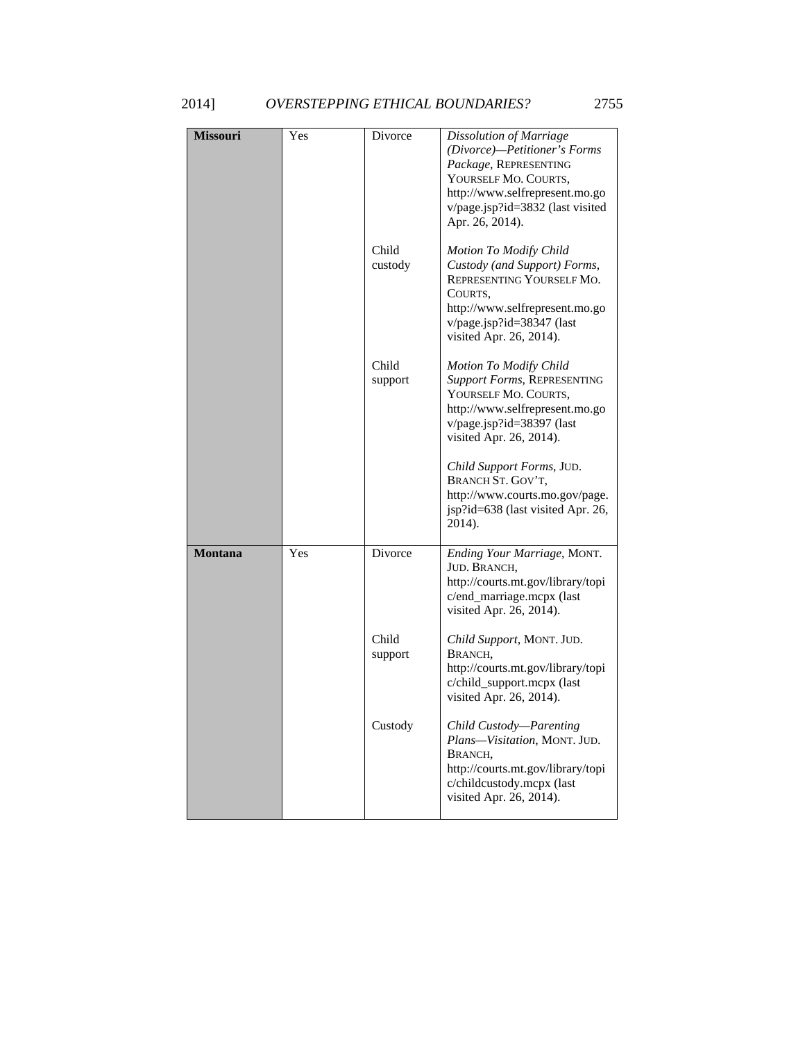| | | | |
|---|---|---|---|
| **Missouri** | Yes | Divorce | *Dissolution of Marriage (Divorce)—Petitioner's Forms Package*, REPRESENTING YOURSELF MO. COURTS, http://www.selfrepresent.mo.gov/page.jsp?id=3832 (last visited Apr. 26, 2014). |
| | | Child custody | *Motion To Modify Child Custody (and Support) Forms*, REPRESENTING YOURSELF MO. COURTS, http://www.selfrepresent.mo.gov/page.jsp?id=38347 (last visited Apr. 26, 2014). |
| | | Child support | *Motion To Modify Child Support Forms*, REPRESENTING YOURSELF MO. COURTS, http://www.selfrepresent.mo.gov/page.jsp?id=38397 (last visited Apr. 26, 2014). *Child Support Forms*, JUD. BRANCH ST. GOV'T, http://www.courts.mo.gov/page.jsp?id=638 (last visited Apr. 26, 2014). |
| **Montana** | Yes | Divorce | *Ending Your Marriage*, MONT. JUD. BRANCH, http://courts.mt.gov/library/topic/end_marriage.mcpx (last visited Apr. 26, 2014). |
| | | Child support | *Child Support*, MONT. JUD. BRANCH, http://courts.mt.gov/library/topic/child_support.mcpx (last visited Apr. 26, 2014). |
| | | Custody | *Child Custody—Parenting Plans—Visitation*, MONT. JUD. BRANCH, http://courts.mt.gov/library/topic/childcustody.mcpx (last visited Apr. 26, 2014). |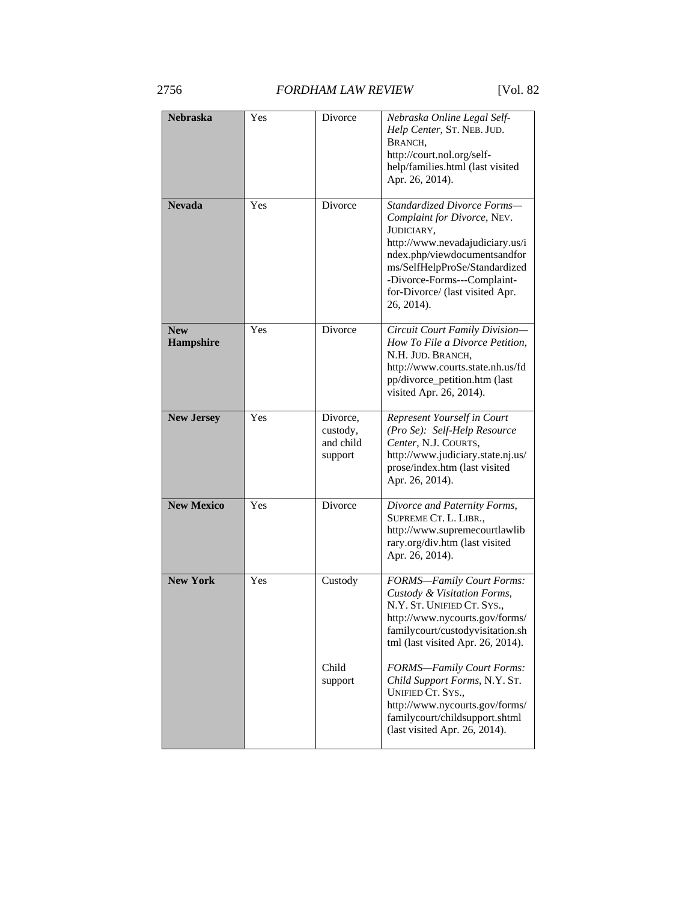| **Nebraska** | Yes | Divorce | *Nebraska Online Legal Self-Help Center*, ST. NEB. JUD. BRANCH, http://court.nol.org/self-help/families.html (last visited Apr. 26, 2014). |
|---|---|---|---|
| **Nevada** | Yes | Divorce | *Standardized Divorce Forms—Complaint for Divorce*, NEV. JUDICIARY, http://www.nevadajudiciary.us/index.php/viewdocumentsandforms/SelfHelpProSe/Standardized-Divorce-Forms---Complaint-for-Divorce/ (last visited Apr. 26, 2014). |
| **New Hampshire** | Yes | Divorce | *Circuit Court Family Division—How To File a Divorce Petition*, N.H. JUD. BRANCH, http://www.courts.state.nh.us/fdpp/divorce_petition.htm (last visited Apr. 26, 2014). |
| **New Jersey** | Yes | Divorce, custody, and child support | *Represent Yourself in Court (Pro Se): Self-Help Resource Center*, N.J. COURTS, http://www.judiciary.state.nj.us/prose/index.htm (last visited Apr. 26, 2014). |
| **New Mexico** | Yes | Divorce | *Divorce and Paternity Forms*, SUPREME CT. L. LIBR., http://www.supremecourtlawlibrary.org/div.htm (last visited Apr. 26, 2014). |
| **New York** | Yes | Custody | *FORMS—Family Court Forms: Custody & Visitation Forms*, N.Y. ST. UNIFIED CT. SYS., http://www.nycourts.gov/forms/familycourt/custodyvisitation.shtml (last visited Apr. 26, 2014). |
| | | Child support | *FORMS—Family Court Forms: Child Support Forms*, N.Y. ST. UNIFIED CT. SYS., http://www.nycourts.gov/forms/familycourt/childsupport.shtml (last visited Apr. 26, 2014). |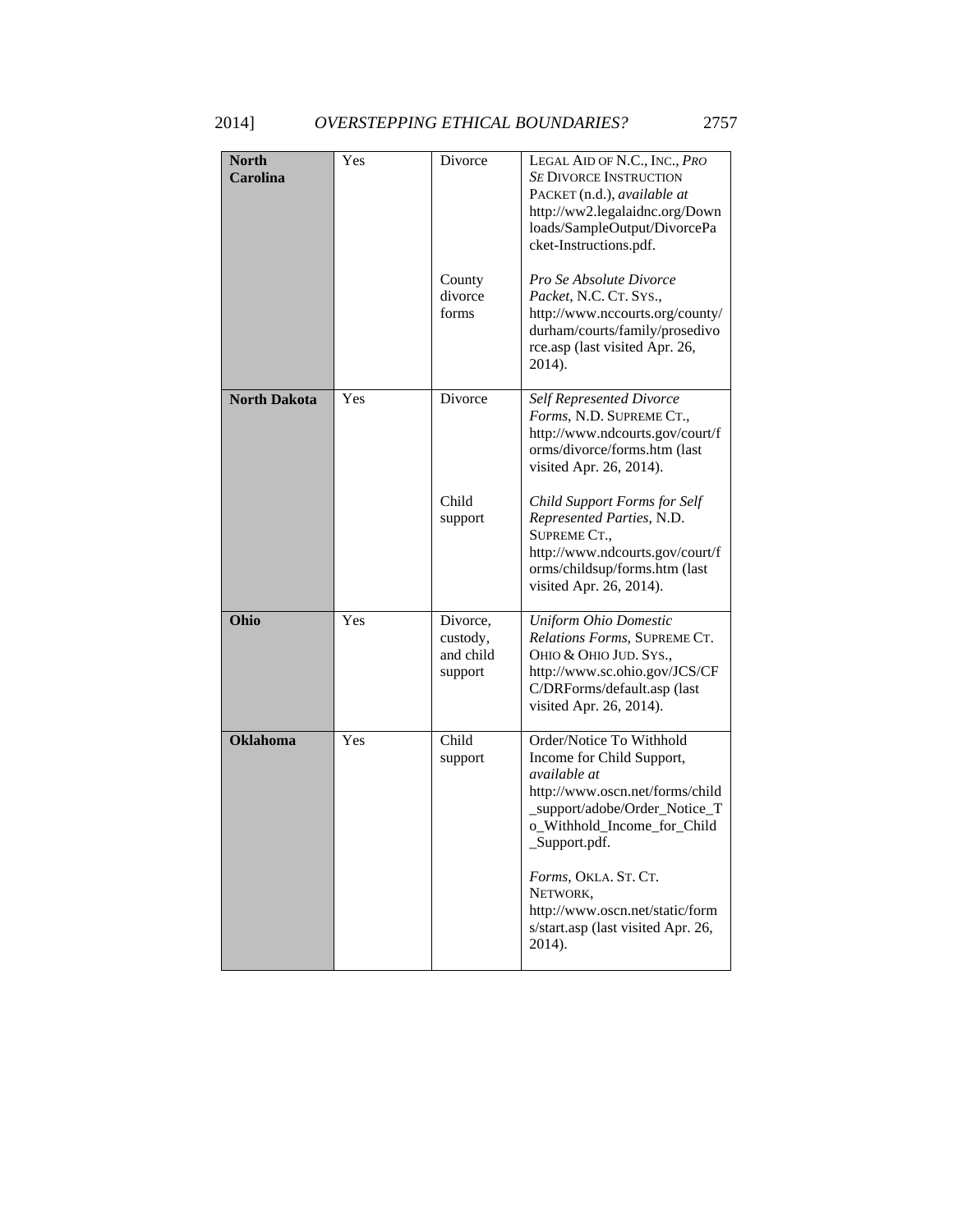| | | | |
|---|---|---|---|
| **North Carolina** | Yes | Divorce | LEGAL AID OF N.C., INC., *PRO SE* DIVORCE INSTRUCTION PACKET (n.d.), *available at* http://ww2.legalaidnc.org/Downloads/SampleOutput/DivorcePacket-Instructions.pdf. |
| | | County divorce forms | *Pro Se Absolute Divorce Packet*, N.C. CT. SYS., http://www.nccourts.org/county/durham/courts/family/prosedivorce.asp (last visited Apr. 26, 2014). |
| **North Dakota** | Yes | Divorce | *Self Represented Divorce Forms*, N.D. SUPREME CT., http://www.ndcourts.gov/court/forms/divorce/forms.htm (last visited Apr. 26, 2014). |
| | | Child support | *Child Support Forms for Self Represented Parties*, N.D. SUPREME CT., http://www.ndcourts.gov/court/forms/childsup/forms.htm (last visited Apr. 26, 2014). |
| **Ohio** | Yes | Divorce, custody, and child support | *Uniform Ohio Domestic Relations Forms*, SUPREME CT. OHIO & OHIO JUD. SYS., http://www.sc.ohio.gov/JCS/CFC/DRForms/default.asp (last visited Apr. 26, 2014). |
| **Oklahoma** | Yes | Child support | Order/Notice To Withhold Income for Child Support, *available at* http://www.oscn.net/forms/child_support/adobe/Order_Notice_To_Withhold_Income_for_Child_Support.pdf. *Forms*, OKLA. ST. CT. NETWORK, http://www.oscn.net/static/forms/start.asp (last visited Apr. 26, 2014). |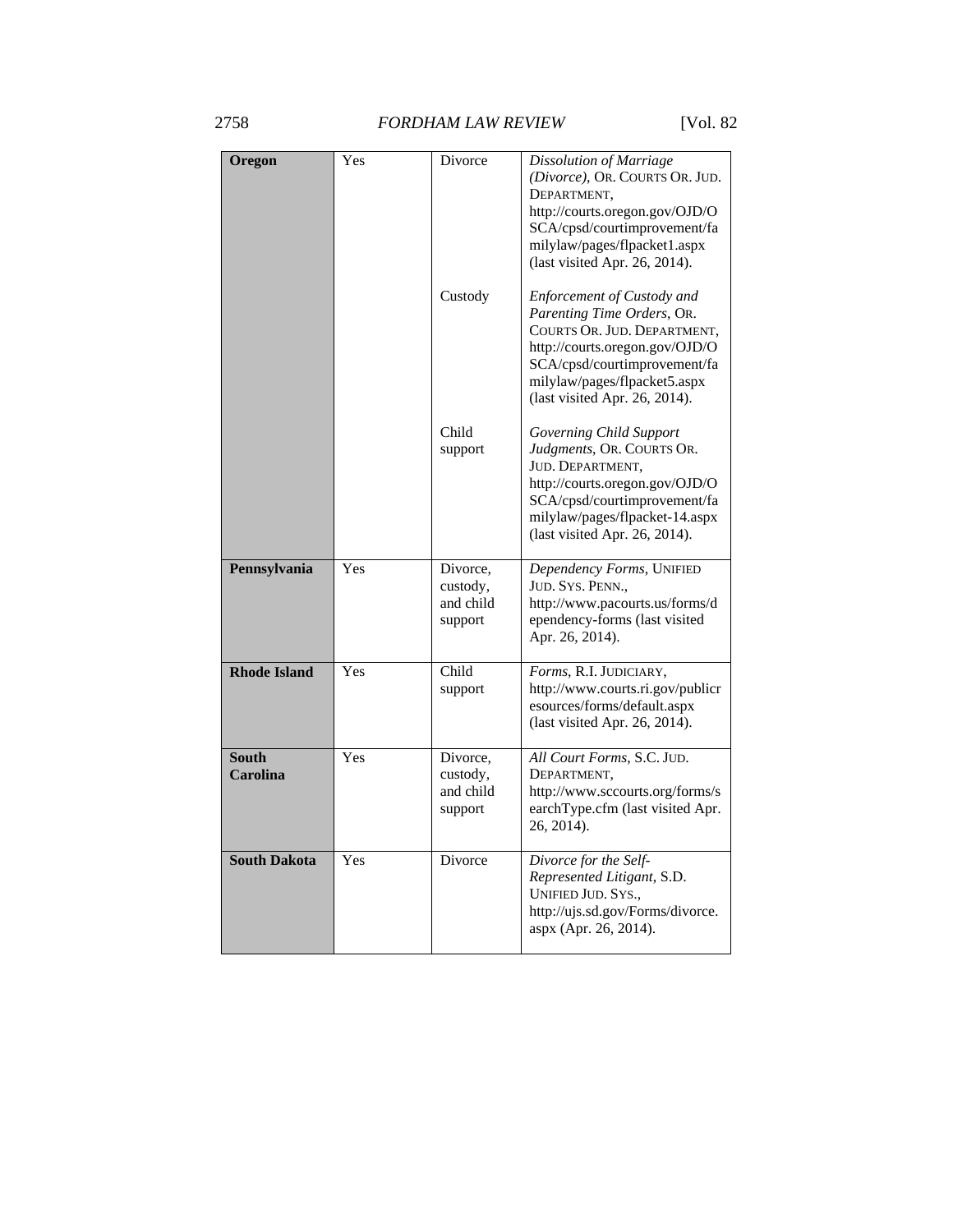| | | | |
|---|---|---|---|
| **Oregon** | Yes | Divorce | *Dissolution of Marriage (Divorce)*, OR. COURTS OR. JUD. DEPARTMENT, http://courts.oregon.gov/OJD/OSCA/cpsd/courtimprovement/familylaw/pages/flpacket1.aspx (last visited Apr. 26, 2014). |
| | | Custody | *Enforcement of Custody and Parenting Time Orders*, OR. COURTS OR. JUD. DEPARTMENT, http://courts.oregon.gov/OJD/OSCA/cpsd/courtimprovement/familylaw/pages/flpacket5.aspx (last visited Apr. 26, 2014). |
| | | Child support | *Governing Child Support Judgments*, OR. COURTS OR. JUD. DEPARTMENT, http://courts.oregon.gov/OJD/OSCA/cpsd/courtimprovement/familylaw/pages/flpacket-14.aspx (last visited Apr. 26, 2014). |
| **Pennsylvania** | Yes | Divorce, custody, and child support | *Dependency Forms*, UNIFIED JUD. SYS. PENN., http://www.pacourts.us/forms/dependency-forms (last visited Apr. 26, 2014). |
| **Rhode Island** | Yes | Child support | *Forms*, R.I. JUDICIARY, http://www.courts.ri.gov/publicresources/forms/default.aspx (last visited Apr. 26, 2014). |
| **South Carolina** | Yes | Divorce, custody, and child support | *All Court Forms*, S.C. JUD. DEPARTMENT, http://www.sccourts.org/forms/searchType.cfm (last visited Apr. 26, 2014). |
| **South Dakota** | Yes | Divorce | *Divorce for the Self-Represented Litigant*, S.D. UNIFIED JUD. SYS., http://ujs.sd.gov/Forms/divorce.aspx (Apr. 26, 2014). |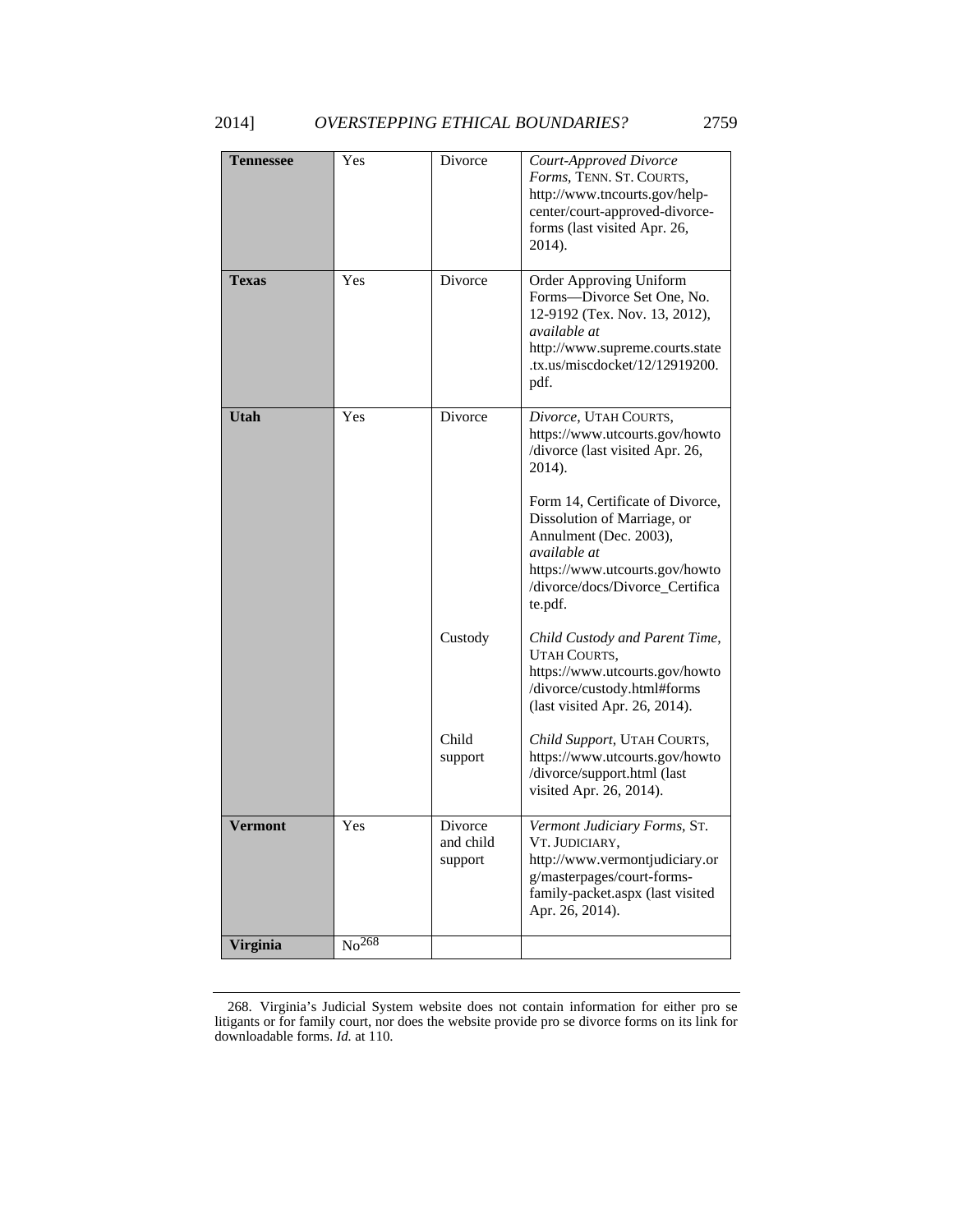| | | | |
|---|---|---|---|
| **Tennessee** | Yes | Divorce | *Court-Approved Divorce Forms*, TENN. ST. COURTS, http://www.tncourts.gov/help-center/court-approved-divorce-forms (last visited Apr. 26, 2014). |
| **Texas** | Yes | Divorce | Order Approving Uniform Forms—Divorce Set One, No. 12-9192 (Tex. Nov. 13, 2012), *available at* http://www.supreme.courts.state.tx.us/miscdocket/12/12919200.pdf. |
| **Utah** | Yes | Divorce | *Divorce*, UTAH COURTS, https://www.utcourts.gov/howto/divorce (last visited Apr. 26, 2014). Form 14, Certificate of Divorce, Dissolution of Marriage, or Annulment (Dec. 2003), *available at* https://www.utcourts.gov/howto/divorce/docs/Divorce_Certificate.pdf. |
| | | Custody | *Child Custody and Parent Time*, UTAH COURTS, https://www.utcourts.gov/howto/divorce/custody.html#forms (last visited Apr. 26, 2014). |
| | | Child support | *Child Support*, UTAH COURTS, https://www.utcourts.gov/howto/divorce/support.html (last visited Apr. 26, 2014). |
| **Vermont** | Yes | Divorce and child support | *Vermont Judiciary Forms*, ST. VT. JUDICIARY, http://www.vermontjudiciary.org/masterpages/court-forms-family-packet.aspx (last visited Apr. 26, 2014). |
| **Virginia** | No[268] | | |

268. Virginia's Judicial System website does not contain information for either pro se litigants or for family court, nor does the website provide pro se divorce forms on its link for downloadable forms. *Id.* at 110.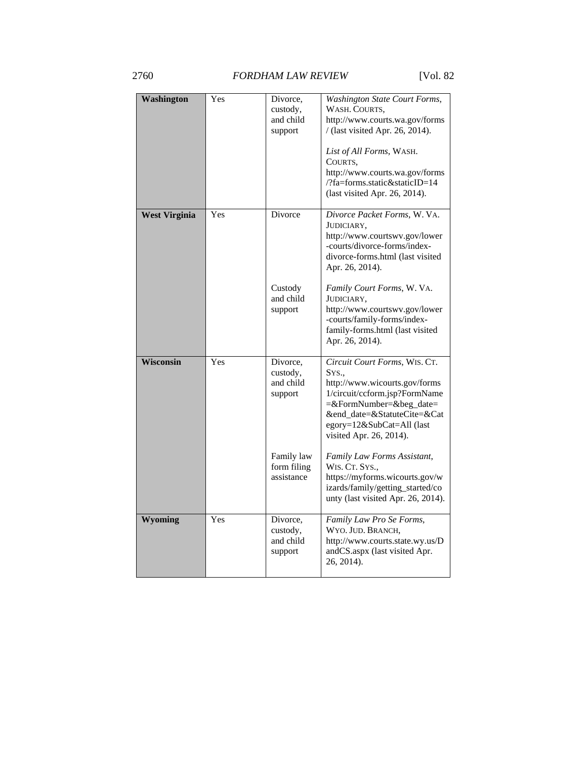| | | | |
|---|---|---|---|
| **Washington** | Yes | Divorce, custody, and child support | *Washington State Court Forms*, WASH. COURTS, http://www.courts.wa.gov/forms/ (last visited Apr. 26, 2014).<br><br>*List of All Forms*, WASH. COURTS, http://www.courts.wa.gov/forms/?fa=forms.static&staticID=14 (last visited Apr. 26, 2014). |
| **West Virginia** | Yes | Divorce | *Divorce Packet Forms*, W. VA. JUDICIARY, http://www.courtswv.gov/lower-courts/divorce-forms/index-divorce-forms.html (last visited Apr. 26, 2014). |
| | | Custody and child support | *Family Court Forms*, W. VA. JUDICIARY, http://www.courtswv.gov/lower-courts/family-forms/index-family-forms.html (last visited Apr. 26, 2014). |
| **Wisconsin** | Yes | Divorce, custody, and child support | *Circuit Court Forms*, WIS. CT. SYS., http://www.wicourts.gov/forms1/circuit/ccform.jsp?FormName=&FormNumber=&beg_date=&end_date=&StatuteCite=&Category=12&SubCat=All (last visited Apr. 26, 2014). |
| | | Family law form filing assistance | *Family Law Forms Assistant*, WIS. CT. SYS., https://myforms.wicourts.gov/wizards/family/getting_started/county (last visited Apr. 26, 2014). |
| **Wyoming** | Yes | Divorce, custody, and child support | *Family Law Pro Se Forms*, WYO. JUD. BRANCH, http://www.courts.state.wy.us/DandCS.aspx (last visited Apr. 26, 2014). |